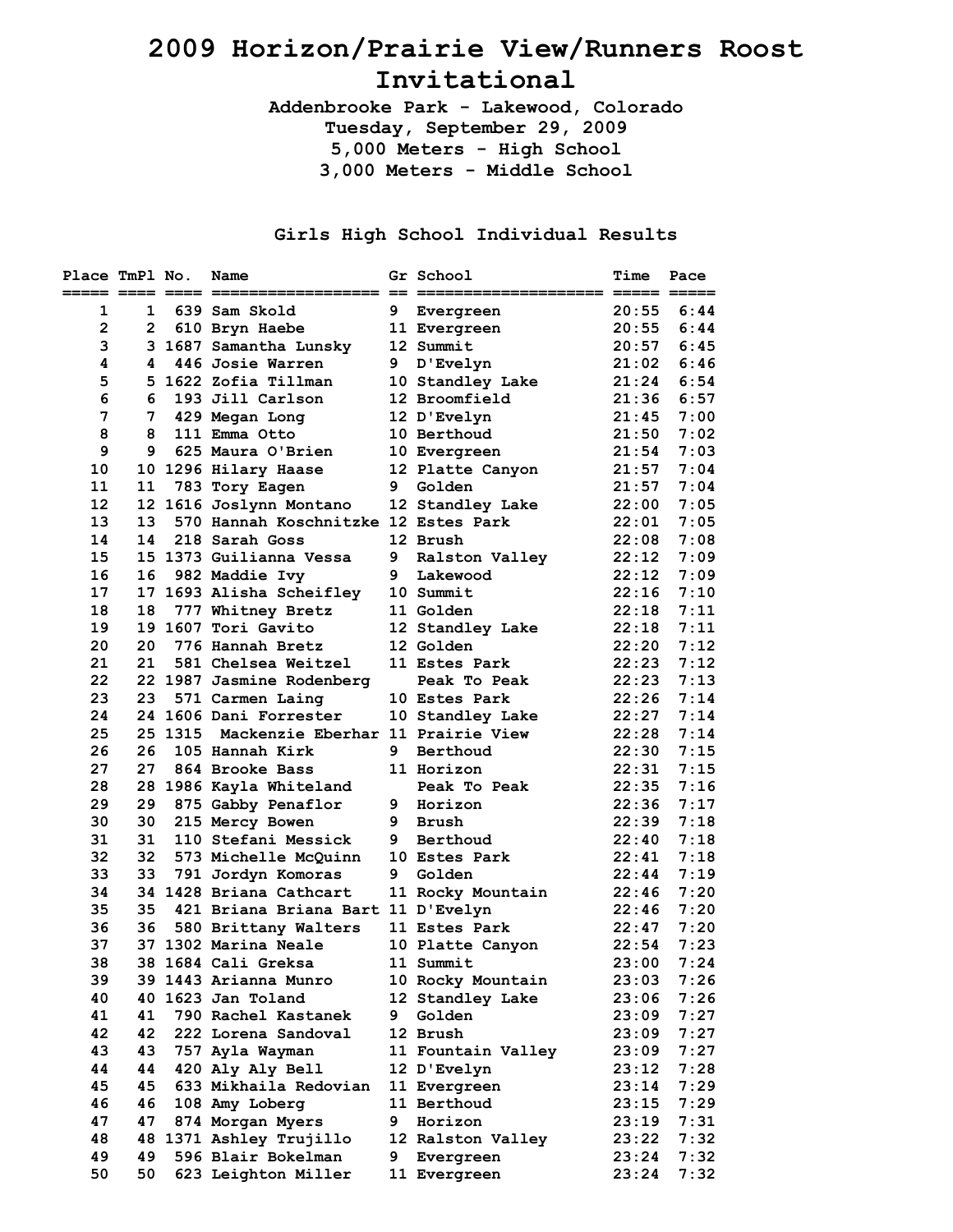# 2009 Horizon/Prairie View/Runners Roost Invitational

**Addenbrooke Park - Lakewood, Colorado**
**Tuesday, September 29, 2009**
**5,000 Meters - High School**
**3,000 Meters - Middle School**

## Girls High School Individual Results

| Place | TmPl | No. | Name | Gr | School | Time | Pace |
|---|---|---|---|---|---|---|---|
| 1 | 1 | 639 | Sam Skold | 9 | Evergreen | 20:55 | 6:44 |
| 2 | 2 | 610 | Bryn Haebe | 11 | Evergreen | 20:55 | 6:44 |
| 3 | 3 | 1687 | Samantha Lunsky | 12 | Summit | 20:57 | 6:45 |
| 4 | 4 | 446 | Josie Warren | 9 | D'Evelyn | 21:02 | 6:46 |
| 5 | 5 | 1622 | Zofia Tillman | 10 | Standley Lake | 21:24 | 6:54 |
| 6 | 6 | 193 | Jill Carlson | 12 | Broomfield | 21:36 | 6:57 |
| 7 | 7 | 429 | Megan Long | 12 | D'Evelyn | 21:45 | 7:00 |
| 8 | 8 | 111 | Emma Otto | 10 | Berthoud | 21:50 | 7:02 |
| 9 | 9 | 625 | Maura O'Brien | 10 | Evergreen | 21:54 | 7:03 |
| 10 | 10 | 1296 | Hilary Haase | 12 | Platte Canyon | 21:57 | 7:04 |
| 11 | 11 | 783 | Tory Eagen | 9 | Golden | 21:57 | 7:04 |
| 12 | 12 | 1616 | Joslynn Montano | 12 | Standley Lake | 22:00 | 7:05 |
| 13 | 13 | 570 | Hannah Koschnitzke | 12 | Estes Park | 22:01 | 7:05 |
| 14 | 14 | 218 | Sarah Goss | 12 | Brush | 22:08 | 7:08 |
| 15 | 15 | 1373 | Guilianna Vessa | 9 | Ralston Valley | 22:12 | 7:09 |
| 16 | 16 | 982 | Maddie Ivy | 9 | Lakewood | 22:12 | 7:09 |
| 17 | 17 | 1693 | Alisha Scheifley | 10 | Summit | 22:16 | 7:10 |
| 18 | 18 | 777 | Whitney Bretz | 11 | Golden | 22:18 | 7:11 |
| 19 | 19 | 1607 | Tori Gavito | 12 | Standley Lake | 22:18 | 7:11 |
| 20 | 20 | 776 | Hannah Bretz | 12 | Golden | 22:20 | 7:12 |
| 21 | 21 | 581 | Chelsea Weitzel | 11 | Estes Park | 22:23 | 7:12 |
| 22 | 22 | 1987 | Jasmine Rodenberg | | Peak To Peak | 22:23 | 7:13 |
| 23 | 23 | 571 | Carmen Laing | 10 | Estes Park | 22:26 | 7:14 |
| 24 | 24 | 1606 | Dani Forrester | 10 | Standley Lake | 22:27 | 7:14 |
| 25 | 25 | 1315 | Mackenzie Eberhar | 11 | Prairie View | 22:28 | 7:14 |
| 26 | 26 | 105 | Hannah Kirk | 9 | Berthoud | 22:30 | 7:15 |
| 27 | 27 | 864 | Brooke Bass | 11 | Horizon | 22:31 | 7:15 |
| 28 | 28 | 1986 | Kayla Whiteland | | Peak To Peak | 22:35 | 7:16 |
| 29 | 29 | 875 | Gabby Penaflor | 9 | Horizon | 22:36 | 7:17 |
| 30 | 30 | 215 | Mercy Bowen | 9 | Brush | 22:39 | 7:18 |
| 31 | 31 | 110 | Stefani Messick | 9 | Berthoud | 22:40 | 7:18 |
| 32 | 32 | 573 | Michelle McQuinn | 10 | Estes Park | 22:41 | 7:18 |
| 33 | 33 | 791 | Jordyn Komoras | 9 | Golden | 22:44 | 7:19 |
| 34 | 34 | 1428 | Briana Cathcart | 11 | Rocky Mountain | 22:46 | 7:20 |
| 35 | 35 | 421 | Briana Briana Bart | 11 | D'Evelyn | 22:46 | 7:20 |
| 36 | 36 | 580 | Brittany Walters | 11 | Estes Park | 22:47 | 7:20 |
| 37 | 37 | 1302 | Marina Neale | 10 | Platte Canyon | 22:54 | 7:23 |
| 38 | 38 | 1684 | Cali Greksa | 11 | Summit | 23:00 | 7:24 |
| 39 | 39 | 1443 | Arianna Munro | 10 | Rocky Mountain | 23:03 | 7:26 |
| 40 | 40 | 1623 | Jan Toland | 12 | Standley Lake | 23:06 | 7:26 |
| 41 | 41 | 790 | Rachel Kastanek | 9 | Golden | 23:09 | 7:27 |
| 42 | 42 | 222 | Lorena Sandoval | 12 | Brush | 23:09 | 7:27 |
| 43 | 43 | 757 | Ayla Wayman | 11 | Fountain Valley | 23:09 | 7:27 |
| 44 | 44 | 420 | Aly Aly Bell | 12 | D'Evelyn | 23:12 | 7:28 |
| 45 | 45 | 633 | Mikhaila Redovian | 11 | Evergreen | 23:14 | 7:29 |
| 46 | 46 | 108 | Amy Loberg | 11 | Berthoud | 23:15 | 7:29 |
| 47 | 47 | 874 | Morgan Myers | 9 | Horizon | 23:19 | 7:31 |
| 48 | 48 | 1371 | Ashley Trujillo | 12 | Ralston Valley | 23:22 | 7:32 |
| 49 | 49 | 596 | Blair Bokelman | 9 | Evergreen | 23:24 | 7:32 |
| 50 | 50 | 623 | Leighton Miller | 11 | Evergreen | 23:24 | 7:32 |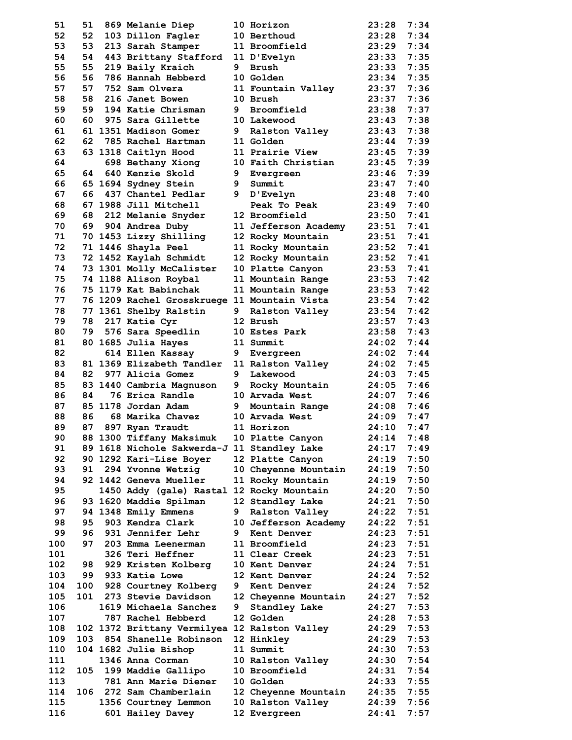| Place | Team Place | Bib | Name | Grade | School | Time | Pace |
|---|---|---|---|---|---|---|---|
| 51 | 51 | 869 | Melanie Diep | 10 | Horizon | 23:28 | 7:34 |
| 52 | 52 | 103 | Dillon Fagler | 10 | Berthoud | 23:28 | 7:34 |
| 53 | 53 | 213 | Sarah Stamper | 11 | Broomfield | 23:29 | 7:34 |
| 54 | 54 | 443 | Brittany Stafford | 11 | D'Evelyn | 23:33 | 7:35 |
| 55 | 55 | 219 | Baily Kraich | 9 | Brush | 23:33 | 7:35 |
| 56 | 56 | 786 | Hannah Hebberd | 10 | Golden | 23:34 | 7:35 |
| 57 | 57 | 752 | Sam Olvera | 11 | Fountain Valley | 23:37 | 7:36 |
| 58 | 58 | 216 | Janet Bowen | 10 | Brush | 23:37 | 7:36 |
| 59 | 59 | 194 | Katie Chrisman | 9 | Broomfield | 23:38 | 7:37 |
| 60 | 60 | 975 | Sara Gillette | 10 | Lakewood | 23:43 | 7:38 |
| 61 | 61 | 1351 | Madison Gomer | 9 | Ralston Valley | 23:43 | 7:38 |
| 62 | 62 | 785 | Rachel Hartman | 11 | Golden | 23:44 | 7:39 |
| 63 | 63 | 1318 | Caitlyn Hood | 11 | Prairie View | 23:45 | 7:39 |
| 64 | | 698 | Bethany Xiong | 10 | Faith Christian | 23:45 | 7:39 |
| 65 | 64 | 640 | Kenzie Skold | 9 | Evergreen | 23:46 | 7:39 |
| 66 | 65 | 1694 | Sydney Stein | 9 | Summit | 23:47 | 7:40 |
| 67 | 66 | 437 | Chantel Pedlar | 9 | D'Evelyn | 23:48 | 7:40 |
| 68 | 67 | 1988 | Jill Mitchell | | Peak To Peak | 23:49 | 7:40 |
| 69 | 68 | 212 | Melanie Snyder | 12 | Broomfield | 23:50 | 7:41 |
| 70 | 69 | 904 | Andrea Duby | 11 | Jefferson Academy | 23:51 | 7:41 |
| 71 | 70 | 1453 | Lizzy Shilling | 12 | Rocky Mountain | 23:51 | 7:41 |
| 72 | 71 | 1446 | Shayla Peel | 11 | Rocky Mountain | 23:52 | 7:41 |
| 73 | 72 | 1452 | Kaylah Schmidt | 12 | Rocky Mountain | 23:52 | 7:41 |
| 74 | 73 | 1301 | Molly McCalister | 10 | Platte Canyon | 23:53 | 7:41 |
| 75 | 74 | 1188 | Alison Roybal | 11 | Mountain Range | 23:53 | 7:42 |
| 76 | 75 | 1179 | Kat Babinchak | 11 | Mountain Range | 23:53 | 7:42 |
| 77 | 76 | 1209 | Rachel Grosskruege | 11 | Mountain Vista | 23:54 | 7:42 |
| 78 | 77 | 1361 | Shelby Ralstin | 9 | Ralston Valley | 23:54 | 7:42 |
| 79 | 78 | 217 | Katie Cyr | 12 | Brush | 23:57 | 7:43 |
| 80 | 79 | 576 | Sara Speedlin | 10 | Estes Park | 23:58 | 7:43 |
| 81 | 80 | 1685 | Julia Hayes | 11 | Summit | 24:02 | 7:44 |
| 82 | | 614 | Ellen Kassay | 9 | Evergreen | 24:02 | 7:44 |
| 83 | 81 | 1369 | Elizabeth Tandler | 11 | Ralston Valley | 24:02 | 7:45 |
| 84 | 82 | 977 | Alicia Gomez | 9 | Lakewood | 24:03 | 7:45 |
| 85 | 83 | 1440 | Cambria Magnuson | 9 | Rocky Mountain | 24:05 | 7:46 |
| 86 | 84 | 76 | Erica Randle | 10 | Arvada West | 24:07 | 7:46 |
| 87 | 85 | 1178 | Jordan Adam | 9 | Mountain Range | 24:08 | 7:46 |
| 88 | 86 | 68 | Marika Chavez | 10 | Arvada West | 24:09 | 7:47 |
| 89 | 87 | 897 | Ryan Traudt | 11 | Horizon | 24:10 | 7:47 |
| 90 | 88 | 1300 | Tiffany Maksimuk | 10 | Platte Canyon | 24:14 | 7:48 |
| 91 | 89 | 1618 | Nichole Sakwerda-J | 11 | Standley Lake | 24:17 | 7:49 |
| 92 | 90 | 1292 | Kari-Lise Boyer | 12 | Platte Canyon | 24:19 | 7:50 |
| 93 | 91 | 294 | Yvonne Wetzig | 10 | Cheyenne Mountain | 24:19 | 7:50 |
| 94 | 92 | 1442 | Geneva Mueller | 11 | Rocky Mountain | 24:19 | 7:50 |
| 95 | | 1450 | Addy (gale) Rastal | 12 | Rocky Mountain | 24:20 | 7:50 |
| 96 | 93 | 1620 | Maddie Spilman | 12 | Standley Lake | 24:21 | 7:50 |
| 97 | 94 | 1348 | Emily Emmens | 9 | Ralston Valley | 24:22 | 7:51 |
| 98 | 95 | 903 | Kendra Clark | 10 | Jefferson Academy | 24:22 | 7:51 |
| 99 | 96 | 931 | Jennifer Lehr | 9 | Kent Denver | 24:23 | 7:51 |
| 100 | 97 | 203 | Emma Leenerman | 11 | Broomfield | 24:23 | 7:51 |
| 101 | | 326 | Teri Heffner | 11 | Clear Creek | 24:23 | 7:51 |
| 102 | 98 | 929 | Kristen Kolberg | 10 | Kent Denver | 24:24 | 7:51 |
| 103 | 99 | 933 | Katie Lowe | 12 | Kent Denver | 24:24 | 7:52 |
| 104 | 100 | 928 | Courtney Kolberg | 9 | Kent Denver | 24:24 | 7:52 |
| 105 | 101 | 273 | Stevie Davidson | 12 | Cheyenne Mountain | 24:27 | 7:52 |
| 106 | | 1619 | Michaela Sanchez | 9 | Standley Lake | 24:27 | 7:53 |
| 107 | | 787 | Rachel Hebberd | 12 | Golden | 24:28 | 7:53 |
| 108 | 102 | 1372 | Brittany Vermilyea | 12 | Ralston Valley | 24:29 | 7:53 |
| 109 | 103 | 854 | Shanelle Robinson | 12 | Hinkley | 24:29 | 7:53 |
| 110 | 104 | 1682 | Julie Bishop | 11 | Summit | 24:30 | 7:53 |
| 111 | | 1346 | Anna Corman | 10 | Ralston Valley | 24:30 | 7:54 |
| 112 | 105 | 199 | Maddie Gallipo | 10 | Broomfield | 24:31 | 7:54 |
| 113 | | 781 | Ann Marie Diener | 10 | Golden | 24:33 | 7:55 |
| 114 | 106 | 272 | Sam Chamberlain | 12 | Cheyenne Mountain | 24:35 | 7:55 |
| 115 | | 1356 | Courtney Lemmon | 10 | Ralston Valley | 24:39 | 7:56 |
| 116 | | 601 | Hailey Davey | 12 | Evergreen | 24:41 | 7:57 |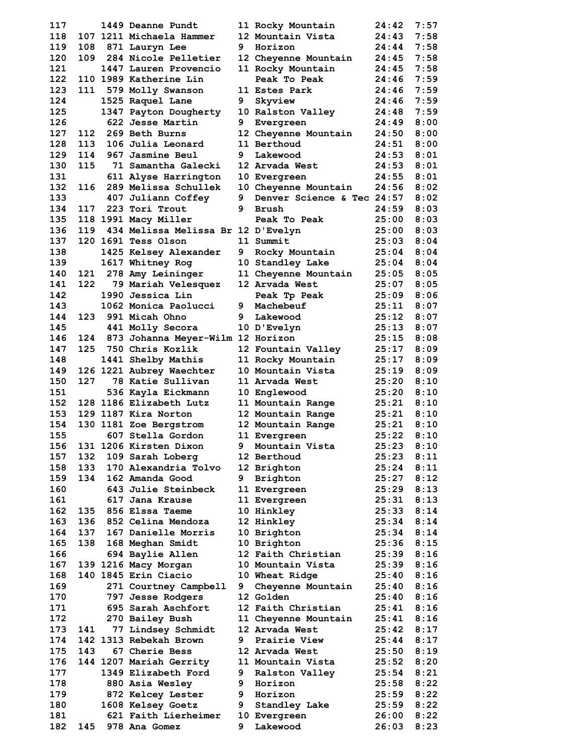| Place | Team Place | Bib | Name | Yr | School | Time | Pace |
|---|---|---|---|---|---|---|---|
| 117 | | 1449 | Deanne Pundt | 11 | Rocky Mountain | 24:42 | 7:57 |
| 118 | 107 | 1211 | Michaela Hammer | 12 | Mountain Vista | 24:43 | 7:58 |
| 119 | 108 | 871 | Lauryn Lee | 9 | Horizon | 24:44 | 7:58 |
| 120 | 109 | 284 | Nicole Pelletier | 12 | Cheyenne Mountain | 24:45 | 7:58 |
| 121 | | 1447 | Lauren Provencio | 11 | Rocky Mountain | 24:45 | 7:58 |
| 122 | 110 | 1989 | Katherine Lin | | Peak To Peak | 24:46 | 7:59 |
| 123 | 111 | 579 | Molly Swanson | 11 | Estes Park | 24:46 | 7:59 |
| 124 | | 1525 | Raquel Lane | 9 | Skyview | 24:46 | 7:59 |
| 125 | | 1347 | Payton Dougherty | 10 | Ralston Valley | 24:48 | 7:59 |
| 126 | | 622 | Jesse Martin | 9 | Evergreen | 24:49 | 8:00 |
| 127 | 112 | 269 | Beth Burns | 12 | Cheyenne Mountain | 24:50 | 8:00 |
| 128 | 113 | 106 | Julia Leonard | 11 | Berthoud | 24:51 | 8:00 |
| 129 | 114 | 967 | Jasmine Beul | 9 | Lakewood | 24:53 | 8:01 |
| 130 | 115 | 71 | Samantha Galecki | 12 | Arvada West | 24:53 | 8:01 |
| 131 | | 611 | Alyse Harrington | 10 | Evergreen | 24:55 | 8:01 |
| 132 | 116 | 289 | Melissa Schullek | 10 | Cheyenne Mountain | 24:56 | 8:02 |
| 133 | | 407 | Juliann Coffey | 9 | Denver Science & Tec | 24:57 | 8:02 |
| 134 | 117 | 223 | Tori Trout | 9 | Brush | 24:59 | 8:03 |
| 135 | 118 | 1991 | Macy Miller | | Peak To Peak | 25:00 | 8:03 |
| 136 | 119 | 434 | Melissa Melissa Br | 12 | D'Evelyn | 25:00 | 8:03 |
| 137 | 120 | 1691 | Tess Olson | 11 | Summit | 25:03 | 8:04 |
| 138 | | 1425 | Kelsey Alexander | 9 | Rocky Mountain | 25:04 | 8:04 |
| 139 | | 1617 | Whitney Rog | 10 | Standley Lake | 25:04 | 8:04 |
| 140 | 121 | 278 | Amy Leininger | 11 | Cheyenne Mountain | 25:05 | 8:05 |
| 141 | 122 | 79 | Mariah Velesquez | 12 | Arvada West | 25:07 | 8:05 |
| 142 | | 1990 | Jessica Lin | | Peak Tp Peak | 25:09 | 8:06 |
| 143 | | 1062 | Monica Paolucci | 9 | Machebeuf | 25:11 | 8:07 |
| 144 | 123 | 991 | Micah Ohno | 9 | Lakewood | 25:12 | 8:07 |
| 145 | | 441 | Molly Secora | 10 | D'Evelyn | 25:13 | 8:07 |
| 146 | 124 | 873 | Johanna Meyer-Wilm | 12 | Horizon | 25:15 | 8:08 |
| 147 | 125 | 750 | Chris Kozlik | 12 | Fountain Valley | 25:17 | 8:09 |
| 148 | | 1441 | Shelby Mathis | 11 | Rocky Mountain | 25:17 | 8:09 |
| 149 | 126 | 1221 | Aubrey Waechter | 10 | Mountain Vista | 25:19 | 8:09 |
| 150 | 127 | 78 | Katie Sullivan | 11 | Arvada West | 25:20 | 8:10 |
| 151 | | 536 | Kayla Eickmann | 10 | Englewood | 25:20 | 8:10 |
| 152 | 128 | 1186 | Elizabeth Lutz | 11 | Mountain Range | 25:21 | 8:10 |
| 153 | 129 | 1187 | Kira Norton | 12 | Mountain Range | 25:21 | 8:10 |
| 154 | 130 | 1181 | Zoe Bergstrom | 12 | Mountain Range | 25:21 | 8:10 |
| 155 | | 607 | Stella Gordon | 11 | Evergreen | 25:22 | 8:10 |
| 156 | 131 | 1206 | Kirsten Dixon | 9 | Mountain Vista | 25:23 | 8:10 |
| 157 | 132 | 109 | Sarah Loberg | 12 | Berthoud | 25:23 | 8:11 |
| 158 | 133 | 170 | Alexandria Tolvo | 12 | Brighton | 25:24 | 8:11 |
| 159 | 134 | 162 | Amanda Good | 9 | Brighton | 25:27 | 8:12 |
| 160 | | 643 | Julie Steinbeck | 11 | Evergreen | 25:29 | 8:13 |
| 161 | | 617 | Jana Krause | 11 | Evergreen | 25:31 | 8:13 |
| 162 | 135 | 856 | Elssa Taeme | 10 | Hinkley | 25:33 | 8:14 |
| 163 | 136 | 852 | Celina Mendoza | 12 | Hinkley | 25:34 | 8:14 |
| 164 | 137 | 167 | Danielle Morris | 10 | Brighton | 25:34 | 8:14 |
| 165 | 138 | 168 | Meghan Smidt | 10 | Brighton | 25:36 | 8:15 |
| 166 | | 694 | Baylie Allen | 12 | Faith Christian | 25:39 | 8:16 |
| 167 | 139 | 1216 | Macy Morgan | 10 | Mountain Vista | 25:39 | 8:16 |
| 168 | 140 | 1845 | Erin Ciacio | 10 | Wheat Ridge | 25:40 | 8:16 |
| 169 | | 271 | Courtney Campbell | 9 | Cheyenne Mountain | 25:40 | 8:16 |
| 170 | | 797 | Jesse Rodgers | 12 | Golden | 25:40 | 8:16 |
| 171 | | 695 | Sarah Aschfort | 12 | Faith Christian | 25:41 | 8:16 |
| 172 | | 270 | Bailey Bush | 11 | Cheyenne Mountain | 25:41 | 8:16 |
| 173 | 141 | 77 | Lindsey Schmidt | 12 | Arvada West | 25:42 | 8:17 |
| 174 | 142 | 1313 | Rebekah Brown | 9 | Prairie View | 25:44 | 8:17 |
| 175 | 143 | 67 | Cherie Bess | 12 | Arvada West | 25:50 | 8:19 |
| 176 | 144 | 1207 | Mariah Gerrity | 11 | Mountain Vista | 25:52 | 8:20 |
| 177 | | 1349 | Elizabeth Ford | 9 | Ralston Valley | 25:54 | 8:21 |
| 178 | | 880 | Asia Wesley | 9 | Horizon | 25:58 | 8:22 |
| 179 | | 872 | Kelcey Lester | 9 | Horizon | 25:59 | 8:22 |
| 180 | | 1608 | Kelsey Goetz | 9 | Standley Lake | 25:59 | 8:22 |
| 181 | | 621 | Faith Lierheimer | 10 | Evergreen | 26:00 | 8:22 |
| 182 | 145 | 978 | Ana Gomez | 9 | Lakewood | 26:03 | 8:23 |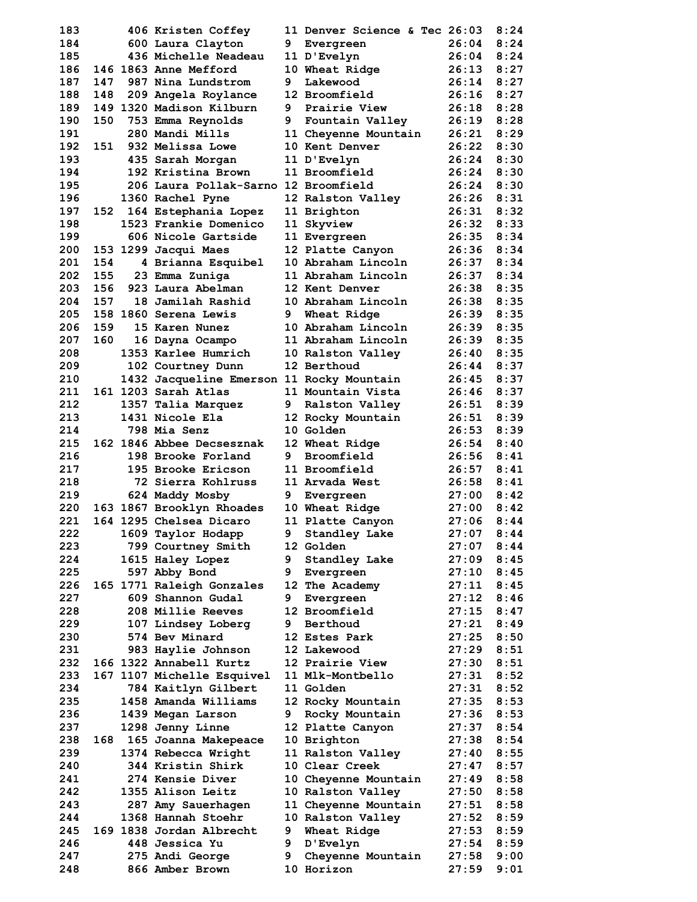| Place | Team Place | Bib | Name | Grade | School | Time | Pace |
|---|---|---|---|---|---|---|---|
| 183 | | 406 | Kristen Coffey | 11 | Denver Science & Tec | 26:03 | 8:24 |
| 184 | | 600 | Laura Clayton | 9 | Evergreen | 26:04 | 8:24 |
| 185 | | 436 | Michelle Neadeau | 11 | D'Evelyn | 26:04 | 8:24 |
| 186 | 146 | 1863 | Anne Mefford | 10 | Wheat Ridge | 26:13 | 8:27 |
| 187 | 147 | 987 | Nina Lundstrom | 9 | Lakewood | 26:14 | 8:27 |
| 188 | 148 | 209 | Angela Roylance | 12 | Broomfield | 26:16 | 8:27 |
| 189 | 149 | 1320 | Madison Kilburn | 9 | Prairie View | 26:18 | 8:28 |
| 190 | 150 | 753 | Emma Reynolds | 9 | Fountain Valley | 26:19 | 8:28 |
| 191 | | 280 | Mandi Mills | 11 | Cheyenne Mountain | 26:21 | 8:29 |
| 192 | 151 | 932 | Melissa Lowe | 10 | Kent Denver | 26:22 | 8:30 |
| 193 | | 435 | Sarah Morgan | 11 | D'Evelyn | 26:24 | 8:30 |
| 194 | | 192 | Kristina Brown | 11 | Broomfield | 26:24 | 8:30 |
| 195 | | 206 | Laura Pollak-Sarno | 12 | Broomfield | 26:24 | 8:30 |
| 196 | | 1360 | Rachel Pyne | 12 | Ralston Valley | 26:26 | 8:31 |
| 197 | 152 | 164 | Estephania Lopez | 11 | Brighton | 26:31 | 8:32 |
| 198 | | 1523 | Frankie Domenico | 11 | Skyview | 26:32 | 8:33 |
| 199 | | 606 | Nicole Gartside | 11 | Evergreen | 26:35 | 8:34 |
| 200 | 153 | 1299 | Jacqui Maes | 12 | Platte Canyon | 26:36 | 8:34 |
| 201 | 154 | 4 | Brianna Esquibel | 10 | Abraham Lincoln | 26:37 | 8:34 |
| 202 | 155 | 23 | Emma Zuniga | 11 | Abraham Lincoln | 26:37 | 8:34 |
| 203 | 156 | 923 | Laura Abelman | 12 | Kent Denver | 26:38 | 8:35 |
| 204 | 157 | 18 | Jamilah Rashid | 10 | Abraham Lincoln | 26:38 | 8:35 |
| 205 | 158 | 1860 | Serena Lewis | 9 | Wheat Ridge | 26:39 | 8:35 |
| 206 | 159 | 15 | Karen Nunez | 10 | Abraham Lincoln | 26:39 | 8:35 |
| 207 | 160 | 16 | Dayna Ocampo | 11 | Abraham Lincoln | 26:39 | 8:35 |
| 208 | | 1353 | Karlee Humrich | 10 | Ralston Valley | 26:40 | 8:35 |
| 209 | | 102 | Courtney Dunn | 12 | Berthoud | 26:44 | 8:37 |
| 210 | | 1432 | Jacqueline Emerson | 11 | Rocky Mountain | 26:45 | 8:37 |
| 211 | 161 | 1203 | Sarah Atlas | 11 | Mountain Vista | 26:46 | 8:37 |
| 212 | | 1357 | Talia Marquez | 9 | Ralston Valley | 26:51 | 8:39 |
| 213 | | 1431 | Nicole Ela | 12 | Rocky Mountain | 26:51 | 8:39 |
| 214 | | 798 | Mia Senz | 10 | Golden | 26:53 | 8:39 |
| 215 | 162 | 1846 | Abbee Decsesznak | 12 | Wheat Ridge | 26:54 | 8:40 |
| 216 | | 198 | Brooke Forland | 9 | Broomfield | 26:56 | 8:41 |
| 217 | | 195 | Brooke Ericson | 11 | Broomfield | 26:57 | 8:41 |
| 218 | | 72 | Sierra Kohlruss | 11 | Arvada West | 26:58 | 8:41 |
| 219 | | 624 | Maddy Mosby | 9 | Evergreen | 27:00 | 8:42 |
| 220 | 163 | 1867 | Brooklyn Rhoades | 10 | Wheat Ridge | 27:00 | 8:42 |
| 221 | 164 | 1295 | Chelsea Dicaro | 11 | Platte Canyon | 27:06 | 8:44 |
| 222 | | 1609 | Taylor Hodapp | 9 | Standley Lake | 27:07 | 8:44 |
| 223 | | 799 | Courtney Smith | 12 | Golden | 27:07 | 8:44 |
| 224 | | 1615 | Haley Lopez | 9 | Standley Lake | 27:09 | 8:45 |
| 225 | | 597 | Abby Bond | 9 | Evergreen | 27:10 | 8:45 |
| 226 | 165 | 1771 | Raleigh Gonzales | 12 | The Academy | 27:11 | 8:45 |
| 227 | | 609 | Shannon Gudal | 9 | Evergreen | 27:12 | 8:46 |
| 228 | | 208 | Millie Reeves | 12 | Broomfield | 27:15 | 8:47 |
| 229 | | 107 | Lindsey Loberg | 9 | Berthoud | 27:21 | 8:49 |
| 230 | | 574 | Bev Minard | 12 | Estes Park | 27:25 | 8:50 |
| 231 | | 983 | Haylie Johnson | 12 | Lakewood | 27:29 | 8:51 |
| 232 | 166 | 1322 | Annabell Kurtz | 12 | Prairie View | 27:30 | 8:51 |
| 233 | 167 | 1107 | Michelle Esquivel | 11 | Mlk-Montbello | 27:31 | 8:52 |
| 234 | | 784 | Kaitlyn Gilbert | 11 | Golden | 27:31 | 8:52 |
| 235 | | 1458 | Amanda Williams | 12 | Rocky Mountain | 27:35 | 8:53 |
| 236 | | 1439 | Megan Larson | 9 | Rocky Mountain | 27:36 | 8:53 |
| 237 | | 1298 | Jenny Linne | 12 | Platte Canyon | 27:37 | 8:54 |
| 238 | 168 | 165 | Joanna Makepeace | 10 | Brighton | 27:38 | 8:54 |
| 239 | | 1374 | Rebecca Wright | 11 | Ralston Valley | 27:40 | 8:55 |
| 240 | | 344 | Kristin Shirk | 10 | Clear Creek | 27:47 | 8:57 |
| 241 | | 274 | Kensie Diver | 10 | Cheyenne Mountain | 27:49 | 8:58 |
| 242 | | 1355 | Alison Leitz | 10 | Ralston Valley | 27:50 | 8:58 |
| 243 | | 287 | Amy Sauerhagen | 11 | Cheyenne Mountain | 27:51 | 8:58 |
| 244 | | 1368 | Hannah Stoehr | 10 | Ralston Valley | 27:52 | 8:59 |
| 245 | 169 | 1838 | Jordan Albrecht | 9 | Wheat Ridge | 27:53 | 8:59 |
| 246 | | 448 | Jessica Yu | 9 | D'Evelyn | 27:54 | 8:59 |
| 247 | | 275 | Andi George | 9 | Cheyenne Mountain | 27:58 | 9:00 |
| 248 | | 866 | Amber Brown | 10 | Horizon | 27:59 | 9:01 |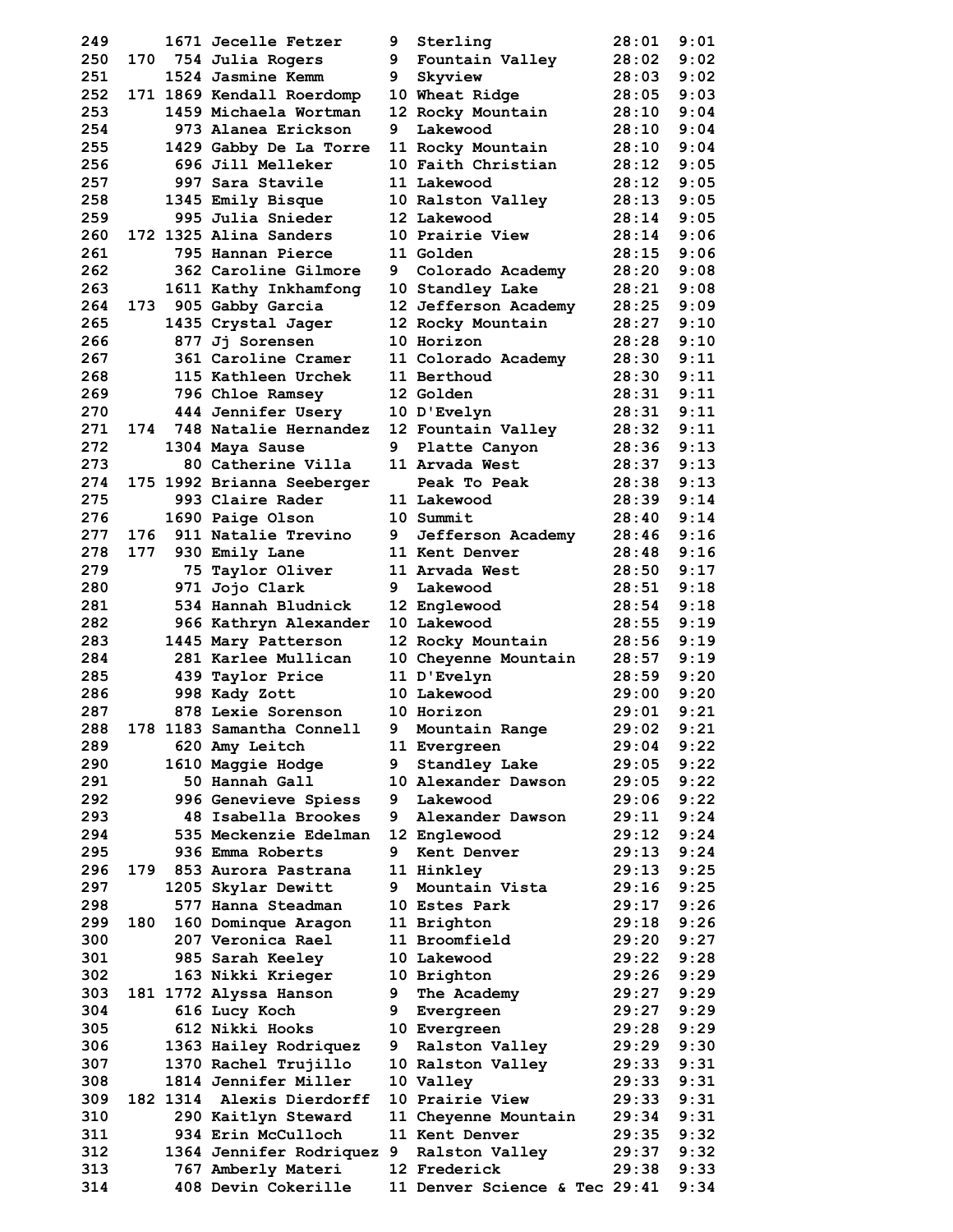```
249      1671 Jecelle Fetzer     9  Sterling             28:01  9:01
250  170  754 Julia Rogers       9  Fountain Valley      28:02  9:02
251      1524 Jasmine Kemm       9  Skyview              28:03  9:02
252  171 1869 Kendall Roerdomp   10 Wheat Ridge          28:05  9:03
253      1459 Michaela Wortman   12 Rocky Mountain       28:10  9:04
254       973 Alanea Erickson    9  Lakewood             28:10  9:04
255      1429 Gabby De La Torre  11 Rocky Mountain       28:10  9:04
256       696 Jill Melleker      10 Faith Christian      28:12  9:05
257       997 Sara Stavile       11 Lakewood             28:12  9:05
258      1345 Emily Bisque       10 Ralston Valley       28:13  9:05
259       995 Julia Snieder      12 Lakewood             28:14  9:05
260  172 1325 Alina Sanders      10 Prairie View         28:14  9:06
261       795 Hannan Pierce      11 Golden               28:15  9:06
262       362 Caroline Gilmore   9  Colorado Academy     28:20  9:08
263      1611 Kathy Inkhamfong   10 Standley Lake        28:21  9:08
264  173  905 Gabby Garcia       12 Jefferson Academy    28:25  9:09
265      1435 Crystal Jager      12 Rocky Mountain       28:27  9:10
266       877 Jj Sorensen        10 Horizon              28:28  9:10
267       361 Caroline Cramer    11 Colorado Academy     28:30  9:11
268       115 Kathleen Urchek    11 Berthoud             28:30  9:11
269       796 Chloe Ramsey       12 Golden               28:31  9:11
270       444 Jennifer Usery     10 D'Evelyn             28:31  9:11
271  174  748 Natalie Hernandez  12 Fountain Valley      28:32  9:11
272      1304 Maya Sause         9  Platte Canyon        28:36  9:13
273        80 Catherine Villa    11 Arvada West          28:37  9:13
274  175 1992 Brianna Seeberger     Peak To Peak         28:38  9:13
275       993 Claire Rader       11 Lakewood             28:39  9:14
276      1690 Paige Olson        10 Summit               28:40  9:14
277  176  911 Natalie Trevino    9  Jefferson Academy    28:46  9:16
278  177  930 Emily Lane         11 Kent Denver          28:48  9:16
279        75 Taylor Oliver      11 Arvada West          28:50  9:17
280       971 Jojo Clark         9  Lakewood             28:51  9:18
281       534 Hannah Bludnick    12 Englewood            28:54  9:18
282       966 Kathryn Alexander  10 Lakewood             28:55  9:19
283      1445 Mary Patterson     12 Rocky Mountain       28:56  9:19
284       281 Karlee Mullican    10 Cheyenne Mountain    28:57  9:19
285       439 Taylor Price       11 D'Evelyn             28:59  9:20
286       998 Kady Zott          10 Lakewood             29:00  9:20
287       878 Lexie Sorenson     10 Horizon              29:01  9:21
288  178 1183 Samantha Connell   9  Mountain Range       29:02  9:21
289       620 Amy Leitch         11 Evergreen            29:04  9:22
290      1610 Maggie Hodge       9  Standley Lake        29:05  9:22
291        50 Hannah Gall        10 Alexander Dawson     29:05  9:22
292       996 Genevieve Spiess   9  Lakewood             29:06  9:22
293        48 Isabella Brookes   9  Alexander Dawson     29:11  9:24
294       535 Meckenzie Edelman  12 Englewood            29:12  9:24
295       936 Emma Roberts       9  Kent Denver          29:13  9:24
296  179  853 Aurora Pastrana    11 Hinkley              29:13  9:25
297      1205 Skylar Dewitt      9  Mountain Vista       29:16  9:25
298       577 Hanna Steadman     10 Estes Park           29:17  9:26
299  180  160 Dominque Aragon    11 Brighton             29:18  9:26
300       207 Veronica Rael      11 Broomfield           29:20  9:27
301       985 Sarah Keeley       10 Lakewood             29:22  9:28
302       163 Nikki Krieger      10 Brighton             29:26  9:29
303  181 1772 Alyssa Hanson      9  The Academy          29:27  9:29
304       616 Lucy Koch          9  Evergreen            29:27  9:29
305       612 Nikki Hooks        10 Evergreen            29:28  9:29
306      1363 Hailey Rodriqez    9  Ralston Valley       29:29  9:30
307      1370 Rachel Trujillo    10 Ralston Valley       29:33  9:31
308      1814 Jennifer Miller    10 Valley               29:33  9:31
309  182 1314  Alexis Dierdorff  10 Prairie View         29:33  9:31
310       290 Kaitlyn Steward    11 Cheyenne Mountain    29:34  9:31
311       934 Erin McCulloch     11 Kent Denver          29:35  9:32
312      1364 Jennifer Rodriquez 9  Ralston Valley       29:37  9:32
313       767 Amberly Materi     12 Frederick            29:38  9:33
314       408 Devin Cokerille    11 Denver Science & Tec 29:41  9:34
```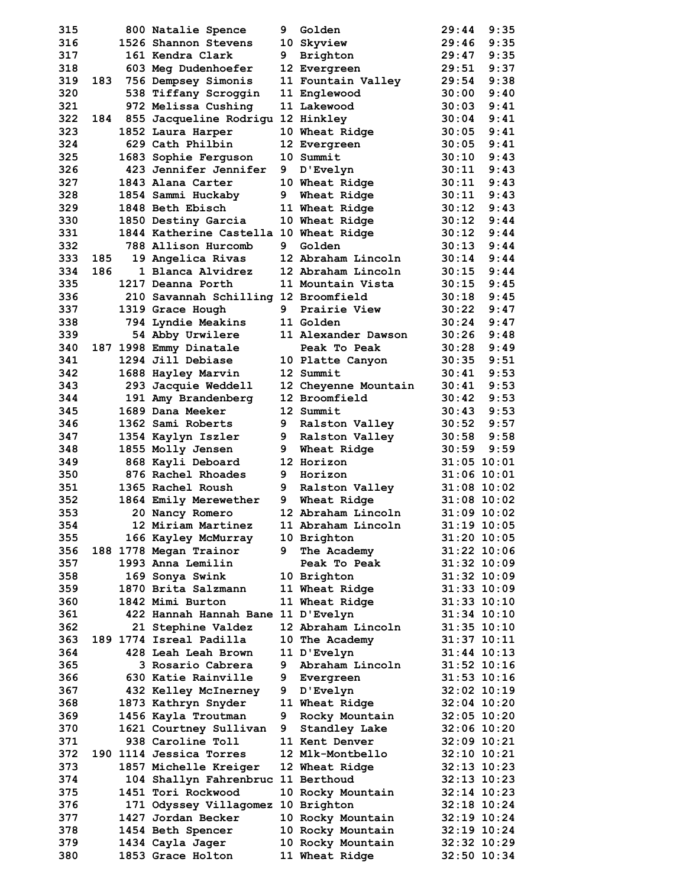| Place | Team Place | Bib | Name | Grade | School | Time | Pace |
|---|---|---|---|---|---|---|---|
| 315 | | 800 | Natalie Spence | 9 | Golden | 29:44 | 9:35 |
| 316 | | 1526 | Shannon Stevens | 10 | Skyview | 29:46 | 9:35 |
| 317 | | 161 | Kendra Clark | 9 | Brighton | 29:47 | 9:35 |
| 318 | | 603 | Meg Dudenhoefer | 12 | Evergreen | 29:51 | 9:37 |
| 319 | 183 | 756 | Dempsey Simonis | 11 | Fountain Valley | 29:54 | 9:38 |
| 320 | | 538 | Tiffany Scroggin | 11 | Englewood | 30:00 | 9:40 |
| 321 | | 972 | Melissa Cushing | 11 | Lakewood | 30:03 | 9:41 |
| 322 | 184 | 855 | Jacqueline Rodrigu | 12 | Hinkley | 30:04 | 9:41 |
| 323 | | 1852 | Laura Harper | 10 | Wheat Ridge | 30:05 | 9:41 |
| 324 | | 629 | Cath Philbin | 12 | Evergreen | 30:05 | 9:41 |
| 325 | | 1683 | Sophie Ferguson | 10 | Summit | 30:10 | 9:43 |
| 326 | | 423 | Jennifer Jennifer | 9 | D'Evelyn | 30:11 | 9:43 |
| 327 | | 1843 | Alana Carter | 10 | Wheat Ridge | 30:11 | 9:43 |
| 328 | | 1854 | Sammi Huckaby | 9 | Wheat Ridge | 30:11 | 9:43 |
| 329 | | 1848 | Beth Ebisch | 11 | Wheat Ridge | 30:12 | 9:43 |
| 330 | | 1850 | Destiny Garcia | 10 | Wheat Ridge | 30:12 | 9:44 |
| 331 | | 1844 | Katherine Castella | 10 | Wheat Ridge | 30:12 | 9:44 |
| 332 | | 788 | Allison Hurcomb | 9 | Golden | 30:13 | 9:44 |
| 333 | 185 | 19 | Angelica Rivas | 12 | Abraham Lincoln | 30:14 | 9:44 |
| 334 | 186 | 1 | Blanca Alvidrez | 12 | Abraham Lincoln | 30:15 | 9:44 |
| 335 | | 1217 | Deanna Porth | 11 | Mountain Vista | 30:15 | 9:45 |
| 336 | | 210 | Savannah Schilling | 12 | Broomfield | 30:18 | 9:45 |
| 337 | | 1319 | Grace Hough | 9 | Prairie View | 30:22 | 9:47 |
| 338 | | 794 | Lyndie Meakins | 11 | Golden | 30:24 | 9:47 |
| 339 | | 54 | Abby Urwilere | 11 | Alexander Dawson | 30:26 | 9:48 |
| 340 | 187 | 1998 | Emmy Dinatale | | Peak To Peak | 30:28 | 9:49 |
| 341 | | 1294 | Jill Debiase | 10 | Platte Canyon | 30:35 | 9:51 |
| 342 | | 1688 | Hayley Marvin | 12 | Summit | 30:41 | 9:53 |
| 343 | | 293 | Jacquie Weddell | 12 | Cheyenne Mountain | 30:41 | 9:53 |
| 344 | | 191 | Amy Brandenberg | 12 | Broomfield | 30:42 | 9:53 |
| 345 | | 1689 | Dana Meeker | 12 | Summit | 30:43 | 9:53 |
| 346 | | 1362 | Sami Roberts | 9 | Ralston Valley | 30:52 | 9:57 |
| 347 | | 1354 | Kaylyn Iszler | 9 | Ralston Valley | 30:58 | 9:58 |
| 348 | | 1855 | Molly Jensen | 9 | Wheat Ridge | 30:59 | 9:59 |
| 349 | | 868 | Kayli Deboard | 12 | Horizon | 31:05 | 10:01 |
| 350 | | 876 | Rachel Rhoades | 9 | Horizon | 31:06 | 10:01 |
| 351 | | 1365 | Rachel Roush | 9 | Ralston Valley | 31:08 | 10:02 |
| 352 | | 1864 | Emily Merewether | 9 | Wheat Ridge | 31:08 | 10:02 |
| 353 | | 20 | Nancy Romero | 12 | Abraham Lincoln | 31:09 | 10:02 |
| 354 | | 12 | Miriam Martinez | 11 | Abraham Lincoln | 31:19 | 10:05 |
| 355 | | 166 | Kayley McMurray | 10 | Brighton | 31:20 | 10:05 |
| 356 | 188 | 1778 | Megan Trainor | 9 | The Academy | 31:22 | 10:06 |
| 357 | | 1993 | Anna Lemilin | | Peak To Peak | 31:32 | 10:09 |
| 358 | | 169 | Sonya Swink | 10 | Brighton | 31:32 | 10:09 |
| 359 | | 1870 | Brita Salzmann | 11 | Wheat Ridge | 31:33 | 10:09 |
| 360 | | 1842 | Mimi Burton | 11 | Wheat Ridge | 31:33 | 10:10 |
| 361 | | 422 | Hannah Hannah Bane | 11 | D'Evelyn | 31:34 | 10:10 |
| 362 | | 21 | Stephine Valdez | 12 | Abraham Lincoln | 31:35 | 10:10 |
| 363 | 189 | 1774 | Isreal Padilla | 10 | The Academy | 31:37 | 10:11 |
| 364 | | 428 | Leah Leah Brown | 11 | D'Evelyn | 31:44 | 10:13 |
| 365 | | 3 | Rosario Cabrera | 9 | Abraham Lincoln | 31:52 | 10:16 |
| 366 | | 630 | Katie Rainville | 9 | Evergreen | 31:53 | 10:16 |
| 367 | | 432 | Kelley McInerney | 9 | D'Evelyn | 32:02 | 10:19 |
| 368 | | 1873 | Kathryn Snyder | 11 | Wheat Ridge | 32:04 | 10:20 |
| 369 | | 1456 | Kayla Troutman | 9 | Rocky Mountain | 32:05 | 10:20 |
| 370 | | 1621 | Courtney Sullivan | 9 | Standley Lake | 32:06 | 10:20 |
| 371 | | 938 | Caroline Toll | 11 | Kent Denver | 32:09 | 10:21 |
| 372 | 190 | 1114 | Jessica Torres | 12 | Mlk-Montbello | 32:10 | 10:21 |
| 373 | | 1857 | Michelle Kreiger | 12 | Wheat Ridge | 32:13 | 10:23 |
| 374 | | 104 | Shallyn Fahrenbruc | 11 | Berthoud | 32:13 | 10:23 |
| 375 | | 1451 | Tori Rockwood | 10 | Rocky Mountain | 32:14 | 10:23 |
| 376 | | 171 | Odyssey Villagomez | 10 | Brighton | 32:18 | 10:24 |
| 377 | | 1427 | Jordan Becker | 10 | Rocky Mountain | 32:19 | 10:24 |
| 378 | | 1454 | Beth Spencer | 10 | Rocky Mountain | 32:19 | 10:24 |
| 379 | | 1434 | Cayla Jager | 10 | Rocky Mountain | 32:32 | 10:29 |
| 380 | | 1853 | Grace Holton | 11 | Wheat Ridge | 32:50 | 10:34 |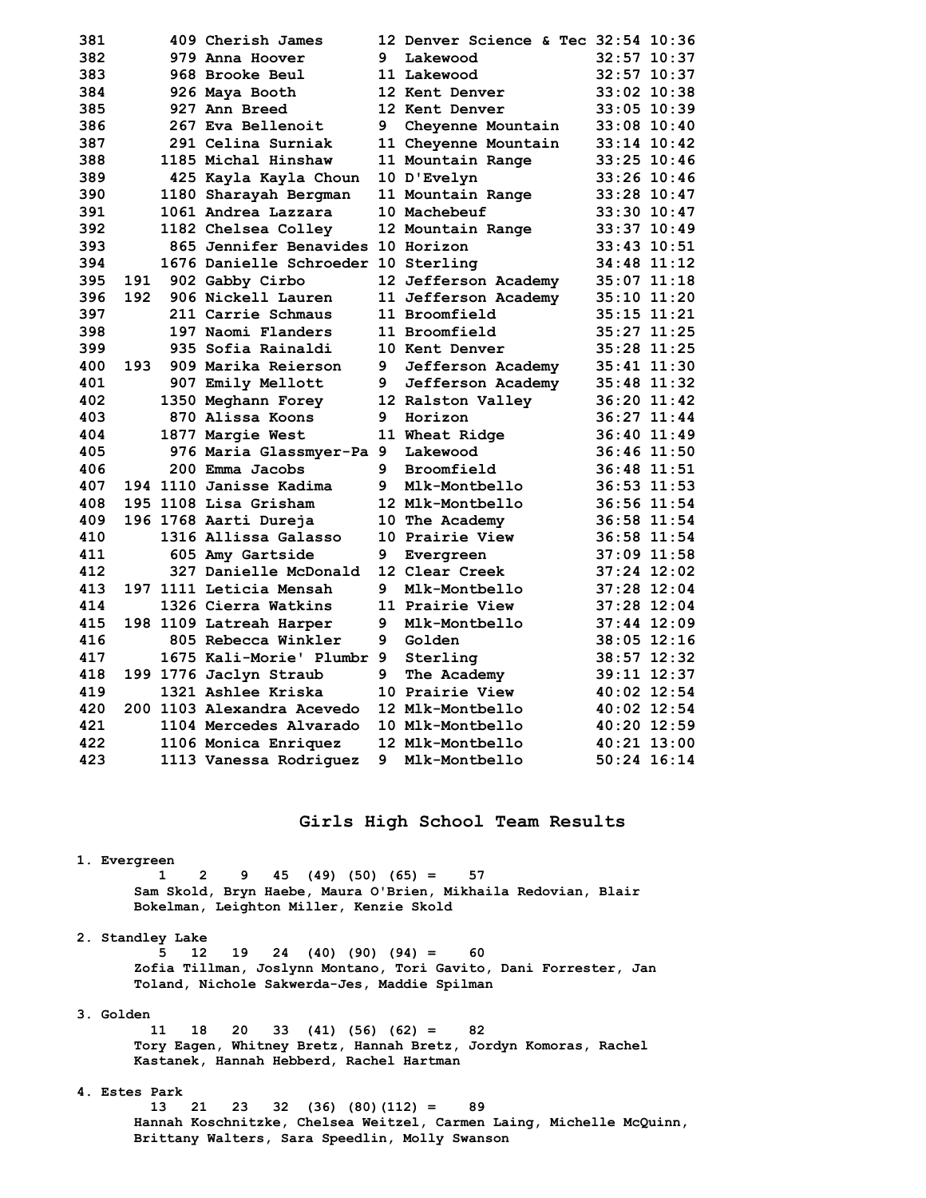| Place | Team Place | Bib | Name | Yr | School | Time | Pace |
|---|---|---|---|---|---|---|---|
| 381 | | 409 | Cherish James | 12 | Denver Science & Tec | 32:54 | 10:36 |
| 382 | | 979 | Anna Hoover | 9 | Lakewood | 32:57 | 10:37 |
| 383 | | 968 | Brooke Beul | 11 | Lakewood | 32:57 | 10:37 |
| 384 | | 926 | Maya Booth | 12 | Kent Denver | 33:02 | 10:38 |
| 385 | | 927 | Ann Breed | 12 | Kent Denver | 33:05 | 10:39 |
| 386 | | 267 | Eva Bellenoit | 9 | Cheyenne Mountain | 33:08 | 10:40 |
| 387 | | 291 | Celina Surniak | 11 | Cheyenne Mountain | 33:14 | 10:42 |
| 388 | | 1185 | Michal Hinshaw | 11 | Mountain Range | 33:25 | 10:46 |
| 389 | | 425 | Kayla Kayla Choun | 10 | D'Evelyn | 33:26 | 10:46 |
| 390 | | 1180 | Sharayah Bergman | 11 | Mountain Range | 33:28 | 10:47 |
| 391 | | 1061 | Andrea Lazzara | 10 | Machebeuf | 33:30 | 10:47 |
| 392 | | 1182 | Chelsea Colley | 12 | Mountain Range | 33:37 | 10:49 |
| 393 | | 865 | Jennifer Benavides | 10 | Horizon | 33:43 | 10:51 |
| 394 | | 1676 | Danielle Schroeder | 10 | Sterling | 34:48 | 11:12 |
| 395 | 191 | 902 | Gabby Cirbo | 12 | Jefferson Academy | 35:07 | 11:18 |
| 396 | 192 | 906 | Nickell Lauren | 11 | Jefferson Academy | 35:10 | 11:20 |
| 397 | | 211 | Carrie Schmaus | 11 | Broomfield | 35:15 | 11:21 |
| 398 | | 197 | Naomi Flanders | 11 | Broomfield | 35:27 | 11:25 |
| 399 | | 935 | Sofia Rainaldi | 10 | Kent Denver | 35:28 | 11:25 |
| 400 | 193 | 909 | Marika Reierson | 9 | Jefferson Academy | 35:41 | 11:30 |
| 401 | | 907 | Emily Mellott | 9 | Jefferson Academy | 35:48 | 11:32 |
| 402 | | 1350 | Meghann Forey | 12 | Ralston Valley | 36:20 | 11:42 |
| 403 | | 870 | Alissa Koons | 9 | Horizon | 36:27 | 11:44 |
| 404 | | 1877 | Margie West | 11 | Wheat Ridge | 36:40 | 11:49 |
| 405 | | 976 | Maria Glassmyer-Pa | 9 | Lakewood | 36:46 | 11:50 |
| 406 | | 200 | Emma Jacobs | 9 | Broomfield | 36:48 | 11:51 |
| 407 | 194 | 1110 | Janisse Kadima | 9 | Mlk-Montbello | 36:53 | 11:53 |
| 408 | 195 | 1108 | Lisa Grisham | 12 | Mlk-Montbello | 36:56 | 11:54 |
| 409 | 196 | 1768 | Aarti Dureja | 10 | The Academy | 36:58 | 11:54 |
| 410 | | 1316 | Allissa Galasso | 10 | Prairie View | 36:58 | 11:54 |
| 411 | | 605 | Amy Gartside | 9 | Evergreen | 37:09 | 11:58 |
| 412 | | 327 | Danielle McDonald | 12 | Clear Creek | 37:24 | 12:02 |
| 413 | 197 | 1111 | Leticia Mensah | 9 | Mlk-Montbello | 37:28 | 12:04 |
| 414 | | 1326 | Cierra Watkins | 11 | Prairie View | 37:28 | 12:04 |
| 415 | 198 | 1109 | Latreah Harper | 9 | Mlk-Montbello | 37:44 | 12:09 |
| 416 | | 805 | Rebecca Winkler | 9 | Golden | 38:05 | 12:16 |
| 417 | | 1675 | Kali-Morie' Plumbr | 9 | Sterling | 38:57 | 12:32 |
| 418 | 199 | 1776 | Jaclyn Straub | 9 | The Academy | 39:11 | 12:37 |
| 419 | | 1321 | Ashlee Kriska | 10 | Prairie View | 40:02 | 12:54 |
| 420 | 200 | 1103 | Alexandra Acevedo | 12 | Mlk-Montbello | 40:02 | 12:54 |
| 421 | | 1104 | Mercedes Alvarado | 10 | Mlk-Montbello | 40:20 | 12:59 |
| 422 | | 1106 | Monica Enriquez | 12 | Mlk-Montbello | 40:21 | 13:00 |
| 423 | | 1113 | Vanessa Rodriguez | 9 | Mlk-Montbello | 50:24 | 16:14 |

## Girls High School Team Results

**1. Evergreen**

1 2 9 45 (49) (50) (65) = 57

Sam Skold, Bryn Haebe, Maura O'Brien, Mikhaila Redovian, Blair Bokelman, Leighton Miller, Kenzie Skold

**2. Standley Lake**

5 12 19 24 (40) (90) (94) = 60

Zofia Tillman, Joslynn Montano, Tori Gavito, Dani Forrester, Jan Toland, Nichole Sakwerda-Jes, Maddie Spilman

**3. Golden**

11 18 20 33 (41) (56) (62) = 82

Tory Eagen, Whitney Bretz, Hannah Bretz, Jordyn Komoras, Rachel Kastanek, Hannah Hebberd, Rachel Hartman

**4. Estes Park**

13 21 23 32 (36) (80)(112) = 89

Hannah Koschnitzke, Chelsea Weitzel, Carmen Laing, Michelle McQuinn, Brittany Walters, Sara Speedlin, Molly Swanson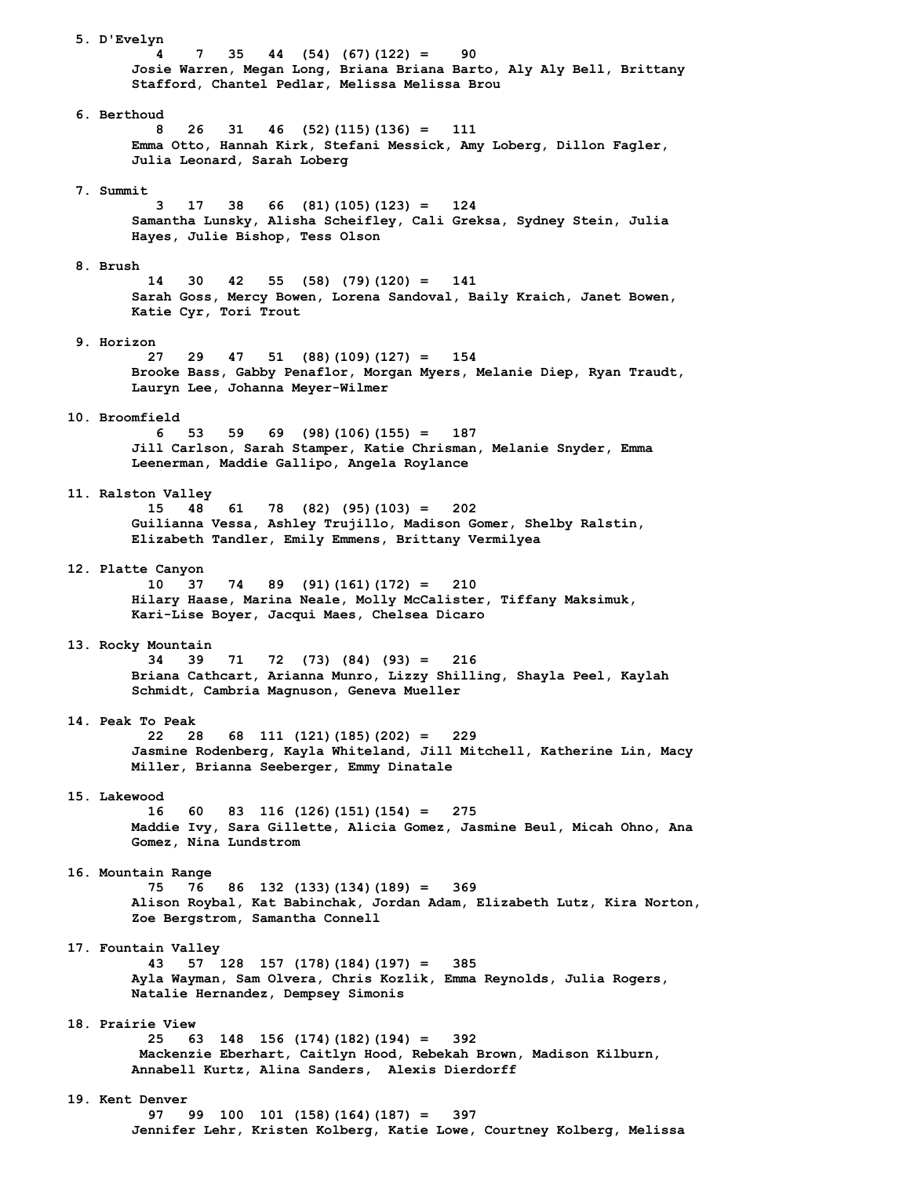5. D'Evelyn
   4 7 35 44 (54) (67)(122) = 90
   Josie Warren, Megan Long, Briana Briana Barto, Aly Aly Bell, Brittany Stafford, Chantel Pedlar, Melissa Melissa Brou

6. Berthoud
   8 26 31 46 (52)(115)(136) = 111
   Emma Otto, Hannah Kirk, Stefani Messick, Amy Loberg, Dillon Fagler, Julia Leonard, Sarah Loberg

7. Summit
   3 17 38 66 (81)(105)(123) = 124
   Samantha Lunsky, Alisha Scheifley, Cali Greksa, Sydney Stein, Julia Hayes, Julie Bishop, Tess Olson

8. Brush
   14 30 42 55 (58) (79)(120) = 141
   Sarah Goss, Mercy Bowen, Lorena Sandoval, Baily Kraich, Janet Bowen, Katie Cyr, Tori Trout

9. Horizon
   27 29 47 51 (88)(109)(127) = 154
   Brooke Bass, Gabby Penaflor, Morgan Myers, Melanie Diep, Ryan Traudt, Lauryn Lee, Johanna Meyer-Wilmer

10. Broomfield
    6 53 59 69 (98)(106)(155) = 187
    Jill Carlson, Sarah Stamper, Katie Chrisman, Melanie Snyder, Emma Leenerman, Maddie Gallipo, Angela Roylance

11. Ralston Valley
    15 48 61 78 (82) (95)(103) = 202
    Guilianna Vessa, Ashley Trujillo, Madison Gomer, Shelby Ralstin, Elizabeth Tandler, Emily Emmens, Brittany Vermilyea

12. Platte Canyon
    10 37 74 89 (91)(161)(172) = 210
    Hilary Haase, Marina Neale, Molly McCalister, Tiffany Maksimuk, Kari-Lise Boyer, Jacqui Maes, Chelsea Dicaro

13. Rocky Mountain
    34 39 71 72 (73) (84) (93) = 216
    Briana Cathcart, Arianna Munro, Lizzy Shilling, Shayla Peel, Kaylah Schmidt, Cambria Magnuson, Geneva Mueller

14. Peak To Peak
    22 28 68 111 (121)(185)(202) = 229
    Jasmine Rodenberg, Kayla Whiteland, Jill Mitchell, Katherine Lin, Macy Miller, Brianna Seeberger, Emmy Dinatale

15. Lakewood
    16 60 83 116 (126)(151)(154) = 275
    Maddie Ivy, Sara Gillette, Alicia Gomez, Jasmine Beul, Micah Ohno, Ana Gomez, Nina Lundstrom

16. Mountain Range
    75 76 86 132 (133)(134)(189) = 369
    Alison Roybal, Kat Babinchak, Jordan Adam, Elizabeth Lutz, Kira Norton, Zoe Bergstrom, Samantha Connell

17. Fountain Valley
    43 57 128 157 (178)(184)(197) = 385
    Ayla Wayman, Sam Olvera, Chris Kozlik, Emma Reynolds, Julia Rogers, Natalie Hernandez, Dempsey Simonis

18. Prairie View
    25 63 148 156 (174)(182)(194) = 392
    Mackenzie Eberhart, Caitlyn Hood, Rebekah Brown, Madison Kilburn, Annabell Kurtz, Alina Sanders, Alexis Dierdorff

19. Kent Denver
    97 99 100 101 (158)(164)(187) = 397
    Jennifer Lehr, Kristen Kolberg, Katie Lowe, Courtney Kolberg, Melissa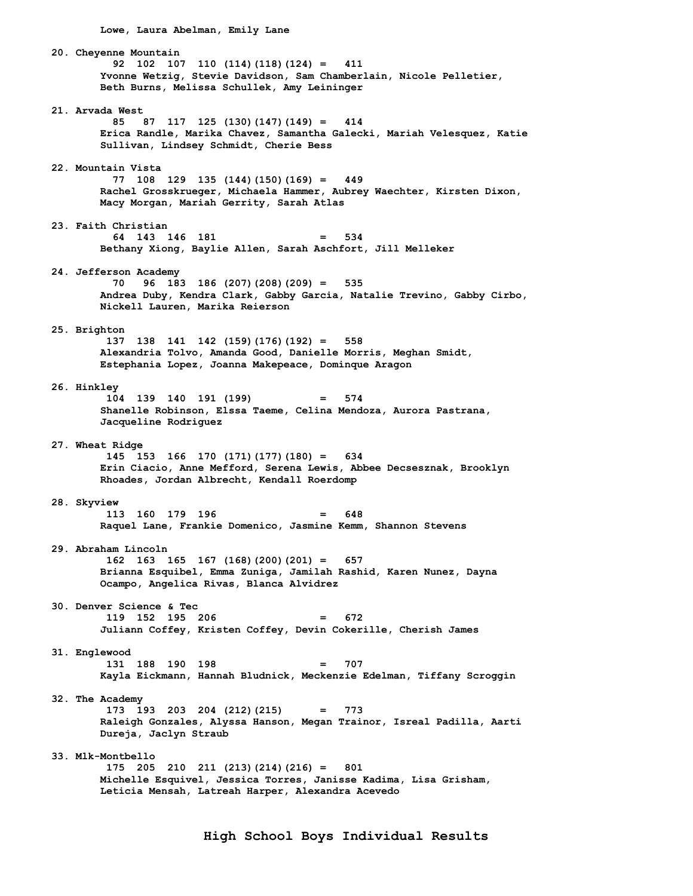Lowe, Laura Abelman, Emily Lane

20. Cheyenne Mountain
    92  102  107  110 (114)(118)(124) =   411
    Yvonne Wetzig, Stevie Davidson, Sam Chamberlain, Nicole Pelletier, Beth Burns, Melissa Schullek, Amy Leininger

21. Arvada West
    85   87  117  125 (130)(147)(149) =   414
    Erica Randle, Marika Chavez, Samantha Galecki, Mariah Velesquez, Katie Sullivan, Lindsey Schmidt, Cherie Bess

22. Mountain Vista
    77  108  129  135 (144)(150)(169) =   449
    Rachel Grosskrueger, Michaela Hammer, Aubrey Waechter, Kirsten Dixon, Macy Morgan, Mariah Gerrity, Sarah Atlas

23. Faith Christian
    64  143  146  181                 =   534
    Bethany Xiong, Baylie Allen, Sarah Aschfort, Jill Melleker

24. Jefferson Academy
    70   96  183  186 (207)(208)(209) =   535
    Andrea Duby, Kendra Clark, Gabby Garcia, Natalie Trevino, Gabby Cirbo, Nickell Lauren, Marika Reierson

25. Brighton
    137  138  141  142 (159)(176)(192) =   558
    Alexandria Tolvo, Amanda Good, Danielle Morris, Meghan Smidt, Estephania Lopez, Joanna Makepeace, Dominque Aragon

26. Hinkley
    104  139  140  191 (199)           =   574
    Shanelle Robinson, Elssa Taeme, Celina Mendoza, Aurora Pastrana, Jacqueline Rodriguez

27. Wheat Ridge
    145  153  166  170 (171)(177)(180) =   634
    Erin Ciacio, Anne Mefford, Serena Lewis, Abbee Decsesznak, Brooklyn Rhoades, Jordan Albrecht, Kendall Roerdomp

28. Skyview
    113  160  179  196                 =   648
    Raquel Lane, Frankie Domenico, Jasmine Kemm, Shannon Stevens

29. Abraham Lincoln
    162  163  165  167 (168)(200)(201) =   657
    Brianna Esquibel, Emma Zuniga, Jamilah Rashid, Karen Nunez, Dayna Ocampo, Angelica Rivas, Blanca Alvidrez

30. Denver Science & Tec
    119  152  195  206                 =   672
    Juliann Coffey, Kristen Coffey, Devin Cokerille, Cherish James

31. Englewood
    131  188  190  198                 =   707
    Kayla Eickmann, Hannah Bludnick, Meckenzie Edelman, Tiffany Scroggin

32. The Academy
    173  193  203  204 (212)(215)      =   773
    Raleigh Gonzales, Alyssa Hanson, Megan Trainor, Isreal Padilla, Aarti Dureja, Jaclyn Straub

33. Mlk-Montbello
    175  205  210  211 (213)(214)(216) =   801
    Michelle Esquivel, Jessica Torres, Janisse Kadima, Lisa Grisham, Leticia Mensah, Latreah Harper, Alexandra Acevedo

## High School Boys Individual Results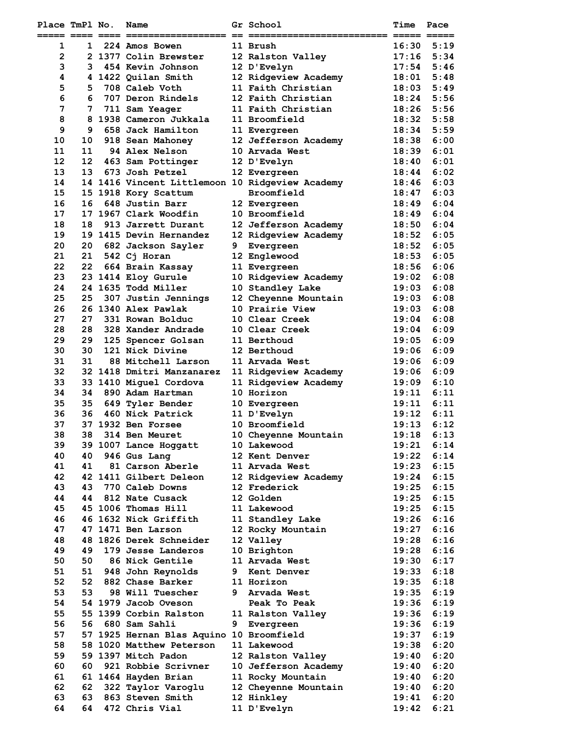| Place | TmPl | No. | Name | Gr | School | Time | Pace |
|---|---|---|---|---|---|---|---|
| 1 | 1 | 224 | Amos Bowen | 11 | Brush | 16:30 | 5:19 |
| 2 | 2 | 1377 | Colin Brewster | 12 | Ralston Valley | 17:16 | 5:34 |
| 3 | 3 | 454 | Kevin Johnson | 12 | D'Evelyn | 17:54 | 5:46 |
| 4 | 4 | 1422 | Quilan Smith | 12 | Ridgeview Academy | 18:01 | 5:48 |
| 5 | 5 | 708 | Caleb Voth | 11 | Faith Christian | 18:03 | 5:49 |
| 6 | 6 | 707 | Deron Rindels | 12 | Faith Christian | 18:24 | 5:56 |
| 7 | 7 | 711 | Sam Yeager | 11 | Faith Christian | 18:26 | 5:56 |
| 8 | 8 | 1938 | Cameron Jukkala | 11 | Broomfield | 18:32 | 5:58 |
| 9 | 9 | 658 | Jack Hamilton | 11 | Evergreen | 18:34 | 5:59 |
| 10 | 10 | 918 | Sean Mahoney | 12 | Jefferson Academy | 18:38 | 6:00 |
| 11 | 11 | 94 | Alex Nelson | 10 | Arvada West | 18:39 | 6:01 |
| 12 | 12 | 463 | Sam Pottinger | 12 | D'Evelyn | 18:40 | 6:01 |
| 13 | 13 | 673 | Josh Petzel | 12 | Evergreen | 18:44 | 6:02 |
| 14 | 14 | 1416 | Vincent Littlemoon | 10 | Ridgeview Academy | 18:46 | 6:03 |
| 15 | 15 | 1918 | Kory Scattum | | Broomfield | 18:47 | 6:03 |
| 16 | 16 | 648 | Justin Barr | 12 | Evergreen | 18:49 | 6:04 |
| 17 | 17 | 1967 | Clark Woodfin | 10 | Broomfield | 18:49 | 6:04 |
| 18 | 18 | 913 | Jarrett Durant | 12 | Jefferson Academy | 18:50 | 6:04 |
| 19 | 19 | 1415 | Devin Hernandez | 12 | Ridgeview Academy | 18:52 | 6:05 |
| 20 | 20 | 682 | Jackson Sayler | 9 | Evergreen | 18:52 | 6:05 |
| 21 | 21 | 542 | Cj Horan | 12 | Englewood | 18:53 | 6:05 |
| 22 | 22 | 664 | Brain Kassay | 11 | Evergreen | 18:56 | 6:06 |
| 23 | 23 | 1414 | Eloy Gurule | 10 | Ridgeview Academy | 19:02 | 6:08 |
| 24 | 24 | 1635 | Todd Miller | 10 | Standley Lake | 19:03 | 6:08 |
| 25 | 25 | 307 | Justin Jennings | 12 | Cheyenne Mountain | 19:03 | 6:08 |
| 26 | 26 | 1340 | Alex Pawlak | 10 | Prairie View | 19:03 | 6:08 |
| 27 | 27 | 331 | Rowan Bolduc | 10 | Clear Creek | 19:04 | 6:08 |
| 28 | 28 | 328 | Xander Andrade | 10 | Clear Creek | 19:04 | 6:09 |
| 29 | 29 | 125 | Spencer Golsan | 11 | Berthoud | 19:05 | 6:09 |
| 30 | 30 | 121 | Nick Divine | 12 | Berthoud | 19:06 | 6:09 |
| 31 | 31 | 88 | Mitchell Larson | 11 | Arvada West | 19:06 | 6:09 |
| 32 | 32 | 1418 | Dmitri Manzanarez | 11 | Ridgeview Academy | 19:06 | 6:09 |
| 33 | 33 | 1410 | Miguel Cordova | 11 | Ridgeview Academy | 19:09 | 6:10 |
| 34 | 34 | 890 | Adam Hartman | 10 | Horizon | 19:11 | 6:11 |
| 35 | 35 | 649 | Tyler Bender | 10 | Evergreen | 19:11 | 6:11 |
| 36 | 36 | 460 | Nick Patrick | 11 | D'Evelyn | 19:12 | 6:11 |
| 37 | 37 | 1932 | Ben Forsee | 10 | Broomfield | 19:13 | 6:12 |
| 38 | 38 | 314 | Ben Meuret | 10 | Cheyenne Mountain | 19:18 | 6:13 |
| 39 | 39 | 1007 | Lance Hoggatt | 10 | Lakewood | 19:21 | 6:14 |
| 40 | 40 | 946 | Gus Lang | 12 | Kent Denver | 19:22 | 6:14 |
| 41 | 41 | 81 | Carson Aberle | 11 | Arvada West | 19:23 | 6:15 |
| 42 | 42 | 1411 | Gilbert Deleon | 12 | Ridgeview Academy | 19:24 | 6:15 |
| 43 | 43 | 770 | Caleb Downs | 12 | Frederick | 19:25 | 6:15 |
| 44 | 44 | 812 | Nate Cusack | 12 | Golden | 19:25 | 6:15 |
| 45 | 45 | 1006 | Thomas Hill | 11 | Lakewood | 19:25 | 6:15 |
| 46 | 46 | 1632 | Nick Griffith | 11 | Standley Lake | 19:26 | 6:16 |
| 47 | 47 | 1471 | Ben Larson | 12 | Rocky Mountain | 19:27 | 6:16 |
| 48 | 48 | 1826 | Derek Schneider | 12 | Valley | 19:28 | 6:16 |
| 49 | 49 | 179 | Jesse Landeros | 10 | Brighton | 19:28 | 6:16 |
| 50 | 50 | 86 | Nick Gentile | 11 | Arvada West | 19:30 | 6:17 |
| 51 | 51 | 948 | John Reynolds | 9 | Kent Denver | 19:33 | 6:18 |
| 52 | 52 | 882 | Chase Barker | 11 | Horizon | 19:35 | 6:18 |
| 53 | 53 | 98 | Will Tuescher | 9 | Arvada West | 19:35 | 6:19 |
| 54 | 54 | 1979 | Jacob Oveson | | Peak To Peak | 19:36 | 6:19 |
| 55 | 55 | 1399 | Corbin Ralston | 11 | Ralston Valley | 19:36 | 6:19 |
| 56 | 56 | 680 | Sam Sahli | 9 | Evergreen | 19:36 | 6:19 |
| 57 | 57 | 1925 | Hernan Blas Aquino | 10 | Broomfield | 19:37 | 6:19 |
| 58 | 58 | 1020 | Matthew Peterson | 11 | Lakewood | 19:38 | 6:20 |
| 59 | 59 | 1397 | Mitch Padon | 12 | Ralston Valley | 19:40 | 6:20 |
| 60 | 60 | 921 | Robbie Scrivner | 10 | Jefferson Academy | 19:40 | 6:20 |
| 61 | 61 | 1464 | Hayden Brian | 11 | Rocky Mountain | 19:40 | 6:20 |
| 62 | 62 | 322 | Taylor Varoglu | 12 | Cheyenne Mountain | 19:40 | 6:20 |
| 63 | 63 | 863 | Steven Smith | 12 | Hinkley | 19:41 | 6:20 |
| 64 | 64 | 472 | Chris Vial | 11 | D'Evelyn | 19:42 | 6:21 |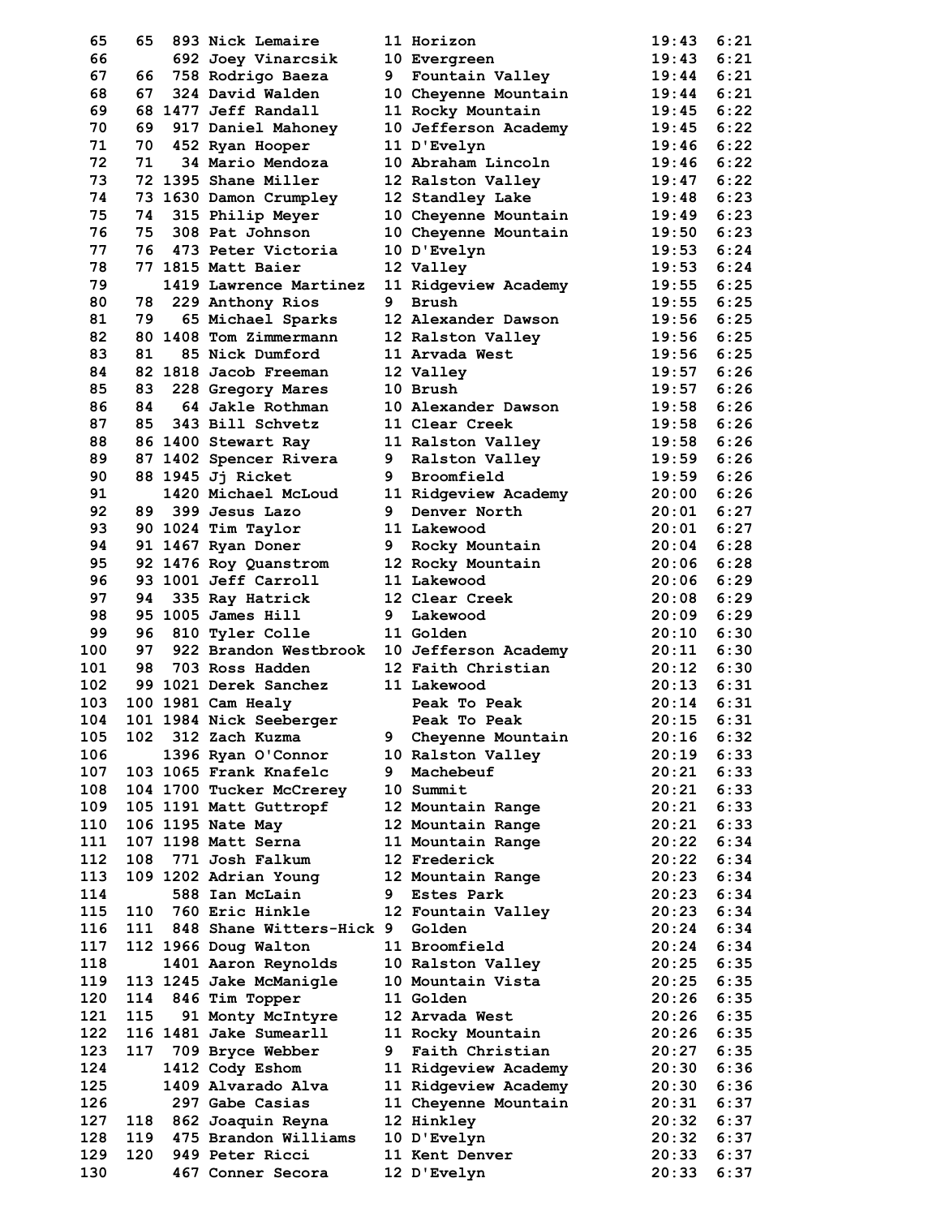| Place | Team Place | Bib | Name | Grade | School | Time | Pace |
|---|---|---|---|---|---|---|---|
| 65 | 65 | 893 | Nick Lemaire | 11 | Horizon | 19:43 | 6:21 |
| 66 | | 692 | Joey Vinarcsik | 10 | Evergreen | 19:43 | 6:21 |
| 67 | 66 | 758 | Rodrigo Baeza | 9 | Fountain Valley | 19:44 | 6:21 |
| 68 | 67 | 324 | David Walden | 10 | Cheyenne Mountain | 19:44 | 6:21 |
| 69 | 68 | 1477 | Jeff Randall | 11 | Rocky Mountain | 19:45 | 6:22 |
| 70 | 69 | 917 | Daniel Mahoney | 10 | Jefferson Academy | 19:45 | 6:22 |
| 71 | 70 | 452 | Ryan Hooper | 11 | D'Evelyn | 19:46 | 6:22 |
| 72 | 71 | 34 | Mario Mendoza | 10 | Abraham Lincoln | 19:46 | 6:22 |
| 73 | 72 | 1395 | Shane Miller | 12 | Ralston Valley | 19:47 | 6:22 |
| 74 | 73 | 1630 | Damon Crumpley | 12 | Standley Lake | 19:48 | 6:23 |
| 75 | 74 | 315 | Philip Meyer | 10 | Cheyenne Mountain | 19:49 | 6:23 |
| 76 | 75 | 308 | Pat Johnson | 10 | Cheyenne Mountain | 19:50 | 6:23 |
| 77 | 76 | 473 | Peter Victoria | 10 | D'Evelyn | 19:53 | 6:24 |
| 78 | 77 | 1815 | Matt Baier | 12 | Valley | 19:53 | 6:24 |
| 79 | | 1419 | Lawrence Martinez | 11 | Ridgeview Academy | 19:55 | 6:25 |
| 80 | 78 | 229 | Anthony Rios | 9 | Brush | 19:55 | 6:25 |
| 81 | 79 | 65 | Michael Sparks | 12 | Alexander Dawson | 19:56 | 6:25 |
| 82 | 80 | 1408 | Tom Zimmermann | 12 | Ralston Valley | 19:56 | 6:25 |
| 83 | 81 | 85 | Nick Dumford | 11 | Arvada West | 19:56 | 6:25 |
| 84 | 82 | 1818 | Jacob Freeman | 12 | Valley | 19:57 | 6:26 |
| 85 | 83 | 228 | Gregory Mares | 10 | Brush | 19:57 | 6:26 |
| 86 | 84 | 64 | Jakle Rothman | 10 | Alexander Dawson | 19:58 | 6:26 |
| 87 | 85 | 343 | Bill Schvetz | 11 | Clear Creek | 19:58 | 6:26 |
| 88 | 86 | 1400 | Stewart Ray | 11 | Ralston Valley | 19:58 | 6:26 |
| 89 | 87 | 1402 | Spencer Rivera | 9 | Ralston Valley | 19:59 | 6:26 |
| 90 | 88 | 1945 | Jj Ricket | 9 | Broomfield | 19:59 | 6:26 |
| 91 | | 1420 | Michael McLoud | 11 | Ridgeview Academy | 20:00 | 6:26 |
| 92 | 89 | 399 | Jesus Lazo | 9 | Denver North | 20:01 | 6:27 |
| 93 | 90 | 1024 | Tim Taylor | 11 | Lakewood | 20:01 | 6:27 |
| 94 | 91 | 1467 | Ryan Doner | 9 | Rocky Mountain | 20:04 | 6:28 |
| 95 | 92 | 1476 | Roy Quanstrom | 12 | Rocky Mountain | 20:06 | 6:28 |
| 96 | 93 | 1001 | Jeff Carroll | 11 | Lakewood | 20:06 | 6:29 |
| 97 | 94 | 335 | Ray Hatrick | 12 | Clear Creek | 20:08 | 6:29 |
| 98 | 95 | 1005 | James Hill | 9 | Lakewood | 20:09 | 6:29 |
| 99 | 96 | 810 | Tyler Colle | 11 | Golden | 20:10 | 6:30 |
| 100 | 97 | 922 | Brandon Westbrook | 10 | Jefferson Academy | 20:11 | 6:30 |
| 101 | 98 | 703 | Ross Hadden | 12 | Faith Christian | 20:12 | 6:30 |
| 102 | 99 | 1021 | Derek Sanchez | 11 | Lakewood | 20:13 | 6:31 |
| 103 | 100 | 1981 | Cam Healy | | Peak To Peak | 20:14 | 6:31 |
| 104 | 101 | 1984 | Nick Seeberger | | Peak To Peak | 20:15 | 6:31 |
| 105 | 102 | 312 | Zach Kuzma | 9 | Cheyenne Mountain | 20:16 | 6:32 |
| 106 | | 1396 | Ryan O'Connor | 10 | Ralston Valley | 20:19 | 6:33 |
| 107 | 103 | 1065 | Frank Knafelc | 9 | Machebeuf | 20:21 | 6:33 |
| 108 | 104 | 1700 | Tucker McCrerey | 10 | Summit | 20:21 | 6:33 |
| 109 | 105 | 1191 | Matt Guttropf | 12 | Mountain Range | 20:21 | 6:33 |
| 110 | 106 | 1195 | Nate May | 12 | Mountain Range | 20:21 | 6:33 |
| 111 | 107 | 1198 | Matt Serna | 11 | Mountain Range | 20:22 | 6:34 |
| 112 | 108 | 771 | Josh Falkum | 12 | Frederick | 20:22 | 6:34 |
| 113 | 109 | 1202 | Adrian Young | 12 | Mountain Range | 20:23 | 6:34 |
| 114 | | 588 | Ian McLain | 9 | Estes Park | 20:23 | 6:34 |
| 115 | 110 | 760 | Eric Hinkle | 12 | Fountain Valley | 20:23 | 6:34 |
| 116 | 111 | 848 | Shane Witters-Hick | 9 | Golden | 20:24 | 6:34 |
| 117 | 112 | 1966 | Doug Walton | 11 | Broomfield | 20:24 | 6:34 |
| 118 | | 1401 | Aaron Reynolds | 10 | Ralston Valley | 20:25 | 6:35 |
| 119 | 113 | 1245 | Jake McManigle | 10 | Mountain Vista | 20:25 | 6:35 |
| 120 | 114 | 846 | Tim Topper | 11 | Golden | 20:26 | 6:35 |
| 121 | 115 | 91 | Monty McIntyre | 12 | Arvada West | 20:26 | 6:35 |
| 122 | 116 | 1481 | Jake Sumearll | 11 | Rocky Mountain | 20:26 | 6:35 |
| 123 | 117 | 709 | Bryce Webber | 9 | Faith Christian | 20:27 | 6:35 |
| 124 | | 1412 | Cody Eshom | 11 | Ridgeview Academy | 20:30 | 6:36 |
| 125 | | 1409 | Alvarado Alva | 11 | Ridgeview Academy | 20:30 | 6:36 |
| 126 | | 297 | Gabe Casias | 11 | Cheyenne Mountain | 20:31 | 6:37 |
| 127 | 118 | 862 | Joaquin Reyna | 12 | Hinkley | 20:32 | 6:37 |
| 128 | 119 | 475 | Brandon Williams | 10 | D'Evelyn | 20:32 | 6:37 |
| 129 | 120 | 949 | Peter Ricci | 11 | Kent Denver | 20:33 | 6:37 |
| 130 | | 467 | Conner Secora | 12 | D'Evelyn | 20:33 | 6:37 |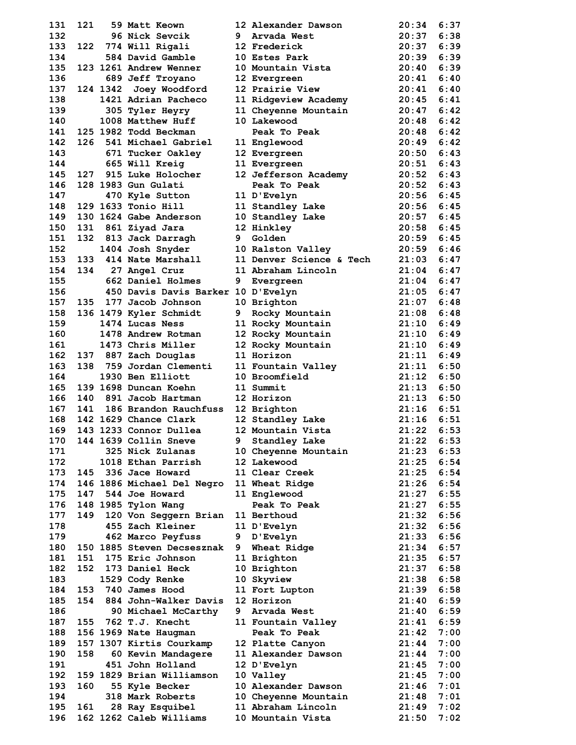| Place | Team Place | Bib | Name | Grade | School | Time | Pace |
|---|---|---|---|---|---|---|---|
| 131 | 121 | 59 | Matt Keown | 12 | Alexander Dawson | 20:34 | 6:37 |
| 132 | | 96 | Nick Sevcik | 9 | Arvada West | 20:37 | 6:38 |
| 133 | 122 | 774 | Will Rigali | 12 | Frederick | 20:37 | 6:39 |
| 134 | | 584 | David Gamble | 10 | Estes Park | 20:39 | 6:39 |
| 135 | 123 | 1261 | Andrew Wenner | 10 | Mountain Vista | 20:40 | 6:39 |
| 136 | | 689 | Jeff Troyano | 12 | Evergreen | 20:41 | 6:40 |
| 137 | 124 | 1342 | Joey Woodford | 12 | Prairie View | 20:41 | 6:40 |
| 138 | | 1421 | Adrian Pacheco | 11 | Ridgeview Academy | 20:45 | 6:41 |
| 139 | | 305 | Tyler Heyry | 11 | Cheyenne Mountain | 20:47 | 6:42 |
| 140 | | 1008 | Matthew Huff | 10 | Lakewood | 20:48 | 6:42 |
| 141 | 125 | 1982 | Todd Beckman | | Peak To Peak | 20:48 | 6:42 |
| 142 | 126 | 541 | Michael Gabriel | 11 | Englewood | 20:49 | 6:42 |
| 143 | | 671 | Tucker Oakley | 12 | Evergreen | 20:50 | 6:43 |
| 144 | | 665 | Will Kreig | 11 | Evergreen | 20:51 | 6:43 |
| 145 | 127 | 915 | Luke Holocher | 12 | Jefferson Academy | 20:52 | 6:43 |
| 146 | 128 | 1983 | Gun Gulati | | Peak To Peak | 20:52 | 6:43 |
| 147 | | 470 | Kyle Sutton | 11 | D'Evelyn | 20:56 | 6:45 |
| 148 | 129 | 1633 | Tonio Hill | 11 | Standley Lake | 20:56 | 6:45 |
| 149 | 130 | 1624 | Gabe Anderson | 10 | Standley Lake | 20:57 | 6:45 |
| 150 | 131 | 861 | Ziyad Jara | 12 | Hinkley | 20:58 | 6:45 |
| 151 | 132 | 813 | Jack Darragh | 9 | Golden | 20:59 | 6:45 |
| 152 | | 1404 | Josh Snyder | 10 | Ralston Valley | 20:59 | 6:46 |
| 153 | 133 | 414 | Nate Marshall | 11 | Denver Science & Tech | 21:03 | 6:47 |
| 154 | 134 | 27 | Angel Cruz | 11 | Abraham Lincoln | 21:04 | 6:47 |
| 155 | | 662 | Daniel Holmes | 9 | Evergreen | 21:04 | 6:47 |
| 156 | | 450 | Davis Davis Barker | 10 | D'Evelyn | 21:05 | 6:47 |
| 157 | 135 | 177 | Jacob Johnson | 10 | Brighton | 21:07 | 6:48 |
| 158 | 136 | 1479 | Kyler Schmidt | 9 | Rocky Mountain | 21:08 | 6:48 |
| 159 | | 1474 | Lucas Ness | 11 | Rocky Mountain | 21:10 | 6:49 |
| 160 | | 1478 | Andrew Rotman | 12 | Rocky Mountain | 21:10 | 6:49 |
| 161 | | 1473 | Chris Miller | 12 | Rocky Mountain | 21:10 | 6:49 |
| 162 | 137 | 887 | Zach Douglas | 11 | Horizon | 21:11 | 6:49 |
| 163 | 138 | 759 | Jordan Clementi | 11 | Fountain Valley | 21:11 | 6:50 |
| 164 | | 1930 | Ben Elliott | 10 | Broomfield | 21:12 | 6:50 |
| 165 | 139 | 1698 | Duncan Koehn | 11 | Summit | 21:13 | 6:50 |
| 166 | 140 | 891 | Jacob Hartman | 12 | Horizon | 21:13 | 6:50 |
| 167 | 141 | 186 | Brandon Rauchfuss | 12 | Brighton | 21:16 | 6:51 |
| 168 | 142 | 1629 | Chance Clark | 12 | Standley Lake | 21:16 | 6:51 |
| 169 | 143 | 1233 | Connor Dullea | 12 | Mountain Vista | 21:22 | 6:53 |
| 170 | 144 | 1639 | Collin Sneve | 9 | Standley Lake | 21:22 | 6:53 |
| 171 | | 325 | Nick Zulanas | 10 | Cheyenne Mountain | 21:23 | 6:53 |
| 172 | | 1018 | Ethan Parrish | 12 | Lakewood | 21:25 | 6:54 |
| 173 | 145 | 336 | Jace Howard | 11 | Clear Creek | 21:25 | 6:54 |
| 174 | 146 | 1886 | Michael Del Negro | 11 | Wheat Ridge | 21:26 | 6:54 |
| 175 | 147 | 544 | Joe Howard | 11 | Englewood | 21:27 | 6:55 |
| 176 | 148 | 1985 | Tylon Wang | | Peak To Peak | 21:27 | 6:55 |
| 177 | 149 | 120 | Von Seggern Brian | 11 | Berthoud | 21:32 | 6:56 |
| 178 | | 455 | Zach Kleiner | 11 | D'Evelyn | 21:32 | 6:56 |
| 179 | | 462 | Marco Peyfuss | 9 | D'Evelyn | 21:33 | 6:56 |
| 180 | 150 | 1885 | Steven Decsesznak | 9 | Wheat Ridge | 21:34 | 6:57 |
| 181 | 151 | 175 | Eric Johnson | 11 | Brighton | 21:35 | 6:57 |
| 182 | 152 | 173 | Daniel Heck | 10 | Brighton | 21:37 | 6:58 |
| 183 | | 1529 | Cody Renke | 10 | Skyview | 21:38 | 6:58 |
| 184 | 153 | 740 | James Hood | 11 | Fort Lupton | 21:39 | 6:58 |
| 185 | 154 | 884 | John-Walker Davis | 12 | Horizon | 21:40 | 6:59 |
| 186 | | 90 | Michael McCarthy | 9 | Arvada West | 21:40 | 6:59 |
| 187 | 155 | 762 | T.J. Knecht | 11 | Fountain Valley | 21:41 | 6:59 |
| 188 | 156 | 1969 | Nate Haugman | | Peak To Peak | 21:42 | 7:00 |
| 189 | 157 | 1307 | Kirtis Courkamp | 12 | Platte Canyon | 21:44 | 7:00 |
| 190 | 158 | 60 | Kevin Mandagere | 11 | Alexander Dawson | 21:44 | 7:00 |
| 191 | | 451 | John Holland | 12 | D'Evelyn | 21:45 | 7:00 |
| 192 | 159 | 1829 | Brian Williamson | 10 | Valley | 21:45 | 7:00 |
| 193 | 160 | 55 | Kyle Becker | 10 | Alexander Dawson | 21:46 | 7:01 |
| 194 | | 318 | Mark Roberts | 10 | Cheyenne Mountain | 21:48 | 7:01 |
| 195 | 161 | 28 | Ray Esquibel | 11 | Abraham Lincoln | 21:49 | 7:02 |
| 196 | 162 | 1262 | Caleb Williams | 10 | Mountain Vista | 21:50 | 7:02 |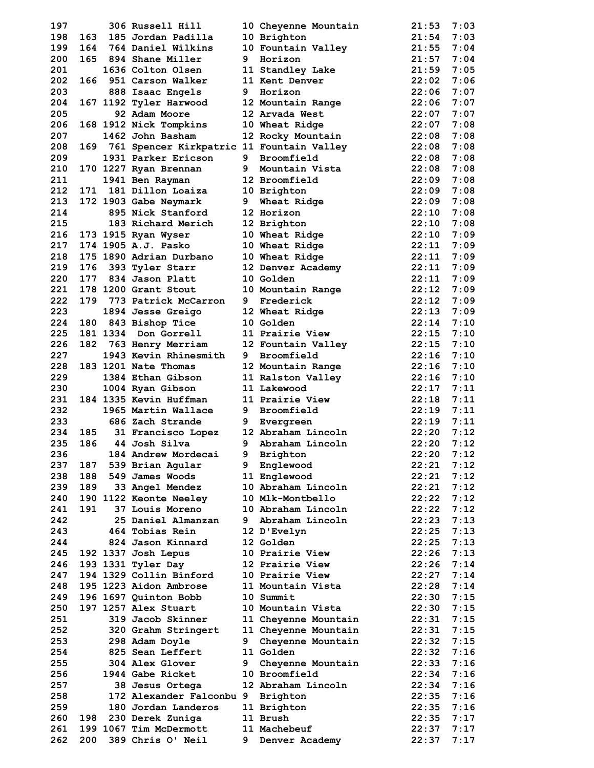| Place | Team Place | Bib | Name | Yr | School | Time | Pace |
|---|---|---|---|---|---|---|---|
| 197 | | 306 | Russell Hill | 10 | Cheyenne Mountain | 21:53 | 7:03 |
| 198 | 163 | 185 | Jordan Padilla | 10 | Brighton | 21:54 | 7:03 |
| 199 | 164 | 764 | Daniel Wilkins | 10 | Fountain Valley | 21:55 | 7:04 |
| 200 | 165 | 894 | Shane Miller | 9 | Horizon | 21:57 | 7:04 |
| 201 | | 1636 | Colton Olsen | 11 | Standley Lake | 21:59 | 7:05 |
| 202 | 166 | 951 | Carson Walker | 11 | Kent Denver | 22:02 | 7:06 |
| 203 | | 888 | Isaac Engels | 9 | Horizon | 22:06 | 7:07 |
| 204 | 167 | 1192 | Tyler Harwood | 12 | Mountain Range | 22:06 | 7:07 |
| 205 | | 92 | Adam Moore | 12 | Arvada West | 22:07 | 7:07 |
| 206 | 168 | 1912 | Nick Tompkins | 10 | Wheat Ridge | 22:07 | 7:08 |
| 207 | | 1462 | John Basham | 12 | Rocky Mountain | 22:08 | 7:08 |
| 208 | 169 | 761 | Spencer Kirkpatric | 11 | Fountain Valley | 22:08 | 7:08 |
| 209 | | 1931 | Parker Ericson | 9 | Broomfield | 22:08 | 7:08 |
| 210 | 170 | 1227 | Ryan Brennan | 9 | Mountain Vista | 22:08 | 7:08 |
| 211 | | 1941 | Ben Rayman | 12 | Broomfield | 22:09 | 7:08 |
| 212 | 171 | 181 | Dillon Loaiza | 10 | Brighton | 22:09 | 7:08 |
| 213 | 172 | 1903 | Gabe Neymark | 9 | Wheat Ridge | 22:09 | 7:08 |
| 214 | | 895 | Nick Stanford | 12 | Horizon | 22:10 | 7:08 |
| 215 | | 183 | Richard Merich | 12 | Brighton | 22:10 | 7:08 |
| 216 | 173 | 1915 | Ryan Wyser | 10 | Wheat Ridge | 22:10 | 7:09 |
| 217 | 174 | 1905 | A.J. Pasko | 10 | Wheat Ridge | 22:11 | 7:09 |
| 218 | 175 | 1890 | Adrian Durbano | 10 | Wheat Ridge | 22:11 | 7:09 |
| 219 | 176 | 393 | Tyler Starr | 12 | Denver Academy | 22:11 | 7:09 |
| 220 | 177 | 834 | Jason Platt | 10 | Golden | 22:11 | 7:09 |
| 221 | 178 | 1200 | Grant Stout | 10 | Mountain Range | 22:12 | 7:09 |
| 222 | 179 | 773 | Patrick McCarron | 9 | Frederick | 22:12 | 7:09 |
| 223 | | 1894 | Jesse Greigo | 12 | Wheat Ridge | 22:13 | 7:09 |
| 224 | 180 | 843 | Bishop Tice | 10 | Golden | 22:14 | 7:10 |
| 225 | 181 | 1334 | Don Gorrell | 11 | Prairie View | 22:15 | 7:10 |
| 226 | 182 | 763 | Henry Merriam | 12 | Fountain Valley | 22:15 | 7:10 |
| 227 | | 1943 | Kevin Rhinesmith | 9 | Broomfield | 22:16 | 7:10 |
| 228 | 183 | 1201 | Nate Thomas | 12 | Mountain Range | 22:16 | 7:10 |
| 229 | | 1384 | Ethan Gibson | 11 | Ralston Valley | 22:16 | 7:10 |
| 230 | | 1004 | Ryan Gibson | 11 | Lakewood | 22:17 | 7:11 |
| 231 | 184 | 1335 | Kevin Huffman | 11 | Prairie View | 22:18 | 7:11 |
| 232 | | 1965 | Martin Wallace | 9 | Broomfield | 22:19 | 7:11 |
| 233 | | 686 | Zach Strande | 9 | Evergreen | 22:19 | 7:11 |
| 234 | 185 | 31 | Francisco Lopez | 12 | Abraham Lincoln | 22:20 | 7:12 |
| 235 | 186 | 44 | Josh Silva | 9 | Abraham Lincoln | 22:20 | 7:12 |
| 236 | | 184 | Andrew Mordecai | 9 | Brighton | 22:20 | 7:12 |
| 237 | 187 | 539 | Brian Agular | 9 | Englewood | 22:21 | 7:12 |
| 238 | 188 | 549 | James Woods | 11 | Englewood | 22:21 | 7:12 |
| 239 | 189 | 33 | Angel Mendez | 10 | Abraham Lincoln | 22:21 | 7:12 |
| 240 | 190 | 1122 | Keonte Neeley | 10 | Mlk-Montbello | 22:22 | 7:12 |
| 241 | 191 | 37 | Louis Moreno | 10 | Abraham Lincoln | 22:22 | 7:12 |
| 242 | | 25 | Daniel Almanzan | 9 | Abraham Lincoln | 22:23 | 7:13 |
| 243 | | 464 | Tobias Rein | 12 | D'Evelyn | 22:25 | 7:13 |
| 244 | | 824 | Jason Kinnard | 12 | Golden | 22:25 | 7:13 |
| 245 | 192 | 1337 | Josh Lepus | 10 | Prairie View | 22:26 | 7:13 |
| 246 | 193 | 1331 | Tyler Day | 12 | Prairie View | 22:26 | 7:14 |
| 247 | 194 | 1329 | Collin Binford | 10 | Prairie View | 22:27 | 7:14 |
| 248 | 195 | 1223 | Aidon Ambrose | 11 | Mountain Vista | 22:28 | 7:14 |
| 249 | 196 | 1697 | Quinton Bobb | 10 | Summit | 22:30 | 7:15 |
| 250 | 197 | 1257 | Alex Stuart | 10 | Mountain Vista | 22:30 | 7:15 |
| 251 | | 319 | Jacob Skinner | 11 | Cheyenne Mountain | 22:31 | 7:15 |
| 252 | | 320 | Grahm Stringert | 11 | Cheyenne Mountain | 22:31 | 7:15 |
| 253 | | 298 | Adam Doyle | 9 | Cheyenne Mountain | 22:32 | 7:15 |
| 254 | | 825 | Sean Leffert | 11 | Golden | 22:32 | 7:16 |
| 255 | | 304 | Alex Glover | 9 | Cheyenne Mountain | 22:33 | 7:16 |
| 256 | | 1944 | Gabe Ricket | 10 | Broomfield | 22:34 | 7:16 |
| 257 | | 38 | Jesus Ortega | 12 | Abraham Lincoln | 22:34 | 7:16 |
| 258 | | 172 | Alexander Falconbu | 9 | Brighton | 22:35 | 7:16 |
| 259 | | 180 | Jordan Landeros | 11 | Brighton | 22:35 | 7:16 |
| 260 | 198 | 230 | Derek Zuniga | 11 | Brush | 22:35 | 7:17 |
| 261 | 199 | 1067 | Tim McDermott | 11 | Machebeuf | 22:37 | 7:17 |
| 262 | 200 | 389 | Chris O' Neil | 9 | Denver Academy | 22:37 | 7:17 |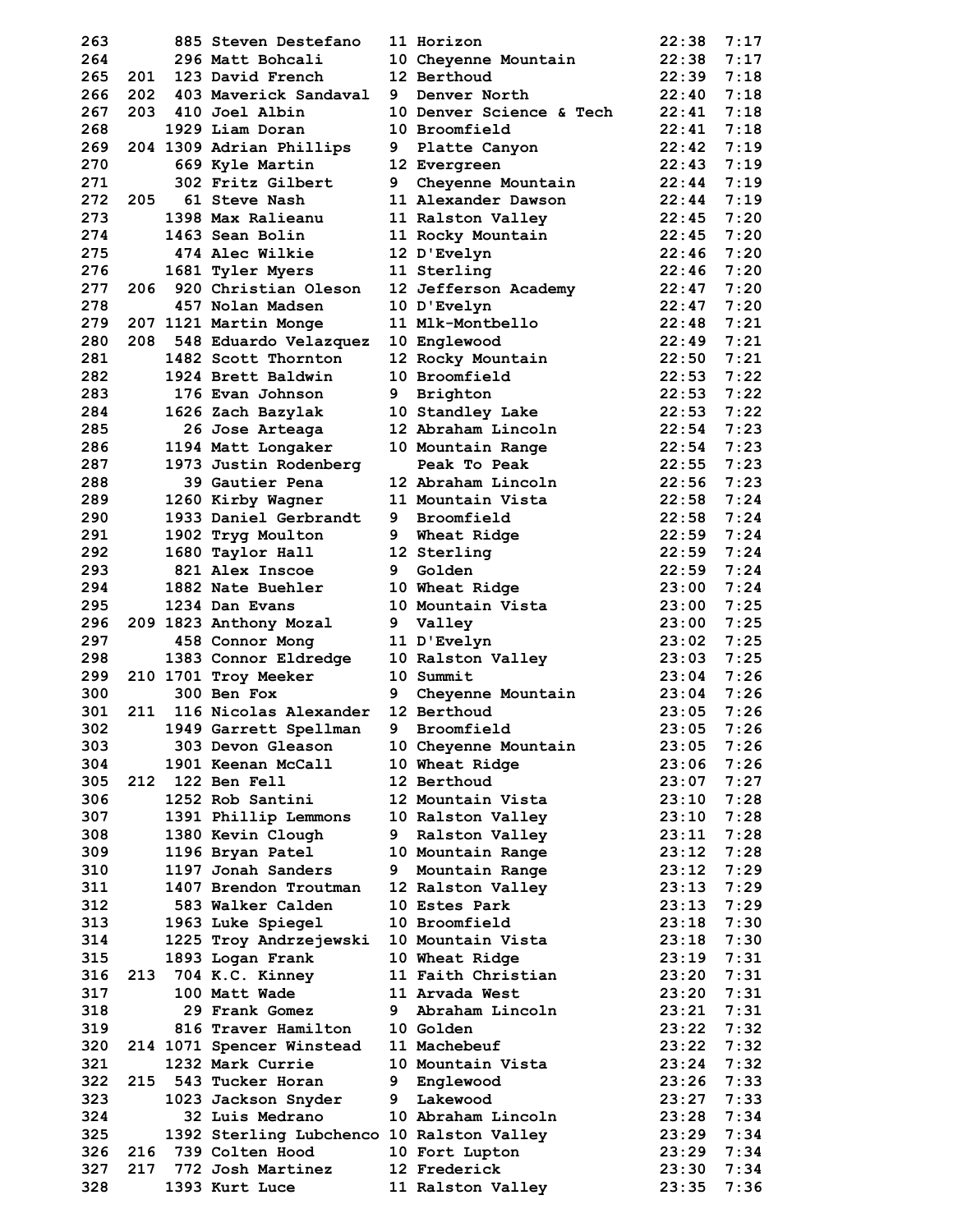| Place | Team Place | Bib | Name | Grade | School | Time | Pace |
|---|---|---|---|---|---|---|---|
| 263 | | 885 | Steven Destefano | 11 | Horizon | 22:38 | 7:17 |
| 264 | | 296 | Matt Bohcali | 10 | Cheyenne Mountain | 22:38 | 7:17 |
| 265 | 201 | 123 | David French | 12 | Berthoud | 22:39 | 7:18 |
| 266 | 202 | 403 | Maverick Sandaval | 9 | Denver North | 22:40 | 7:18 |
| 267 | 203 | 410 | Joel Albin | 10 | Denver Science & Tech | 22:41 | 7:18 |
| 268 | | 1929 | Liam Doran | 10 | Broomfield | 22:41 | 7:18 |
| 269 | 204 | 1309 | Adrian Phillips | 9 | Platte Canyon | 22:42 | 7:19 |
| 270 | | 669 | Kyle Martin | 12 | Evergreen | 22:43 | 7:19 |
| 271 | | 302 | Fritz Gilbert | 9 | Cheyenne Mountain | 22:44 | 7:19 |
| 272 | 205 | 61 | Steve Nash | 11 | Alexander Dawson | 22:44 | 7:19 |
| 273 | | 1398 | Max Ralieanu | 11 | Ralston Valley | 22:45 | 7:20 |
| 274 | | 1463 | Sean Bolin | 11 | Rocky Mountain | 22:45 | 7:20 |
| 275 | | 474 | Alec Wilkie | 12 | D'Evelyn | 22:46 | 7:20 |
| 276 | | 1681 | Tyler Myers | 11 | Sterling | 22:46 | 7:20 |
| 277 | 206 | 920 | Christian Oleson | 12 | Jefferson Academy | 22:47 | 7:20 |
| 278 | | 457 | Nolan Madsen | 10 | D'Evelyn | 22:47 | 7:20 |
| 279 | 207 | 1121 | Martin Monge | 11 | Mlk-Montbello | 22:48 | 7:21 |
| 280 | 208 | 548 | Eduardo Velazquez | 10 | Englewood | 22:49 | 7:21 |
| 281 | | 1482 | Scott Thornton | 12 | Rocky Mountain | 22:50 | 7:21 |
| 282 | | 1924 | Brett Baldwin | 10 | Broomfield | 22:53 | 7:22 |
| 283 | | 176 | Evan Johnson | 9 | Brighton | 22:53 | 7:22 |
| 284 | | 1626 | Zach Bazylak | 10 | Standley Lake | 22:53 | 7:22 |
| 285 | | 26 | Jose Arteaga | 12 | Abraham Lincoln | 22:54 | 7:23 |
| 286 | | 1194 | Matt Longaker | 10 | Mountain Range | 22:54 | 7:23 |
| 287 | | 1973 | Justin Rodenberg | | Peak To Peak | 22:55 | 7:23 |
| 288 | | 39 | Gautier Pena | 12 | Abraham Lincoln | 22:56 | 7:23 |
| 289 | | 1260 | Kirby Wagner | 11 | Mountain Vista | 22:58 | 7:24 |
| 290 | | 1933 | Daniel Gerbrandt | 9 | Broomfield | 22:58 | 7:24 |
| 291 | | 1902 | Tryg Moulton | 9 | Wheat Ridge | 22:59 | 7:24 |
| 292 | | 1680 | Taylor Hall | 12 | Sterling | 22:59 | 7:24 |
| 293 | | 821 | Alex Inscoe | 9 | Golden | 22:59 | 7:24 |
| 294 | | 1882 | Nate Buehler | 10 | Wheat Ridge | 23:00 | 7:24 |
| 295 | | 1234 | Dan Evans | 10 | Mountain Vista | 23:00 | 7:25 |
| 296 | 209 | 1823 | Anthony Mozal | 9 | Valley | 23:00 | 7:25 |
| 297 | | 458 | Connor Mong | 11 | D'Evelyn | 23:02 | 7:25 |
| 298 | | 1383 | Connor Eldredge | 10 | Ralston Valley | 23:03 | 7:25 |
| 299 | 210 | 1701 | Troy Meeker | 10 | Summit | 23:04 | 7:26 |
| 300 | | 300 | Ben Fox | 9 | Cheyenne Mountain | 23:04 | 7:26 |
| 301 | 211 | 116 | Nicolas Alexander | 12 | Berthoud | 23:05 | 7:26 |
| 302 | | 1949 | Garrett Spellman | 9 | Broomfield | 23:05 | 7:26 |
| 303 | | 303 | Devon Gleason | 10 | Cheyenne Mountain | 23:05 | 7:26 |
| 304 | | 1901 | Keenan McCall | 10 | Wheat Ridge | 23:06 | 7:26 |
| 305 | 212 | 122 | Ben Fell | 12 | Berthoud | 23:07 | 7:27 |
| 306 | | 1252 | Rob Santini | 12 | Mountain Vista | 23:10 | 7:28 |
| 307 | | 1391 | Phillip Lemmons | 10 | Ralston Valley | 23:10 | 7:28 |
| 308 | | 1380 | Kevin Clough | 9 | Ralston Valley | 23:11 | 7:28 |
| 309 | | 1196 | Bryan Patel | 10 | Mountain Range | 23:12 | 7:28 |
| 310 | | 1197 | Jonah Sanders | 9 | Mountain Range | 23:12 | 7:29 |
| 311 | | 1407 | Brendon Troutman | 12 | Ralston Valley | 23:13 | 7:29 |
| 312 | | 583 | Walker Calden | 10 | Estes Park | 23:13 | 7:29 |
| 313 | | 1963 | Luke Spiegel | 10 | Broomfield | 23:18 | 7:30 |
| 314 | | 1225 | Troy Andrzejewski | 10 | Mountain Vista | 23:18 | 7:30 |
| 315 | | 1893 | Logan Frank | 10 | Wheat Ridge | 23:19 | 7:31 |
| 316 | 213 | 704 | K.C. Kinney | 11 | Faith Christian | 23:20 | 7:31 |
| 317 | | 100 | Matt Wade | 11 | Arvada West | 23:20 | 7:31 |
| 318 | | 29 | Frank Gomez | 9 | Abraham Lincoln | 23:21 | 7:31 |
| 319 | | 816 | Traver Hamilton | 10 | Golden | 23:22 | 7:32 |
| 320 | 214 | 1071 | Spencer Winstead | 11 | Machebeuf | 23:22 | 7:32 |
| 321 | | 1232 | Mark Currie | 10 | Mountain Vista | 23:24 | 7:32 |
| 322 | 215 | 543 | Tucker Horan | 9 | Englewood | 23:26 | 7:33 |
| 323 | | 1023 | Jackson Snyder | 9 | Lakewood | 23:27 | 7:33 |
| 324 | | 32 | Luis Medrano | 10 | Abraham Lincoln | 23:28 | 7:34 |
| 325 | | 1392 | Sterling Lubchenco | 10 | Ralston Valley | 23:29 | 7:34 |
| 326 | 216 | 739 | Colten Hood | 10 | Fort Lupton | 23:29 | 7:34 |
| 327 | 217 | 772 | Josh Martinez | 12 | Frederick | 23:30 | 7:34 |
| 328 | | 1393 | Kurt Luce | 11 | Ralston Valley | 23:35 | 7:36 |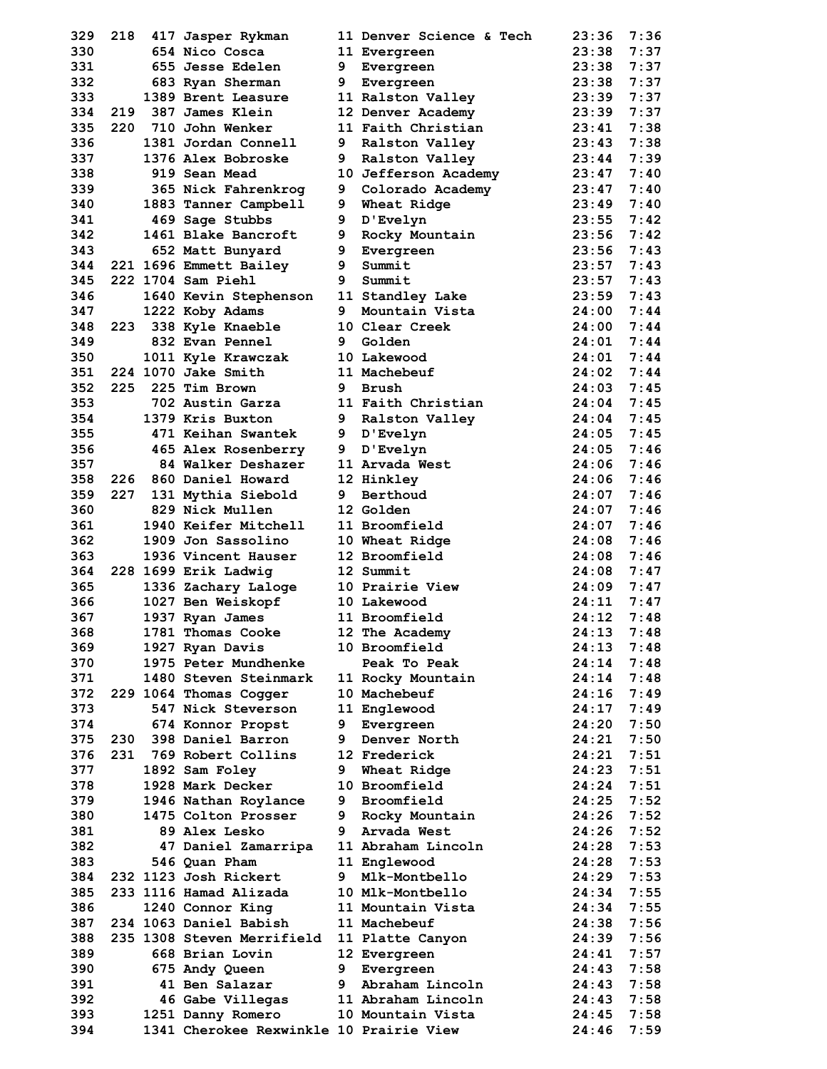| Place | Team Place | Bib | Name | Grade | School | Time | Pace |
|---|---|---|---|---|---|---|---|
| 329 | 218 | 417 | Jasper Rykman | 11 | Denver Science & Tech | 23:36 | 7:36 |
| 330 | | 654 | Nico Cosca | 11 | Evergreen | 23:38 | 7:37 |
| 331 | | 655 | Jesse Edelen | 9 | Evergreen | 23:38 | 7:37 |
| 332 | | 683 | Ryan Sherman | 9 | Evergreen | 23:38 | 7:37 |
| 333 | | 1389 | Brent Leasure | 11 | Ralston Valley | 23:39 | 7:37 |
| 334 | 219 | 387 | James Klein | 12 | Denver Academy | 23:39 | 7:37 |
| 335 | 220 | 710 | John Wenker | 11 | Faith Christian | 23:41 | 7:38 |
| 336 | | 1381 | Jordan Connell | 9 | Ralston Valley | 23:43 | 7:38 |
| 337 | | 1376 | Alex Bobroske | 9 | Ralston Valley | 23:44 | 7:39 |
| 338 | | 919 | Sean Mead | 10 | Jefferson Academy | 23:47 | 7:40 |
| 339 | | 365 | Nick Fahrenkrog | 9 | Colorado Academy | 23:47 | 7:40 |
| 340 | | 1883 | Tanner Campbell | 9 | Wheat Ridge | 23:49 | 7:40 |
| 341 | | 469 | Sage Stubbs | 9 | D'Evelyn | 23:55 | 7:42 |
| 342 | | 1461 | Blake Bancroft | 9 | Rocky Mountain | 23:56 | 7:42 |
| 343 | | 652 | Matt Bunyard | 9 | Evergreen | 23:56 | 7:43 |
| 344 | 221 | 1696 | Emmett Bailey | 9 | Summit | 23:57 | 7:43 |
| 345 | 222 | 1704 | Sam Piehl | 9 | Summit | 23:57 | 7:43 |
| 346 | | 1640 | Kevin Stephenson | 11 | Standley Lake | 23:59 | 7:43 |
| 347 | | 1222 | Koby Adams | 9 | Mountain Vista | 24:00 | 7:44 |
| 348 | 223 | 338 | Kyle Knaeble | 10 | Clear Creek | 24:00 | 7:44 |
| 349 | | 832 | Evan Pennel | 9 | Golden | 24:01 | 7:44 |
| 350 | | 1011 | Kyle Krawczak | 10 | Lakewood | 24:01 | 7:44 |
| 351 | 224 | 1070 | Jake Smith | 11 | Machebeuf | 24:02 | 7:44 |
| 352 | 225 | 225 | Tim Brown | 9 | Brush | 24:03 | 7:45 |
| 353 | | 702 | Austin Garza | 11 | Faith Christian | 24:04 | 7:45 |
| 354 | | 1379 | Kris Buxton | 9 | Ralston Valley | 24:04 | 7:45 |
| 355 | | 471 | Keihan Swantek | 9 | D'Evelyn | 24:05 | 7:45 |
| 356 | | 465 | Alex Rosenberry | 9 | D'Evelyn | 24:05 | 7:46 |
| 357 | | 84 | Walker Deshazer | 11 | Arvada West | 24:06 | 7:46 |
| 358 | 226 | 860 | Daniel Howard | 12 | Hinkley | 24:06 | 7:46 |
| 359 | 227 | 131 | Mythia Siebold | 9 | Berthoud | 24:07 | 7:46 |
| 360 | | 829 | Nick Mullen | 12 | Golden | 24:07 | 7:46 |
| 361 | | 1940 | Keifer Mitchell | 11 | Broomfield | 24:07 | 7:46 |
| 362 | | 1909 | Jon Sassolino | 10 | Wheat Ridge | 24:08 | 7:46 |
| 363 | | 1936 | Vincent Hauser | 12 | Broomfield | 24:08 | 7:46 |
| 364 | 228 | 1699 | Erik Ladwig | 12 | Summit | 24:08 | 7:47 |
| 365 | | 1336 | Zachary Laloge | 10 | Prairie View | 24:09 | 7:47 |
| 366 | | 1027 | Ben Weiskopf | 10 | Lakewood | 24:11 | 7:47 |
| 367 | | 1937 | Ryan James | 11 | Broomfield | 24:12 | 7:48 |
| 368 | | 1781 | Thomas Cooke | 12 | The Academy | 24:13 | 7:48 |
| 369 | | 1927 | Ryan Davis | 10 | Broomfield | 24:13 | 7:48 |
| 370 | | 1975 | Peter Mundhenke | | Peak To Peak | 24:14 | 7:48 |
| 371 | | 1480 | Steven Steinmark | 11 | Rocky Mountain | 24:14 | 7:48 |
| 372 | 229 | 1064 | Thomas Cogger | 10 | Machebeuf | 24:16 | 7:49 |
| 373 | | 547 | Nick Steverson | 11 | Englewood | 24:17 | 7:49 |
| 374 | | 674 | Konnor Propst | 9 | Evergreen | 24:20 | 7:50 |
| 375 | 230 | 398 | Daniel Barron | 9 | Denver North | 24:21 | 7:50 |
| 376 | 231 | 769 | Robert Collins | 12 | Frederick | 24:21 | 7:51 |
| 377 | | 1892 | Sam Foley | 9 | Wheat Ridge | 24:23 | 7:51 |
| 378 | | 1928 | Mark Decker | 10 | Broomfield | 24:24 | 7:51 |
| 379 | | 1946 | Nathan Roylance | 9 | Broomfield | 24:25 | 7:52 |
| 380 | | 1475 | Colton Prosser | 9 | Rocky Mountain | 24:26 | 7:52 |
| 381 | | 89 | Alex Lesko | 9 | Arvada West | 24:26 | 7:52 |
| 382 | | 47 | Daniel Zamarripa | 11 | Abraham Lincoln | 24:28 | 7:53 |
| 383 | | 546 | Quan Pham | 11 | Englewood | 24:28 | 7:53 |
| 384 | 232 | 1123 | Josh Rickert | 9 | Mlk-Montbello | 24:29 | 7:53 |
| 385 | 233 | 1116 | Hamad Alizada | 10 | Mlk-Montbello | 24:34 | 7:55 |
| 386 | | 1240 | Connor King | 11 | Mountain Vista | 24:34 | 7:55 |
| 387 | 234 | 1063 | Daniel Babish | 11 | Machebeuf | 24:38 | 7:56 |
| 388 | 235 | 1308 | Steven Merrifield | 11 | Platte Canyon | 24:39 | 7:56 |
| 389 | | 668 | Brian Lovin | 12 | Evergreen | 24:41 | 7:57 |
| 390 | | 675 | Andy Queen | 9 | Evergreen | 24:43 | 7:58 |
| 391 | | 41 | Ben Salazar | 9 | Abraham Lincoln | 24:43 | 7:58 |
| 392 | | 46 | Gabe Villegas | 11 | Abraham Lincoln | 24:43 | 7:58 |
| 393 | | 1251 | Danny Romero | 10 | Mountain Vista | 24:45 | 7:58 |
| 394 | | 1341 | Cherokee Rexwinkle | 10 | Prairie View | 24:46 | 7:59 |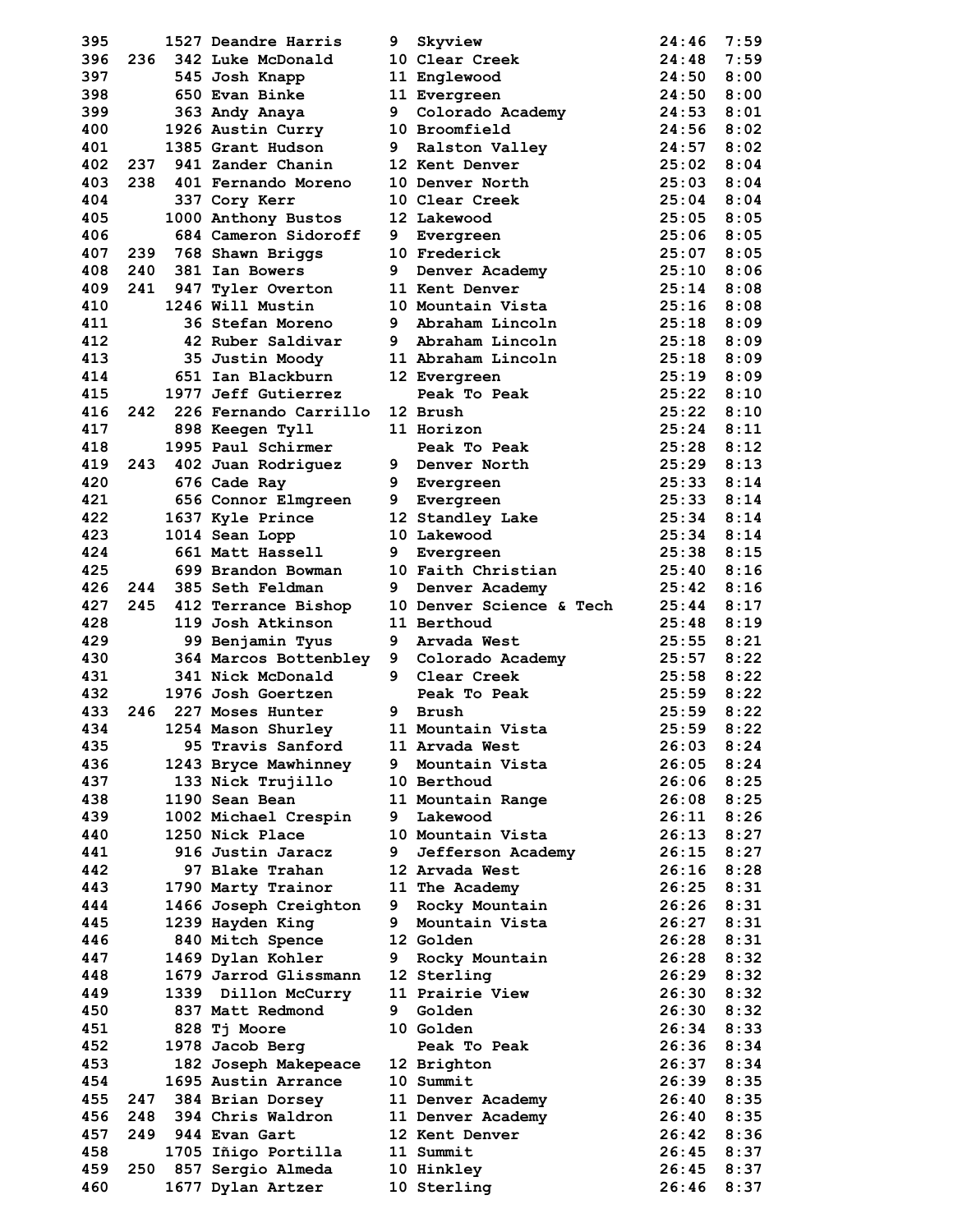| Place | Team Place | Bib | Name | Grade | School | Time | Pace |
|---|---|---|---|---|---|---|---|
| 395 | | 1527 | Deandre Harris | 9 | Skyview | 24:46 | 7:59 |
| 396 | 236 | 342 | Luke McDonald | 10 | Clear Creek | 24:48 | 7:59 |
| 397 | | 545 | Josh Knapp | 11 | Englewood | 24:50 | 8:00 |
| 398 | | 650 | Evan Binke | 11 | Evergreen | 24:50 | 8:00 |
| 399 | | 363 | Andy Anaya | 9 | Colorado Academy | 24:53 | 8:01 |
| 400 | | 1926 | Austin Curry | 10 | Broomfield | 24:56 | 8:02 |
| 401 | | 1385 | Grant Hudson | 9 | Ralston Valley | 24:57 | 8:02 |
| 402 | 237 | 941 | Zander Chanin | 12 | Kent Denver | 25:02 | 8:04 |
| 403 | 238 | 401 | Fernando Moreno | 10 | Denver North | 25:03 | 8:04 |
| 404 | | 337 | Cory Kerr | 10 | Clear Creek | 25:04 | 8:04 |
| 405 | | 1000 | Anthony Bustos | 12 | Lakewood | 25:05 | 8:05 |
| 406 | | 684 | Cameron Sidoroff | 9 | Evergreen | 25:06 | 8:05 |
| 407 | 239 | 768 | Shawn Briggs | 10 | Frederick | 25:07 | 8:05 |
| 408 | 240 | 381 | Ian Bowers | 9 | Denver Academy | 25:10 | 8:06 |
| 409 | 241 | 947 | Tyler Overton | 11 | Kent Denver | 25:14 | 8:08 |
| 410 | | 1246 | Will Mustin | 10 | Mountain Vista | 25:16 | 8:08 |
| 411 | | 36 | Stefan Moreno | 9 | Abraham Lincoln | 25:18 | 8:09 |
| 412 | | 42 | Ruber Saldivar | 9 | Abraham Lincoln | 25:18 | 8:09 |
| 413 | | 35 | Justin Moody | 11 | Abraham Lincoln | 25:18 | 8:09 |
| 414 | | 651 | Ian Blackburn | 12 | Evergreen | 25:19 | 8:09 |
| 415 | | 1977 | Jeff Gutierrez | | Peak To Peak | 25:22 | 8:10 |
| 416 | 242 | 226 | Fernando Carrillo | 12 | Brush | 25:22 | 8:10 |
| 417 | | 898 | Keegen Tyll | 11 | Horizon | 25:24 | 8:11 |
| 418 | | 1995 | Paul Schirmer | | Peak To Peak | 25:28 | 8:12 |
| 419 | 243 | 402 | Juan Rodriguez | 9 | Denver North | 25:29 | 8:13 |
| 420 | | 676 | Cade Ray | 9 | Evergreen | 25:33 | 8:14 |
| 421 | | 656 | Connor Elmgreen | 9 | Evergreen | 25:33 | 8:14 |
| 422 | | 1637 | Kyle Prince | 12 | Standley Lake | 25:34 | 8:14 |
| 423 | | 1014 | Sean Lopp | 10 | Lakewood | 25:34 | 8:14 |
| 424 | | 661 | Matt Hassell | 9 | Evergreen | 25:38 | 8:15 |
| 425 | | 699 | Brandon Bowman | 10 | Faith Christian | 25:40 | 8:16 |
| 426 | 244 | 385 | Seth Feldman | 9 | Denver Academy | 25:42 | 8:16 |
| 427 | 245 | 412 | Terrance Bishop | 10 | Denver Science & Tech | 25:44 | 8:17 |
| 428 | | 119 | Josh Atkinson | 11 | Berthoud | 25:48 | 8:19 |
| 429 | | 99 | Benjamin Tyus | 9 | Arvada West | 25:55 | 8:21 |
| 430 | | 364 | Marcos Bottenbley | 9 | Colorado Academy | 25:57 | 8:22 |
| 431 | | 341 | Nick McDonald | 9 | Clear Creek | 25:58 | 8:22 |
| 432 | | 1976 | Josh Goertzen | | Peak To Peak | 25:59 | 8:22 |
| 433 | 246 | 227 | Moses Hunter | 9 | Brush | 25:59 | 8:22 |
| 434 | | 1254 | Mason Shurley | 11 | Mountain Vista | 25:59 | 8:22 |
| 435 | | 95 | Travis Sanford | 11 | Arvada West | 26:03 | 8:24 |
| 436 | | 1243 | Bryce Mawhinney | 9 | Mountain Vista | 26:05 | 8:24 |
| 437 | | 133 | Nick Trujillo | 10 | Berthoud | 26:06 | 8:25 |
| 438 | | 1190 | Sean Bean | 11 | Mountain Range | 26:08 | 8:25 |
| 439 | | 1002 | Michael Crespin | 9 | Lakewood | 26:11 | 8:26 |
| 440 | | 1250 | Nick Place | 10 | Mountain Vista | 26:13 | 8:27 |
| 441 | | 916 | Justin Jaracz | 9 | Jefferson Academy | 26:15 | 8:27 |
| 442 | | 97 | Blake Trahan | 12 | Arvada West | 26:16 | 8:28 |
| 443 | | 1790 | Marty Trainor | 11 | The Academy | 26:25 | 8:31 |
| 444 | | 1466 | Joseph Creighton | 9 | Rocky Mountain | 26:26 | 8:31 |
| 445 | | 1239 | Hayden King | 9 | Mountain Vista | 26:27 | 8:31 |
| 446 | | 840 | Mitch Spence | 12 | Golden | 26:28 | 8:31 |
| 447 | | 1469 | Dylan Kohler | 9 | Rocky Mountain | 26:28 | 8:32 |
| 448 | | 1679 | Jarrod Glissmann | 12 | Sterling | 26:29 | 8:32 |
| 449 | | 1339 | Dillon McCurry | 11 | Prairie View | 26:30 | 8:32 |
| 450 | | 837 | Matt Redmond | 9 | Golden | 26:30 | 8:32 |
| 451 | | 828 | Tj Moore | 10 | Golden | 26:34 | 8:33 |
| 452 | | 1978 | Jacob Berg | | Peak To Peak | 26:36 | 8:34 |
| 453 | | 182 | Joseph Makepeace | 12 | Brighton | 26:37 | 8:34 |
| 454 | | 1695 | Austin Arrance | 10 | Summit | 26:39 | 8:35 |
| 455 | 247 | 384 | Brian Dorsey | 11 | Denver Academy | 26:40 | 8:35 |
| 456 | 248 | 394 | Chris Waldron | 11 | Denver Academy | 26:40 | 8:35 |
| 457 | 249 | 944 | Evan Gart | 12 | Kent Denver | 26:42 | 8:36 |
| 458 | | 1705 | Iñigo Portilla | 11 | Summit | 26:45 | 8:37 |
| 459 | 250 | 857 | Sergio Almeda | 10 | Hinkley | 26:45 | 8:37 |
| 460 | | 1677 | Dylan Artzer | 10 | Sterling | 26:46 | 8:37 |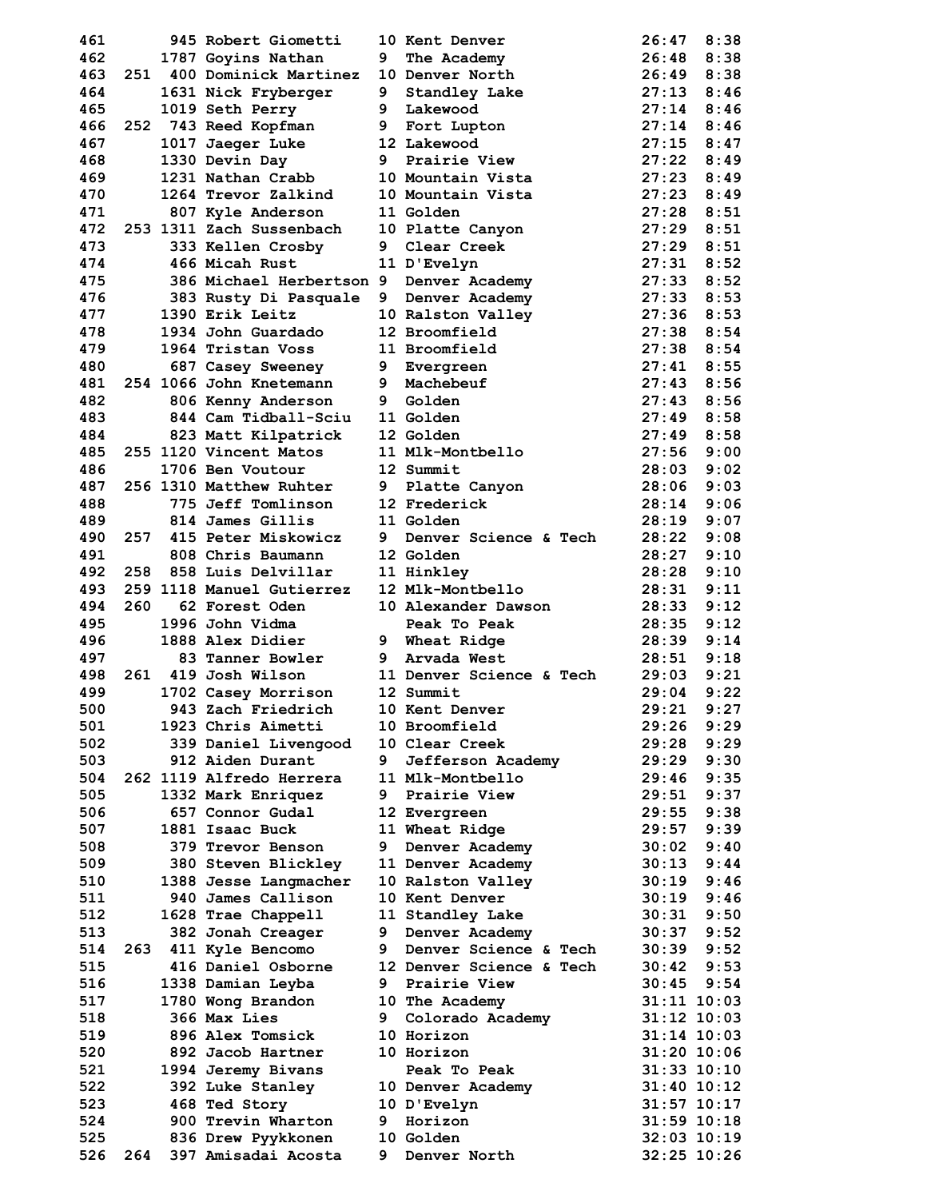| Place | Team Place | Bib | Name | Grade | School | Time | Pace |
|---|---|---|---|---|---|---|---|
| 461 | | 945 | Robert Giometti | 10 | Kent Denver | 26:47 | 8:38 |
| 462 | | 1787 | Goyins Nathan | 9 | The Academy | 26:48 | 8:38 |
| 463 | 251 | 400 | Dominick Martinez | 10 | Denver North | 26:49 | 8:38 |
| 464 | | 1631 | Nick Fryberger | 9 | Standley Lake | 27:13 | 8:46 |
| 465 | | 1019 | Seth Perry | 9 | Lakewood | 27:14 | 8:46 |
| 466 | 252 | 743 | Reed Kopfman | 9 | Fort Lupton | 27:14 | 8:46 |
| 467 | | 1017 | Jaeger Luke | 12 | Lakewood | 27:15 | 8:47 |
| 468 | | 1330 | Devin Day | 9 | Prairie View | 27:22 | 8:49 |
| 469 | | 1231 | Nathan Crabb | 10 | Mountain Vista | 27:23 | 8:49 |
| 470 | | 1264 | Trevor Zalkind | 10 | Mountain Vista | 27:23 | 8:49 |
| 471 | | 807 | Kyle Anderson | 11 | Golden | 27:28 | 8:51 |
| 472 | 253 | 1311 | Zach Sussenbach | 10 | Platte Canyon | 27:29 | 8:51 |
| 473 | | 333 | Kellen Crosby | 9 | Clear Creek | 27:29 | 8:51 |
| 474 | | 466 | Micah Rust | 11 | D'Evelyn | 27:31 | 8:52 |
| 475 | | 386 | Michael Herbertson | 9 | Denver Academy | 27:33 | 8:52 |
| 476 | | 383 | Rusty Di Pasquale | 9 | Denver Academy | 27:33 | 8:53 |
| 477 | | 1390 | Erik Leitz | 10 | Ralston Valley | 27:36 | 8:53 |
| 478 | | 1934 | John Guardado | 12 | Broomfield | 27:38 | 8:54 |
| 479 | | 1964 | Tristan Voss | 11 | Broomfield | 27:38 | 8:54 |
| 480 | | 687 | Casey Sweeney | 9 | Evergreen | 27:41 | 8:55 |
| 481 | 254 | 1066 | John Knetemann | 9 | Machebeuf | 27:43 | 8:56 |
| 482 | | 806 | Kenny Anderson | 9 | Golden | 27:43 | 8:56 |
| 483 | | 844 | Cam Tidball-Sciu | 11 | Golden | 27:49 | 8:58 |
| 484 | | 823 | Matt Kilpatrick | 12 | Golden | 27:49 | 8:58 |
| 485 | 255 | 1120 | Vincent Matos | 11 | Mlk-Montbello | 27:56 | 9:00 |
| 486 | | 1706 | Ben Voutour | 12 | Summit | 28:03 | 9:02 |
| 487 | 256 | 1310 | Matthew Ruhter | 9 | Platte Canyon | 28:06 | 9:03 |
| 488 | | 775 | Jeff Tomlinson | 12 | Frederick | 28:14 | 9:06 |
| 489 | | 814 | James Gillis | 11 | Golden | 28:19 | 9:07 |
| 490 | 257 | 415 | Peter Miskowicz | 9 | Denver Science & Tech | 28:22 | 9:08 |
| 491 | | 808 | Chris Baumann | 12 | Golden | 28:27 | 9:10 |
| 492 | 258 | 858 | Luis Delvillar | 11 | Hinkley | 28:28 | 9:10 |
| 493 | 259 | 1118 | Manuel Gutierrez | 12 | Mlk-Montbello | 28:31 | 9:11 |
| 494 | 260 | 62 | Forest Oden | 10 | Alexander Dawson | 28:33 | 9:12 |
| 495 | | 1996 | John Vidma | | Peak To Peak | 28:35 | 9:12 |
| 496 | | 1888 | Alex Didier | 9 | Wheat Ridge | 28:39 | 9:14 |
| 497 | | 83 | Tanner Bowler | 9 | Arvada West | 28:51 | 9:18 |
| 498 | 261 | 419 | Josh Wilson | 11 | Denver Science & Tech | 29:03 | 9:21 |
| 499 | | 1702 | Casey Morrison | 12 | Summit | 29:04 | 9:22 |
| 500 | | 943 | Zach Friedrich | 10 | Kent Denver | 29:21 | 9:27 |
| 501 | | 1923 | Chris Aimetti | 10 | Broomfield | 29:26 | 9:29 |
| 502 | | 339 | Daniel Livengood | 10 | Clear Creek | 29:28 | 9:29 |
| 503 | | 912 | Aiden Durant | 9 | Jefferson Academy | 29:29 | 9:30 |
| 504 | 262 | 1119 | Alfredo Herrera | 11 | Mlk-Montbello | 29:46 | 9:35 |
| 505 | | 1332 | Mark Enriquez | 9 | Prairie View | 29:51 | 9:37 |
| 506 | | 657 | Connor Gudal | 12 | Evergreen | 29:55 | 9:38 |
| 507 | | 1881 | Isaac Buck | 11 | Wheat Ridge | 29:57 | 9:39 |
| 508 | | 379 | Trevor Benson | 9 | Denver Academy | 30:02 | 9:40 |
| 509 | | 380 | Steven Blickley | 11 | Denver Academy | 30:13 | 9:44 |
| 510 | | 1388 | Jesse Langmacher | 10 | Ralston Valley | 30:19 | 9:46 |
| 511 | | 940 | James Callison | 10 | Kent Denver | 30:19 | 9:46 |
| 512 | | 1628 | Trae Chappell | 11 | Standley Lake | 30:31 | 9:50 |
| 513 | | 382 | Jonah Creager | 9 | Denver Academy | 30:37 | 9:52 |
| 514 | 263 | 411 | Kyle Bencomo | 9 | Denver Science & Tech | 30:39 | 9:52 |
| 515 | | 416 | Daniel Osborne | 12 | Denver Science & Tech | 30:42 | 9:53 |
| 516 | | 1338 | Damian Leyba | 9 | Prairie View | 30:45 | 9:54 |
| 517 | | 1780 | Wong Brandon | 10 | The Academy | 31:11 | 10:03 |
| 518 | | 366 | Max Lies | 9 | Colorado Academy | 31:12 | 10:03 |
| 519 | | 896 | Alex Tomsick | 10 | Horizon | 31:14 | 10:03 |
| 520 | | 892 | Jacob Hartner | 10 | Horizon | 31:20 | 10:06 |
| 521 | | 1994 | Jeremy Bivans | | Peak To Peak | 31:33 | 10:10 |
| 522 | | 392 | Luke Stanley | 10 | Denver Academy | 31:40 | 10:12 |
| 523 | | 468 | Ted Story | 10 | D'Evelyn | 31:57 | 10:17 |
| 524 | | 900 | Trevin Wharton | 9 | Horizon | 31:59 | 10:18 |
| 525 | | 836 | Drew Pyykkonen | 10 | Golden | 32:03 | 10:19 |
| 526 | 264 | 397 | Amisadai Acosta | 9 | Denver North | 32:25 | 10:26 |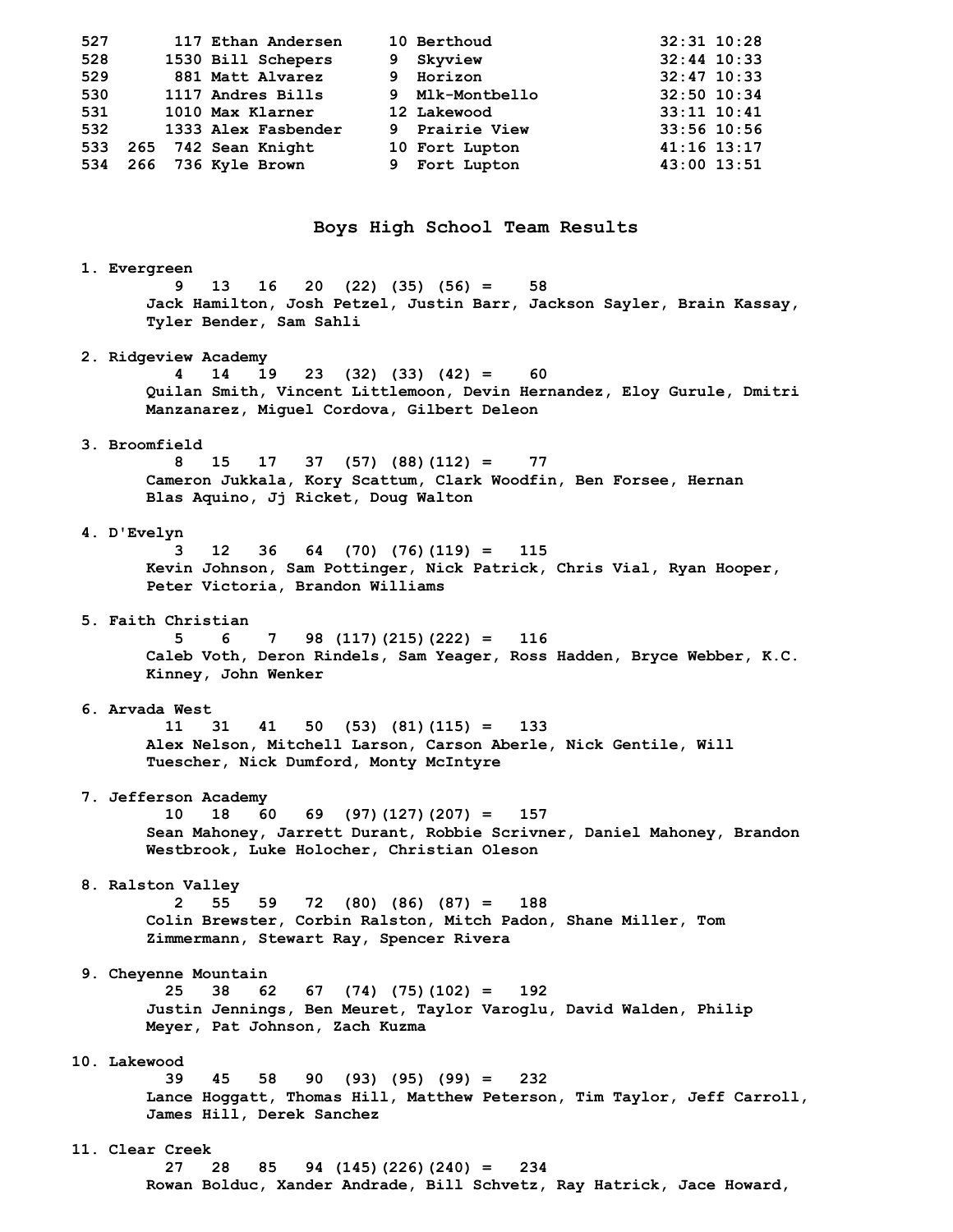```
527       117 Ethan Andersen     10 Berthoud               32:31 10:28
528      1530 Bill Schepers      9  Skyview                32:44 10:33
529       881 Matt Alvarez       9  Horizon                32:47 10:33
530      1117 Andres Bills       9  Mlk-Montbello          32:50 10:34
531      1010 Max Klarner        12 Lakewood               33:11 10:41
532      1333 Alex Fasbender     9  Prairie View           33:56 10:56
533  265  742 Sean Knight        10 Fort Lupton            41:16 13:17
534  266  736 Kyle Brown         9  Fort Lupton            43:00 13:51
```

## Boys High School Team Results

```
 1. Evergreen
         9   13   16   20  (22) (35) (56) =    58
      Jack Hamilton, Josh Petzel, Justin Barr, Jackson Sayler, Brain Kassay,
      Tyler Bender, Sam Sahli

 2. Ridgeview Academy
         4   14   19   23  (32) (33) (42) =    60
      Quilan Smith, Vincent Littlemoon, Devin Hernandez, Eloy Gurule, Dmitri
      Manzanarez, Miguel Cordova, Gilbert Deleon

 3. Broomfield
         8   15   17   37  (57) (88)(112) =    77
      Cameron Jukkala, Kory Scattum, Clark Woodfin, Ben Forsee, Hernan
      Blas Aquino, Jj Ricket, Doug Walton

 4. D'Evelyn
         3   12   36   64  (70) (76)(119) =   115
      Kevin Johnson, Sam Pottinger, Nick Patrick, Chris Vial, Ryan Hooper,
      Peter Victoria, Brandon Williams

 5. Faith Christian
         5    6    7   98 (117)(215)(222) =   116
      Caleb Voth, Deron Rindels, Sam Yeager, Ross Hadden, Bryce Webber, K.C.
      Kinney, John Wenker

 6. Arvada West
        11   31   41   50  (53) (81)(115) =   133
      Alex Nelson, Mitchell Larson, Carson Aberle, Nick Gentile, Will
      Tuescher, Nick Dumford, Monty McIntyre

 7. Jefferson Academy
        10   18   60   69  (97)(127)(207) =   157
      Sean Mahoney, Jarrett Durant, Robbie Scrivner, Daniel Mahoney, Brandon
      Westbrook, Luke Holocher, Christian Oleson

 8. Ralston Valley
         2   55   59   72  (80) (86) (87) =   188
      Colin Brewster, Corbin Ralston, Mitch Padon, Shane Miller, Tom
      Zimmermann, Stewart Ray, Spencer Rivera

 9. Cheyenne Mountain
        25   38   62   67  (74) (75)(102) =   192
      Justin Jennings, Ben Meuret, Taylor Varoglu, David Walden, Philip
      Meyer, Pat Johnson, Zach Kuzma

10. Lakewood
        39   45   58   90  (93) (95) (99) =   232
      Lance Hoggatt, Thomas Hill, Matthew Peterson, Tim Taylor, Jeff Carroll,
      James Hill, Derek Sanchez

11. Clear Creek
        27   28   85   94 (145)(226)(240) =   234
      Rowan Bolduc, Xander Andrade, Bill Schvetz, Ray Hatrick, Jace Howard,
```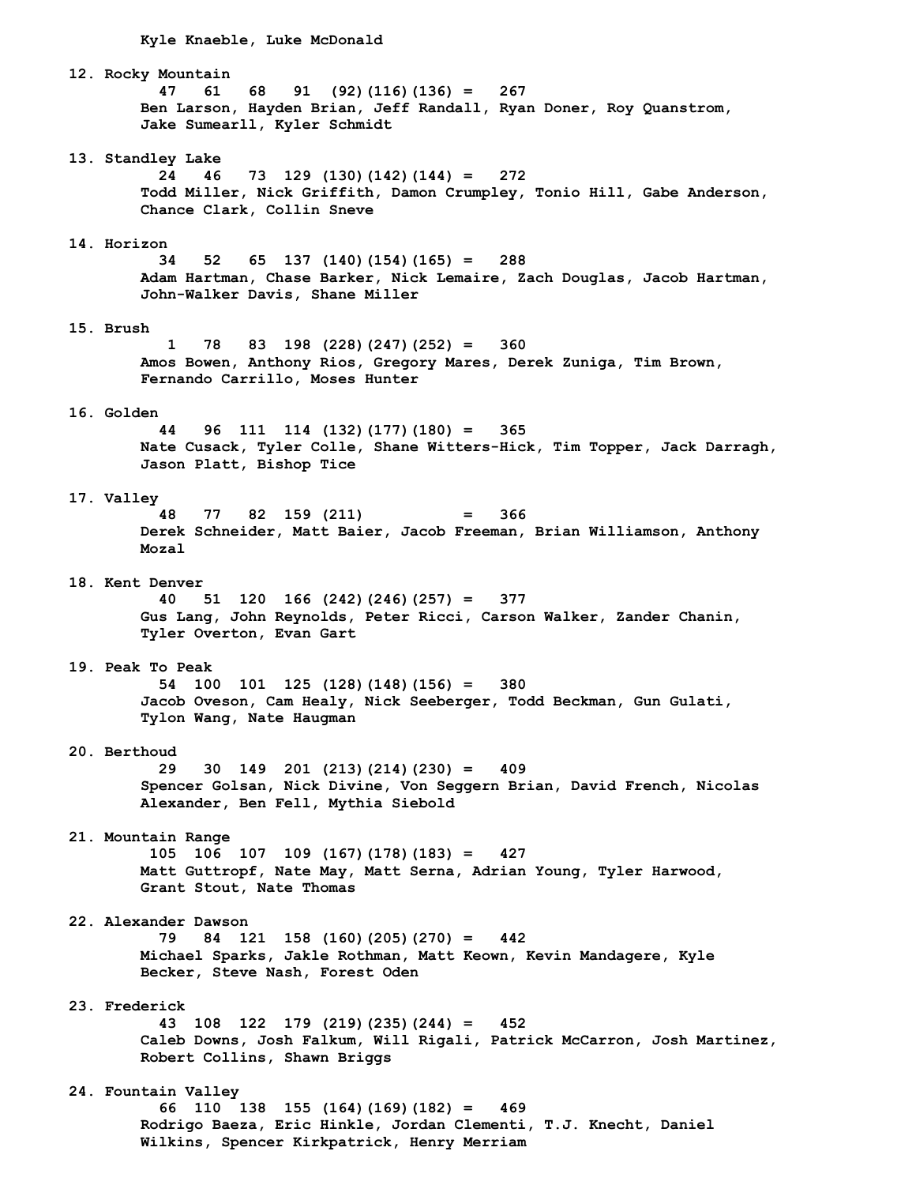Kyle Knaeble, Luke McDonald

```
12. Rocky Mountain
        47   61   68   91  (92)(116)(136) =   267
      Ben Larson, Hayden Brian, Jeff Randall, Ryan Doner, Roy Quanstrom,
      Jake Sumearll, Kyler Schmidt

13. Standley Lake
        24   46   73  129 (130)(142)(144) =   272
      Todd Miller, Nick Griffith, Damon Crumpley, Tonio Hill, Gabe Anderson,
      Chance Clark, Collin Sneve

14. Horizon
        34   52   65  137 (140)(154)(165) =   288
      Adam Hartman, Chase Barker, Nick Lemaire, Zach Douglas, Jacob Hartman,
      John-Walker Davis, Shane Miller

15. Brush
         1   78   83  198 (228)(247)(252) =   360
      Amos Bowen, Anthony Rios, Gregory Mares, Derek Zuniga, Tim Brown,
      Fernando Carrillo, Moses Hunter

16. Golden
        44   96  111  114 (132)(177)(180) =   365
      Nate Cusack, Tyler Colle, Shane Witters-Hick, Tim Topper, Jack Darragh,
      Jason Platt, Bishop Tice

17. Valley
        48   77   82  159 (211)           =   366
      Derek Schneider, Matt Baier, Jacob Freeman, Brian Williamson, Anthony
      Mozal

18. Kent Denver
        40   51  120  166 (242)(246)(257) =   377
      Gus Lang, John Reynolds, Peter Ricci, Carson Walker, Zander Chanin,
      Tyler Overton, Evan Gart

19. Peak To Peak
        54  100  101  125 (128)(148)(156) =   380
      Jacob Oveson, Cam Healy, Nick Seeberger, Todd Beckman, Gun Gulati,
      Tylon Wang, Nate Haugman

20. Berthoud
        29   30  149  201 (213)(214)(230) =   409
      Spencer Golsan, Nick Divine, Von Seggern Brian, David French, Nicolas
      Alexander, Ben Fell, Mythia Siebold

21. Mountain Range
       105  106  107  109 (167)(178)(183) =   427
      Matt Guttropf, Nate May, Matt Serna, Adrian Young, Tyler Harwood,
      Grant Stout, Nate Thomas

22. Alexander Dawson
        79   84  121  158 (160)(205)(270) =   442
      Michael Sparks, Jakle Rothman, Matt Keown, Kevin Mandagere, Kyle
      Becker, Steve Nash, Forest Oden

23. Frederick
        43  108  122  179 (219)(235)(244) =   452
      Caleb Downs, Josh Falkum, Will Rigali, Patrick McCarron, Josh Martinez,
      Robert Collins, Shawn Briggs

24. Fountain Valley
        66  110  138  155 (164)(169)(182) =   469
      Rodrigo Baeza, Eric Hinkle, Jordan Clementi, T.J. Knecht, Daniel
      Wilkins, Spencer Kirkpatrick, Henry Merriam
```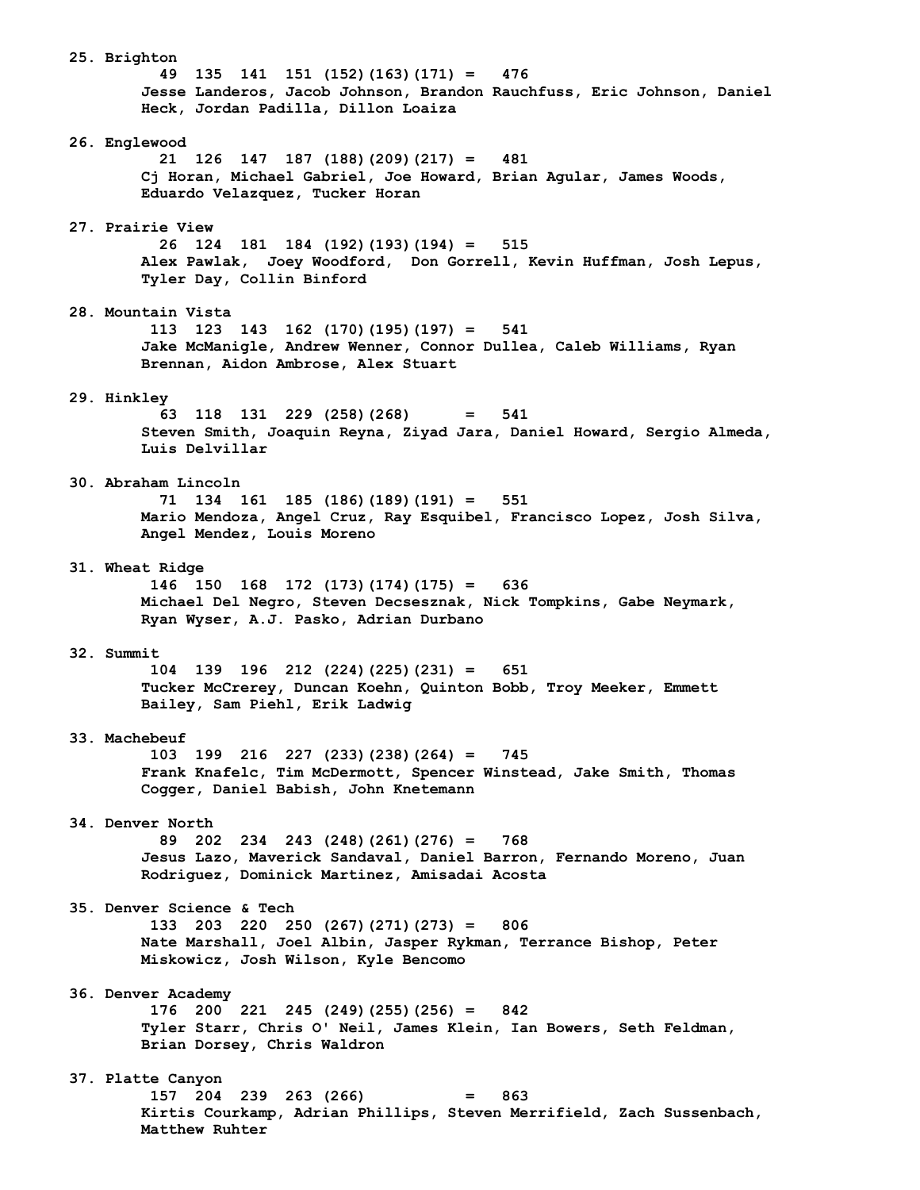25. Brighton
```
      49  135  141  151 (152)(163)(171) =   476
```
Jesse Landeros, Jacob Johnson, Brandon Rauchfuss, Eric Johnson, Daniel Heck, Jordan Padilla, Dillon Loaiza

26. Englewood
```
      21  126  147  187 (188)(209)(217) =   481
```
Cj Horan, Michael Gabriel, Joe Howard, Brian Agular, James Woods, Eduardo Velazquez, Tucker Horan

27. Prairie View
```
      26  124  181  184 (192)(193)(194) =   515
```
Alex Pawlak,  Joey Woodford,  Don Gorrell, Kevin Huffman, Josh Lepus, Tyler Day, Collin Binford

28. Mountain Vista
```
     113  123  143  162 (170)(195)(197) =   541
```
Jake McManigle, Andrew Wenner, Connor Dullea, Caleb Williams, Ryan Brennan, Aidon Ambrose, Alex Stuart

29. Hinkley
```
      63  118  131  229 (258)(268)      =   541
```
Steven Smith, Joaquin Reyna, Ziyad Jara, Daniel Howard, Sergio Almeda, Luis Delvillar

30. Abraham Lincoln
```
      71  134  161  185 (186)(189)(191) =   551
```
Mario Mendoza, Angel Cruz, Ray Esquibel, Francisco Lopez, Josh Silva, Angel Mendez, Louis Moreno

31. Wheat Ridge
```
     146  150  168  172 (173)(174)(175) =   636
```
Michael Del Negro, Steven Decsesznak, Nick Tompkins, Gabe Neymark, Ryan Wyser, A.J. Pasko, Adrian Durbano

32. Summit
```
     104  139  196  212 (224)(225)(231) =   651
```
Tucker McCrerey, Duncan Koehn, Quinton Bobb, Troy Meeker, Emmett Bailey, Sam Piehl, Erik Ladwig

33. Machebeuf
```
     103  199  216  227 (233)(238)(264) =   745
```
Frank Knafelc, Tim McDermott, Spencer Winstead, Jake Smith, Thomas Cogger, Daniel Babish, John Knetemann

34. Denver North
```
      89  202  234  243 (248)(261)(276) =   768
```
Jesus Lazo, Maverick Sandaval, Daniel Barron, Fernando Moreno, Juan Rodriguez, Dominick Martinez, Amisadai Acosta

35. Denver Science & Tech
```
     133  203  220  250 (267)(271)(273) =   806
```
Nate Marshall, Joel Albin, Jasper Rykman, Terrance Bishop, Peter Miskowicz, Josh Wilson, Kyle Bencomo

36. Denver Academy
```
     176  200  221  245 (249)(255)(256) =   842
```
Tyler Starr, Chris O' Neil, James Klein, Ian Bowers, Seth Feldman, Brian Dorsey, Chris Waldron

37. Platte Canyon
```
     157  204  239  263 (266)           =   863
```
Kirtis Courkamp, Adrian Phillips, Steven Merrifield, Zach Sussenbach, Matthew Ruhter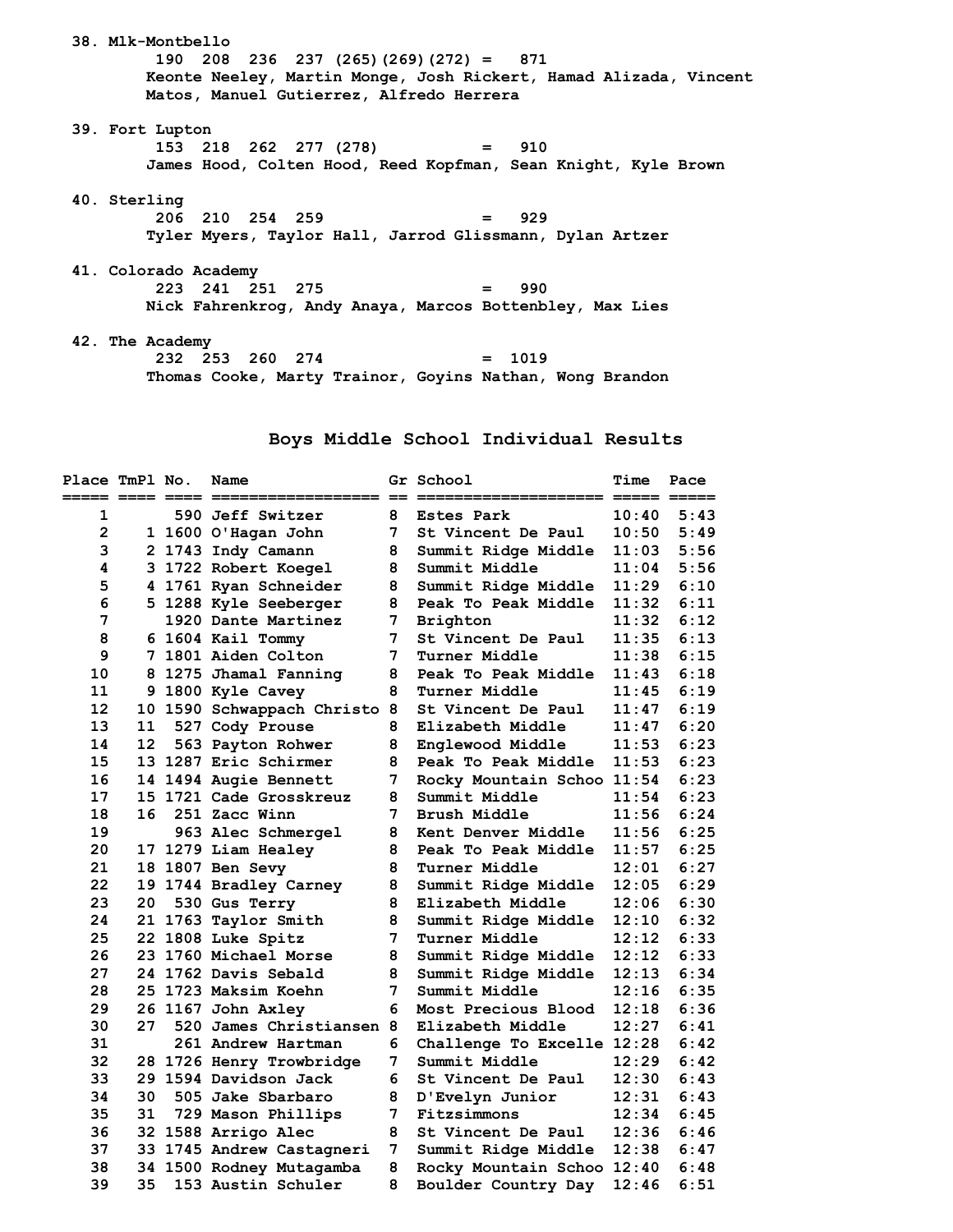38. Mlk-Montbello
190 208 236 237 (265)(269)(272) = 871
Keonte Neeley, Martin Monge, Josh Rickert, Hamad Alizada, Vincent Matos, Manuel Gutierrez, Alfredo Herrera

39. Fort Lupton
153 218 262 277 (278) = 910
James Hood, Colten Hood, Reed Kopfman, Sean Knight, Kyle Brown

40. Sterling
206 210 254 259 = 929
Tyler Myers, Taylor Hall, Jarrod Glissmann, Dylan Artzer

41. Colorado Academy
223 241 251 275 = 990
Nick Fahrenkrog, Andy Anaya, Marcos Bottenbley, Max Lies

42. The Academy
232 253 260 274 = 1019
Thomas Cooke, Marty Trainor, Goyins Nathan, Wong Brandon

## Boys Middle School Individual Results

| Place | TmPl | No. | Name | Gr | School | Time | Pace |
|---|---|---|---|---|---|---|---|
| 1 | | 590 | Jeff Switzer | 8 | Estes Park | 10:40 | 5:43 |
| 2 | 1 | 1600 | O'Hagan John | 7 | St Vincent De Paul | 10:50 | 5:49 |
| 3 | 2 | 1743 | Indy Camann | 8 | Summit Ridge Middle | 11:03 | 5:56 |
| 4 | 3 | 1722 | Robert Koegel | 8 | Summit Middle | 11:04 | 5:56 |
| 5 | 4 | 1761 | Ryan Schneider | 8 | Summit Ridge Middle | 11:29 | 6:10 |
| 6 | 5 | 1288 | Kyle Seeberger | 8 | Peak To Peak Middle | 11:32 | 6:11 |
| 7 | | 1920 | Dante Martinez | 7 | Brighton | 11:32 | 6:12 |
| 8 | 6 | 1604 | Kail Tommy | 7 | St Vincent De Paul | 11:35 | 6:13 |
| 9 | 7 | 1801 | Aiden Colton | 7 | Turner Middle | 11:38 | 6:15 |
| 10 | 8 | 1275 | Jhamal Fanning | 8 | Peak To Peak Middle | 11:43 | 6:18 |
| 11 | 9 | 1800 | Kyle Cavey | 8 | Turner Middle | 11:45 | 6:19 |
| 12 | 10 | 1590 | Schwappach Christo | 8 | St Vincent De Paul | 11:47 | 6:19 |
| 13 | 11 | 527 | Cody Prouse | 8 | Elizabeth Middle | 11:47 | 6:20 |
| 14 | 12 | 563 | Payton Rohwer | 8 | Englewood Middle | 11:53 | 6:23 |
| 15 | 13 | 1287 | Eric Schirmer | 8 | Peak To Peak Middle | 11:53 | 6:23 |
| 16 | 14 | 1494 | Augie Bennett | 7 | Rocky Mountain Schoo | 11:54 | 6:23 |
| 17 | 15 | 1721 | Cade Grosskreuz | 8 | Summit Middle | 11:54 | 6:23 |
| 18 | 16 | 251 | Zacc Winn | 7 | Brush Middle | 11:56 | 6:24 |
| 19 | | 963 | Alec Schmergel | 8 | Kent Denver Middle | 11:56 | 6:25 |
| 20 | 17 | 1279 | Liam Healey | 8 | Peak To Peak Middle | 11:57 | 6:25 |
| 21 | 18 | 1807 | Ben Sevy | 8 | Turner Middle | 12:01 | 6:27 |
| 22 | 19 | 1744 | Bradley Carney | 8 | Summit Ridge Middle | 12:05 | 6:29 |
| 23 | 20 | 530 | Gus Terry | 8 | Elizabeth Middle | 12:06 | 6:30 |
| 24 | 21 | 1763 | Taylor Smith | 8 | Summit Ridge Middle | 12:10 | 6:32 |
| 25 | 22 | 1808 | Luke Spitz | 7 | Turner Middle | 12:12 | 6:33 |
| 26 | 23 | 1760 | Michael Morse | 8 | Summit Ridge Middle | 12:12 | 6:33 |
| 27 | 24 | 1762 | Davis Sebald | 8 | Summit Ridge Middle | 12:13 | 6:34 |
| 28 | 25 | 1723 | Maksim Koehn | 7 | Summit Middle | 12:16 | 6:35 |
| 29 | 26 | 1167 | John Axley | 6 | Most Precious Blood | 12:18 | 6:36 |
| 30 | 27 | 520 | James Christiansen | 8 | Elizabeth Middle | 12:27 | 6:41 |
| 31 | | 261 | Andrew Hartman | 6 | Challenge To Excelle | 12:28 | 6:42 |
| 32 | 28 | 1726 | Henry Trowbridge | 7 | Summit Middle | 12:29 | 6:42 |
| 33 | 29 | 1594 | Davidson Jack | 6 | St Vincent De Paul | 12:30 | 6:43 |
| 34 | 30 | 505 | Jake Sbarbaro | 8 | D'Evelyn Junior | 12:31 | 6:43 |
| 35 | 31 | 729 | Mason Phillips | 7 | Fitzsimmons | 12:34 | 6:45 |
| 36 | 32 | 1588 | Arrigo Alec | 8 | St Vincent De Paul | 12:36 | 6:46 |
| 37 | 33 | 1745 | Andrew Castagneri | 7 | Summit Ridge Middle | 12:38 | 6:47 |
| 38 | 34 | 1500 | Rodney Mutagamba | 8 | Rocky Mountain Schoo | 12:40 | 6:48 |
| 39 | 35 | 153 | Austin Schuler | 8 | Boulder Country Day | 12:46 | 6:51 |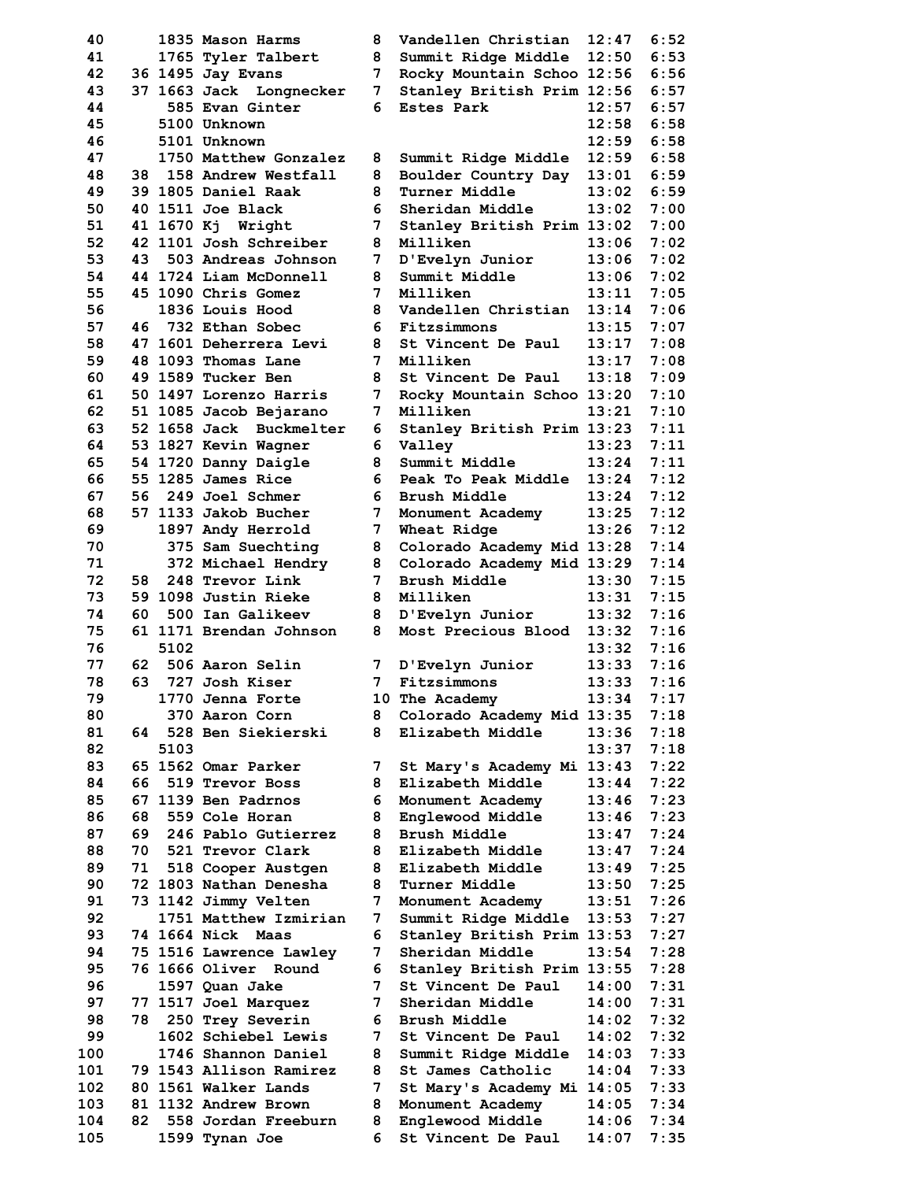```
 40      1835 Mason Harms        8  Vandellen Christian  12:47  6:52
 41      1765 Tyler Talbert      8  Summit Ridge Middle  12:50  6:53
 42   36 1495 Jay Evans          7  Rocky Mountain Schoo 12:56  6:56
 43   37 1663 Jack  Longnecker   7  Stanley British Prim 12:56  6:57
 44       585 Evan Ginter        6  Estes Park           12:57  6:57
 45      5100 Unknown                                    12:58  6:58
 46      5101 Unknown                                    12:59  6:58
 47      1750 Matthew Gonzalez   8  Summit Ridge Middle  12:59  6:58
 48   38  158 Andrew Westfall    8  Boulder Country Day  13:01  6:59
 49   39 1805 Daniel Raak        8  Turner Middle        13:02  6:59
 50   40 1511 Joe Black          6  Sheridan Middle      13:02  7:00
 51   41 1670 Kj  Wright         7  Stanley British Prim 13:02  7:00
 52   42 1101 Josh Schreiber     8  Milliken             13:06  7:02
 53   43  503 Andreas Johnson    7  D'Evelyn Junior      13:06  7:02
 54   44 1724 Liam McDonnell     8  Summit Middle        13:06  7:02
 55   45 1090 Chris Gomez        7  Milliken             13:11  7:05
 56      1836 Louis Hood         8  Vandellen Christian  13:14  7:06
 57   46  732 Ethan Sobec        6  Fitzsimmons          13:15  7:07
 58   47 1601 Deherrera Levi     8  St Vincent De Paul   13:17  7:08
 59   48 1093 Thomas Lane        7  Milliken             13:17  7:08
 60   49 1589 Tucker Ben         8  St Vincent De Paul   13:18  7:09
 61   50 1497 Lorenzo Harris     7  Rocky Mountain Schoo 13:20  7:10
 62   51 1085 Jacob Bejarano     7  Milliken             13:21  7:10
 63   52 1658 Jack  Buckmelter   6  Stanley British Prim 13:23  7:11
 64   53 1827 Kevin Wagner       6  Valley               13:23  7:11
 65   54 1720 Danny Daigle       8  Summit Middle        13:24  7:11
 66   55 1285 James Rice         6  Peak To Peak Middle  13:24  7:12
 67   56  249 Joel Schmer        6  Brush Middle         13:24  7:12
 68   57 1133 Jakob Bucher       7  Monument Academy     13:25  7:12
 69      1897 Andy Herrold       7  Wheat Ridge          13:26  7:12
 70       375 Sam Suechting      8  Colorado Academy Mid 13:28  7:14
 71       372 Michael Hendry     8  Colorado Academy Mid 13:29  7:14
 72   58  248 Trevor Link        7  Brush Middle         13:30  7:15
 73   59 1098 Justin Rieke       8  Milliken             13:31  7:15
 74   60  500 Ian Galikeev       8  D'Evelyn Junior      13:32  7:16
 75   61 1171 Brendan Johnson    8  Most Precious Blood  13:32  7:16
 76      5102                                            13:32  7:16
 77   62  506 Aaron Selin        7  D'Evelyn Junior      13:33  7:16
 78   63  727 Josh Kiser         7  Fitzsimmons          13:33  7:16
 79      1770 Jenna Forte       10  The Academy          13:34  7:17
 80       370 Aaron Corn         8  Colorado Academy Mid 13:35  7:18
 81   64  528 Ben Siekierski     8  Elizabeth Middle     13:36  7:18
 82      5103                                            13:37  7:18
 83   65 1562 Omar Parker        7  St Mary's Academy Mi 13:43  7:22
 84   66  519 Trevor Boss        8  Elizabeth Middle     13:44  7:22
 85   67 1139 Ben Padrnos        6  Monument Academy     13:46  7:23
 86   68  559 Cole Horan         8  Englewood Middle     13:46  7:23
 87   69  246 Pablo Gutierrez    8  Brush Middle         13:47  7:24
 88   70  521 Trevor Clark       8  Elizabeth Middle     13:47  7:24
 89   71  518 Cooper Austgen     8  Elizabeth Middle     13:49  7:25
 90   72 1803 Nathan Denesha     8  Turner Middle        13:50  7:25
 91   73 1142 Jimmy Velten       7  Monument Academy     13:51  7:26
 92      1751 Matthew Izmirian   7  Summit Ridge Middle  13:53  7:27
 93   74 1664 Nick  Maas         6  Stanley British Prim 13:53  7:27
 94   75 1516 Lawrence Lawley    7  Sheridan Middle      13:54  7:28
 95   76 1666 Oliver  Round      6  Stanley British Prim 13:55  7:28
 96      1597 Quan Jake          7  St Vincent De Paul   14:00  7:31
 97   77 1517 Joel Marquez       7  Sheridan Middle      14:00  7:31
 98   78  250 Trey Severin       6  Brush Middle         14:02  7:32
 99      1602 Schiebel Lewis     7  St Vincent De Paul   14:02  7:32
100      1746 Shannon Daniel     8  Summit Ridge Middle  14:03  7:33
101   79 1543 Allison Ramirez    8  St James Catholic    14:04  7:33
102   80 1561 Walker Lands       7  St Mary's Academy Mi 14:05  7:33
103   81 1132 Andrew Brown       8  Monument Academy     14:05  7:34
104   82  558 Jordan Freeburn    8  Englewood Middle     14:06  7:34
105      1599 Tynan Joe          6  St Vincent De Paul   14:07  7:35
```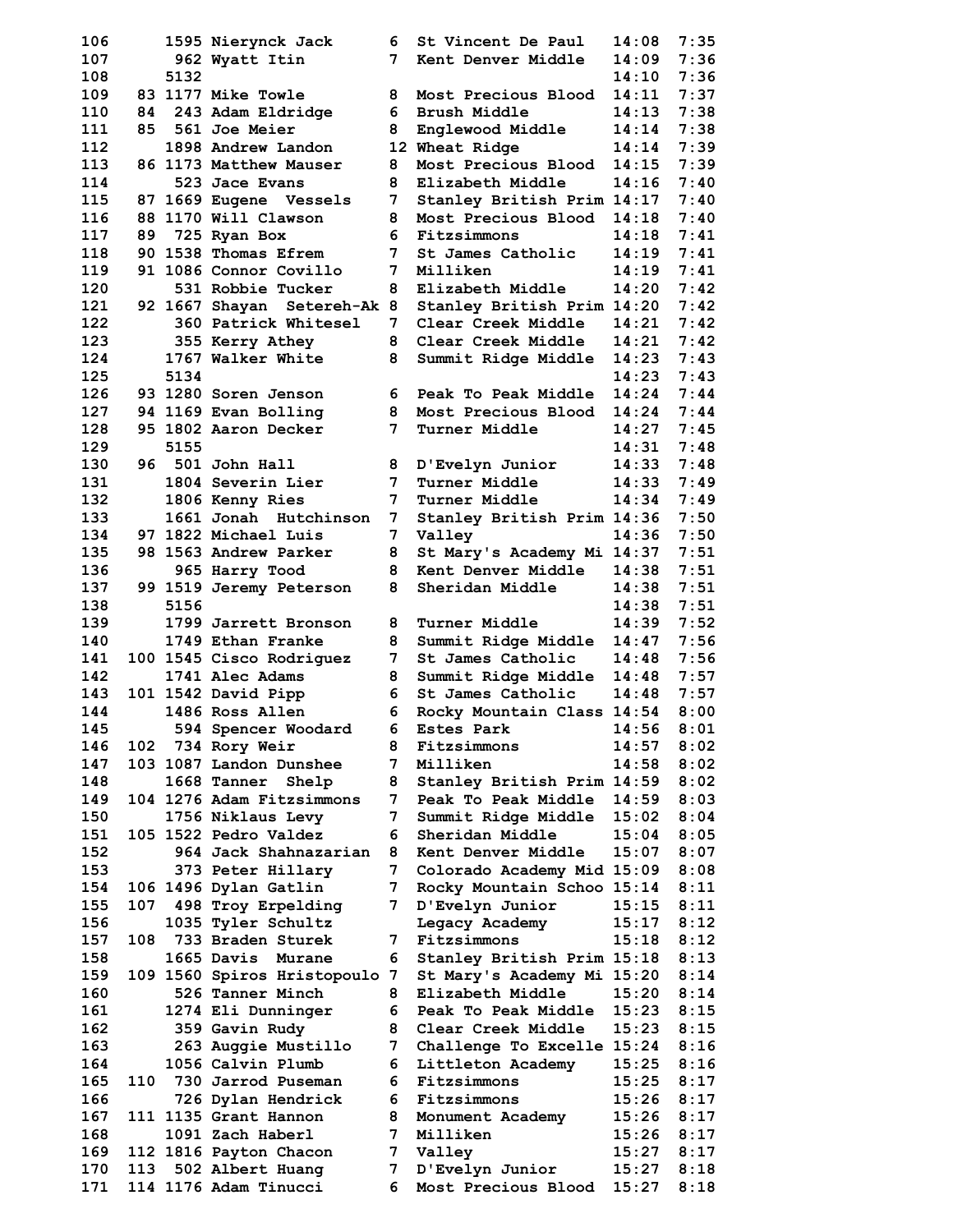| Place | Team Place | Bib | Name | Grade | School | Time | Pace |
|---|---|---|---|---|---|---|---|
| 106 | | 1595 | Nierynck Jack | 6 | St Vincent De Paul | 14:08 | 7:35 |
| 107 | | 962 | Wyatt Itin | 7 | Kent Denver Middle | 14:09 | 7:36 |
| 108 | | 5132 | | | | 14:10 | 7:36 |
| 109 | 83 | 1177 | Mike Towle | 8 | Most Precious Blood | 14:11 | 7:37 |
| 110 | 84 | 243 | Adam Eldridge | 6 | Brush Middle | 14:13 | 7:38 |
| 111 | 85 | 561 | Joe Meier | 8 | Englewood Middle | 14:14 | 7:38 |
| 112 | | 1898 | Andrew Landon | 12 | Wheat Ridge | 14:14 | 7:39 |
| 113 | 86 | 1173 | Matthew Mauser | 8 | Most Precious Blood | 14:15 | 7:39 |
| 114 | | 523 | Jace Evans | 8 | Elizabeth Middle | 14:16 | 7:40 |
| 115 | 87 | 1669 | Eugene  Vessels | 7 | Stanley British Prim | 14:17 | 7:40 |
| 116 | 88 | 1170 | Will Clawson | 8 | Most Precious Blood | 14:18 | 7:40 |
| 117 | 89 | 725 | Ryan Box | 6 | Fitzsimmons | 14:18 | 7:41 |
| 118 | 90 | 1538 | Thomas Efrem | 7 | St James Catholic | 14:19 | 7:41 |
| 119 | 91 | 1086 | Connor Covillo | 7 | Milliken | 14:19 | 7:41 |
| 120 | | 531 | Robbie Tucker | 8 | Elizabeth Middle | 14:20 | 7:42 |
| 121 | 92 | 1667 | Shayan  Setereh-Ak | 8 | Stanley British Prim | 14:20 | 7:42 |
| 122 | | 360 | Patrick Whitesel | 7 | Clear Creek Middle | 14:21 | 7:42 |
| 123 | | 355 | Kerry Athey | 8 | Clear Creek Middle | 14:21 | 7:42 |
| 124 | | 1767 | Walker White | 8 | Summit Ridge Middle | 14:23 | 7:43 |
| 125 | | 5134 | | | | 14:23 | 7:43 |
| 126 | 93 | 1280 | Soren Jenson | 6 | Peak To Peak Middle | 14:24 | 7:44 |
| 127 | 94 | 1169 | Evan Bolling | 8 | Most Precious Blood | 14:24 | 7:44 |
| 128 | 95 | 1802 | Aaron Decker | 7 | Turner Middle | 14:27 | 7:45 |
| 129 | | 5155 | | | | 14:31 | 7:48 |
| 130 | 96 | 501 | John Hall | 8 | D'Evelyn Junior | 14:33 | 7:48 |
| 131 | | 1804 | Severin Lier | 7 | Turner Middle | 14:33 | 7:49 |
| 132 | | 1806 | Kenny Ries | 7 | Turner Middle | 14:34 | 7:49 |
| 133 | | 1661 | Jonah  Hutchinson | 7 | Stanley British Prim | 14:36 | 7:50 |
| 134 | 97 | 1822 | Michael Luis | 7 | Valley | 14:36 | 7:50 |
| 135 | 98 | 1563 | Andrew Parker | 8 | St Mary's Academy Mi | 14:37 | 7:51 |
| 136 | | 965 | Harry Tood | 8 | Kent Denver Middle | 14:38 | 7:51 |
| 137 | 99 | 1519 | Jeremy Peterson | 8 | Sheridan Middle | 14:38 | 7:51 |
| 138 | | 5156 | | | | 14:38 | 7:51 |
| 139 | | 1799 | Jarrett Bronson | 8 | Turner Middle | 14:39 | 7:52 |
| 140 | | 1749 | Ethan Franke | 8 | Summit Ridge Middle | 14:47 | 7:56 |
| 141 | 100 | 1545 | Cisco Rodriguez | 7 | St James Catholic | 14:48 | 7:56 |
| 142 | | 1741 | Alec Adams | 8 | Summit Ridge Middle | 14:48 | 7:57 |
| 143 | 101 | 1542 | David Pipp | 6 | St James Catholic | 14:48 | 7:57 |
| 144 | | 1486 | Ross Allen | 6 | Rocky Mountain Class | 14:54 | 8:00 |
| 145 | | 594 | Spencer Woodard | 6 | Estes Park | 14:56 | 8:01 |
| 146 | 102 | 734 | Rory Weir | 8 | Fitzsimmons | 14:57 | 8:02 |
| 147 | 103 | 1087 | Landon Dunshee | 7 | Milliken | 14:58 | 8:02 |
| 148 | | 1668 | Tanner  Shelp | 8 | Stanley British Prim | 14:59 | 8:02 |
| 149 | 104 | 1276 | Adam Fitzsimmons | 7 | Peak To Peak Middle | 14:59 | 8:03 |
| 150 | | 1756 | Niklaus Levy | 7 | Summit Ridge Middle | 15:02 | 8:04 |
| 151 | 105 | 1522 | Pedro Valdez | 6 | Sheridan Middle | 15:04 | 8:05 |
| 152 | | 964 | Jack Shahnazarian | 8 | Kent Denver Middle | 15:07 | 8:07 |
| 153 | | 373 | Peter Hillary | 7 | Colorado Academy Mid | 15:09 | 8:08 |
| 154 | 106 | 1496 | Dylan Gatlin | 7 | Rocky Mountain Schoo | 15:14 | 8:11 |
| 155 | 107 | 498 | Troy Erpelding | 7 | D'Evelyn Junior | 15:15 | 8:11 |
| 156 | | 1035 | Tyler Schultz | | Legacy Academy | 15:17 | 8:12 |
| 157 | 108 | 733 | Braden Sturek | 7 | Fitzsimmons | 15:18 | 8:12 |
| 158 | | 1665 | Davis  Murane | 6 | Stanley British Prim | 15:18 | 8:13 |
| 159 | 109 | 1560 | Spiros Hristopoulo | 7 | St Mary's Academy Mi | 15:20 | 8:14 |
| 160 | | 526 | Tanner Minch | 8 | Elizabeth Middle | 15:20 | 8:14 |
| 161 | | 1274 | Eli Dunninger | 6 | Peak To Peak Middle | 15:23 | 8:15 |
| 162 | | 359 | Gavin Rudy | 8 | Clear Creek Middle | 15:23 | 8:15 |
| 163 | | 263 | Auggie Mustillo | 7 | Challenge To Excelle | 15:24 | 8:16 |
| 164 | | 1056 | Calvin Plumb | 6 | Littleton Academy | 15:25 | 8:16 |
| 165 | 110 | 730 | Jarrod Puseman | 6 | Fitzsimmons | 15:25 | 8:17 |
| 166 | | 726 | Dylan Hendrick | 6 | Fitzsimmons | 15:26 | 8:17 |
| 167 | 111 | 1135 | Grant Hannon | 8 | Monument Academy | 15:26 | 8:17 |
| 168 | | 1091 | Zach Haberl | 7 | Milliken | 15:26 | 8:17 |
| 169 | 112 | 1816 | Payton Chacon | 7 | Valley | 15:27 | 8:17 |
| 170 | 113 | 502 | Albert Huang | 7 | D'Evelyn Junior | 15:27 | 8:18 |
| 171 | 114 | 1176 | Adam Tinucci | 6 | Most Precious Blood | 15:27 | 8:18 |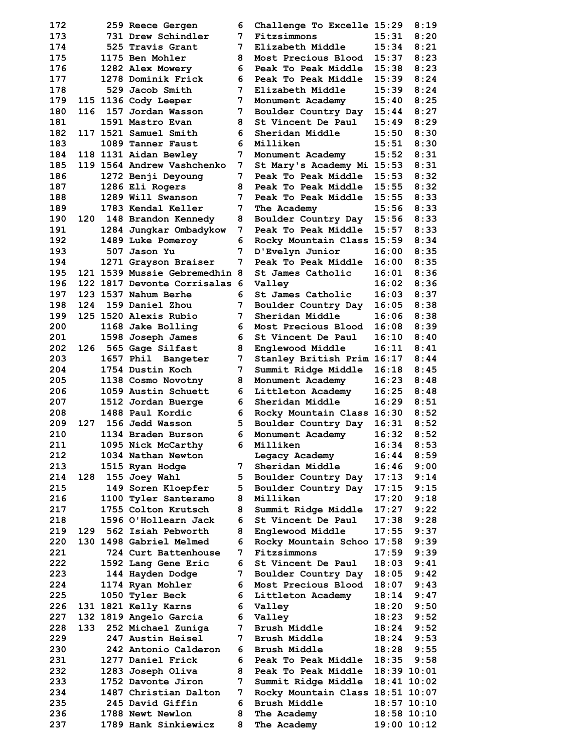| Place | Team Place | Bib | Name | Grade | School | Time | Pace |
|---|---|---|---|---|---|---|---|
| 172 | | 259 | Reece Gergen | 6 | Challenge To Excelle | 15:29 | 8:19 |
| 173 | | 731 | Drew Schindler | 7 | Fitzsimmons | 15:31 | 8:20 |
| 174 | | 525 | Travis Grant | 7 | Elizabeth Middle | 15:34 | 8:21 |
| 175 | | 1175 | Ben Mohler | 8 | Most Precious Blood | 15:37 | 8:23 |
| 176 | | 1282 | Alex Mowery | 6 | Peak To Peak Middle | 15:38 | 8:23 |
| 177 | | 1278 | Dominik Frick | 6 | Peak To Peak Middle | 15:39 | 8:24 |
| 178 | | 529 | Jacob Smith | 7 | Elizabeth Middle | 15:39 | 8:24 |
| 179 | 115 | 1136 | Cody Leeper | 7 | Monument Academy | 15:40 | 8:25 |
| 180 | 116 | 157 | Jordan Wasson | 7 | Boulder Country Day | 15:44 | 8:27 |
| 181 | | 1591 | Mastro Evan | 8 | St Vincent De Paul | 15:49 | 8:29 |
| 182 | 117 | 1521 | Samuel Smith | 6 | Sheridan Middle | 15:50 | 8:30 |
| 183 | | 1089 | Tanner Faust | 6 | Milliken | 15:51 | 8:30 |
| 184 | 118 | 1131 | Aidan Bewley | 7 | Monument Academy | 15:52 | 8:31 |
| 185 | 119 | 1564 | Andrew Vashchenko | 7 | St Mary's Academy Mi | 15:53 | 8:31 |
| 186 | | 1272 | Benji Deyoung | 7 | Peak To Peak Middle | 15:53 | 8:32 |
| 187 | | 1286 | Eli Rogers | 8 | Peak To Peak Middle | 15:55 | 8:32 |
| 188 | | 1289 | Will Swanson | 7 | Peak To Peak Middle | 15:55 | 8:33 |
| 189 | | 1783 | Kendal Keller | 7 | The Academy | 15:56 | 8:33 |
| 190 | 120 | 148 | Brandon Kennedy | 8 | Boulder Country Day | 15:56 | 8:33 |
| 191 | | 1284 | Jungkar Ombadykow | 7 | Peak To Peak Middle | 15:57 | 8:33 |
| 192 | | 1489 | Luke Pomeroy | 6 | Rocky Mountain Class | 15:59 | 8:34 |
| 193 | | 507 | Jason Yu | 7 | D'Evelyn Junior | 16:00 | 8:35 |
| 194 | | 1271 | Grayson Braiser | 7 | Peak To Peak Middle | 16:00 | 8:35 |
| 195 | 121 | 1539 | Mussie Gebremedhin | 8 | St James Catholic | 16:01 | 8:36 |
| 196 | 122 | 1817 | Devonte Corrisalas | 6 | Valley | 16:02 | 8:36 |
| 197 | 123 | 1537 | Nahum Berhe | 6 | St James Catholic | 16:03 | 8:37 |
| 198 | 124 | 159 | Daniel Zhou | 7 | Boulder Country Day | 16:05 | 8:38 |
| 199 | 125 | 1520 | Alexis Rubio | 7 | Sheridan Middle | 16:06 | 8:38 |
| 200 | | 1168 | Jake Bolling | 6 | Most Precious Blood | 16:08 | 8:39 |
| 201 | | 1598 | Joseph James | 6 | St Vincent De Paul | 16:10 | 8:40 |
| 202 | 126 | 565 | Gage Silfast | 8 | Englewood Middle | 16:11 | 8:41 |
| 203 | | 1657 | Phil Bangeter | 7 | Stanley British Prim | 16:17 | 8:44 |
| 204 | | 1754 | Dustin Koch | 7 | Summit Ridge Middle | 16:18 | 8:45 |
| 205 | | 1138 | Cosmo Novotny | 8 | Monument Academy | 16:23 | 8:48 |
| 206 | | 1059 | Austin Schuett | 6 | Littleton Academy | 16:25 | 8:48 |
| 207 | | 1512 | Jordan Buerge | 6 | Sheridan Middle | 16:29 | 8:51 |
| 208 | | 1488 | Paul Kordic | 6 | Rocky Mountain Class | 16:30 | 8:52 |
| 209 | 127 | 156 | Jedd Wasson | 5 | Boulder Country Day | 16:31 | 8:52 |
| 210 | | 1134 | Braden Burson | 6 | Monument Academy | 16:32 | 8:52 |
| 211 | | 1095 | Nick McCarthy | 6 | Milliken | 16:34 | 8:53 |
| 212 | | 1034 | Nathan Newton | | Legacy Academy | 16:44 | 8:59 |
| 213 | | 1515 | Ryan Hodge | 7 | Sheridan Middle | 16:46 | 9:00 |
| 214 | 128 | 155 | Joey Wahl | 5 | Boulder Country Day | 17:13 | 9:14 |
| 215 | | 149 | Soren Kloepfer | 5 | Boulder Country Day | 17:15 | 9:15 |
| 216 | | 1100 | Tyler Santeramo | 8 | Milliken | 17:20 | 9:18 |
| 217 | | 1755 | Colton Krutsch | 8 | Summit Ridge Middle | 17:27 | 9:22 |
| 218 | | 1596 | O'Hollearn Jack | 6 | St Vincent De Paul | 17:38 | 9:28 |
| 219 | 129 | 562 | Isiah Pebworth | 8 | Englewood Middle | 17:55 | 9:37 |
| 220 | 130 | 1498 | Gabriel Melmed | 6 | Rocky Mountain Schoo | 17:58 | 9:39 |
| 221 | | 724 | Curt Battenhouse | 7 | Fitzsimmons | 17:59 | 9:39 |
| 222 | | 1592 | Lang Gene Eric | 6 | St Vincent De Paul | 18:03 | 9:41 |
| 223 | | 144 | Hayden Dodge | 7 | Boulder Country Day | 18:05 | 9:42 |
| 224 | | 1174 | Ryan Mohler | 6 | Most Precious Blood | 18:07 | 9:43 |
| 225 | | 1050 | Tyler Beck | 6 | Littleton Academy | 18:14 | 9:47 |
| 226 | 131 | 1821 | Kelly Karns | 6 | Valley | 18:20 | 9:50 |
| 227 | 132 | 1819 | Angelo Garcia | 6 | Valley | 18:23 | 9:52 |
| 228 | 133 | 252 | Michael Zuniga | 7 | Brush Middle | 18:24 | 9:52 |
| 229 | | 247 | Austin Heisel | 7 | Brush Middle | 18:24 | 9:53 |
| 230 | | 242 | Antonio Calderon | 6 | Brush Middle | 18:28 | 9:55 |
| 231 | | 1277 | Daniel Frick | 6 | Peak To Peak Middle | 18:35 | 9:58 |
| 232 | | 1283 | Joseph Oliva | 8 | Peak To Peak Middle | 18:39 | 10:01 |
| 233 | | 1752 | Davonte Jiron | 7 | Summit Ridge Middle | 18:41 | 10:02 |
| 234 | | 1487 | Christian Dalton | 7 | Rocky Mountain Class | 18:51 | 10:07 |
| 235 | | 245 | David Giffin | 6 | Brush Middle | 18:57 | 10:10 |
| 236 | | 1788 | Newt Newlon | 8 | The Academy | 18:58 | 10:10 |
| 237 | | 1789 | Hank Sinkiewicz | 8 | The Academy | 19:00 | 10:12 |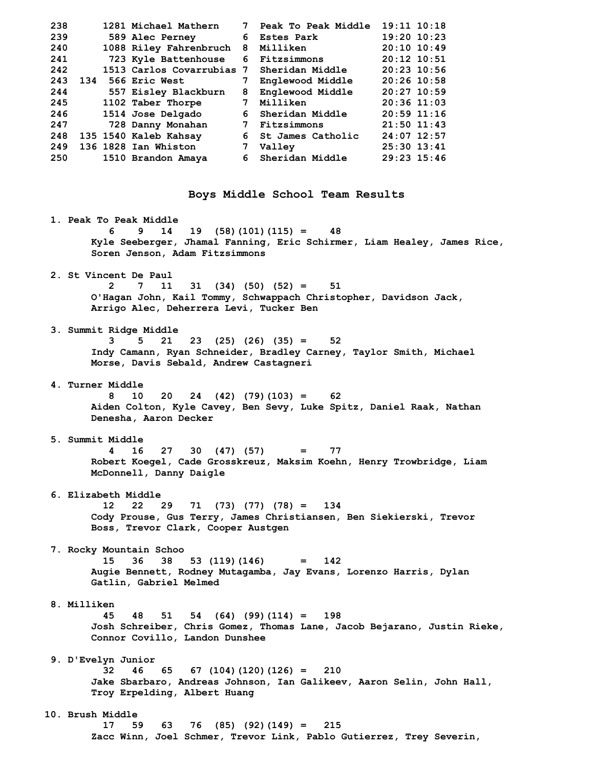| Place | Team Place | Bib | Name | Grade | School | Time | Pace |
|---|---|---|---|---|---|---|---|
| 238 | | 1281 | Michael Mathern | 7 | Peak To Peak Middle | 19:11 | 10:18 |
| 239 | | 589 | Alec Perney | 6 | Estes Park | 19:20 | 10:23 |
| 240 | | 1088 | Riley Fahrenbruch | 8 | Milliken | 20:10 | 10:49 |
| 241 | | 723 | Kyle Battenhouse | 6 | Fitzsimmons | 20:12 | 10:51 |
| 242 | | 1513 | Carlos Covarrubias | 7 | Sheridan Middle | 20:23 | 10:56 |
| 243 | 134 | 566 | Eric West | 7 | Englewood Middle | 20:26 | 10:58 |
| 244 | | 557 | Eisley Blackburn | 8 | Englewood Middle | 20:27 | 10:59 |
| 245 | | 1102 | Taber Thorpe | 7 | Milliken | 20:36 | 11:03 |
| 246 | | 1514 | Jose Delgado | 6 | Sheridan Middle | 20:59 | 11:16 |
| 247 | | 728 | Danny Monahan | 7 | Fitzsimmons | 21:50 | 11:43 |
| 248 | 135 | 1540 | Kaleb Kahsay | 6 | St James Catholic | 24:07 | 12:57 |
| 249 | 136 | 1828 | Ian Whiston | 7 | Valley | 25:30 | 13:41 |
| 250 | | 1510 | Brandon Amaya | 6 | Sheridan Middle | 29:23 | 15:46 |

## Boys Middle School Team Results

1. Peak To Peak Middle
   6 9 14 19 (58)(101)(115) = 48
   Kyle Seeberger, Jhamal Fanning, Eric Schirmer, Liam Healey, James Rice, Soren Jenson, Adam Fitzsimmons

2. St Vincent De Paul
   2 7 11 31 (34) (50) (52) = 51
   O'Hagan John, Kail Tommy, Schwappach Christopher, Davidson Jack, Arrigo Alec, Deherrera Levi, Tucker Ben

3. Summit Ridge Middle
   3 5 21 23 (25) (26) (35) = 52
   Indy Camann, Ryan Schneider, Bradley Carney, Taylor Smith, Michael Morse, Davis Sebald, Andrew Castagneri

4. Turner Middle
   8 10 20 24 (42) (79)(103) = 62
   Aiden Colton, Kyle Cavey, Ben Sevy, Luke Spitz, Daniel Raak, Nathan Denesha, Aaron Decker

5. Summit Middle
   4 16 27 30 (47) (57) = 77
   Robert Koegel, Cade Grosskreuz, Maksim Koehn, Henry Trowbridge, Liam McDonnell, Danny Daigle

6. Elizabeth Middle
   12 22 29 71 (73) (77) (78) = 134
   Cody Prouse, Gus Terry, James Christiansen, Ben Siekierski, Trevor Boss, Trevor Clark, Cooper Austgen

7. Rocky Mountain Schoo
   15 36 38 53 (119)(146) = 142
   Augie Bennett, Rodney Mutagamba, Jay Evans, Lorenzo Harris, Dylan Gatlin, Gabriel Melmed

8. Milliken
   45 48 51 54 (64) (99)(114) = 198
   Josh Schreiber, Chris Gomez, Thomas Lane, Jacob Bejarano, Justin Rieke, Connor Covillo, Landon Dunshee

9. D'Evelyn Junior
   32 46 65 67 (104)(120)(126) = 210
   Jake Sbarbaro, Andreas Johnson, Ian Galikeev, Aaron Selin, John Hall, Troy Erpelding, Albert Huang

10. Brush Middle
    17 59 63 76 (85) (92)(149) = 215
    Zacc Winn, Joel Schmer, Trevor Link, Pablo Gutierrez, Trey Severin,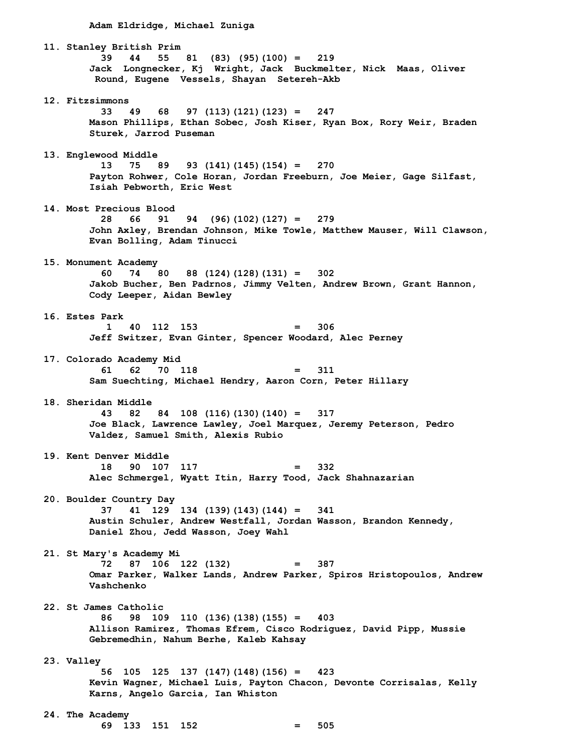```
        Adam Eldridge, Michael Zuniga

11. Stanley British Prim
           39   44   55   81  (83) (95)(100) =   219
        Jack  Longnecker, Kj  Wright, Jack  Buckmelter, Nick  Maas, Oliver
         Round, Eugene  Vessels, Shayan  Setereh-Akb

12. Fitzsimmons
           33   49   68   97 (113)(121)(123) =   247
        Mason Phillips, Ethan Sobec, Josh Kiser, Ryan Box, Rory Weir, Braden
        Sturek, Jarrod Puseman

13. Englewood Middle
           13   75   89   93 (141)(145)(154) =   270
        Payton Rohwer, Cole Horan, Jordan Freeburn, Joe Meier, Gage Silfast,
        Isiah Pebworth, Eric West

14. Most Precious Blood
           28   66   91   94  (96)(102)(127) =   279
        John Axley, Brendan Johnson, Mike Towle, Matthew Mauser, Will Clawson,
        Evan Bolling, Adam Tinucci

15. Monument Academy
           60   74   80   88 (124)(128)(131) =   302
        Jakob Bucher, Ben Padrnos, Jimmy Velten, Andrew Brown, Grant Hannon,
        Cody Leeper, Aidan Bewley

16. Estes Park
            1   40  112  153                 =   306
        Jeff Switzer, Evan Ginter, Spencer Woodard, Alec Perney

17. Colorado Academy Mid
           61   62   70  118                 =   311
        Sam Suechting, Michael Hendry, Aaron Corn, Peter Hillary

18. Sheridan Middle
           43   82   84  108 (116)(130)(140) =   317
        Joe Black, Lawrence Lawley, Joel Marquez, Jeremy Peterson, Pedro
        Valdez, Samuel Smith, Alexis Rubio

19. Kent Denver Middle
           18   90  107  117                 =   332
        Alec Schmergel, Wyatt Itin, Harry Tood, Jack Shahnazarian

20. Boulder Country Day
           37   41  129  134 (139)(143)(144) =   341
        Austin Schuler, Andrew Westfall, Jordan Wasson, Brandon Kennedy,
        Daniel Zhou, Jedd Wasson, Joey Wahl

21. St Mary's Academy Mi
           72   87  106  122 (132)           =   387
        Omar Parker, Walker Lands, Andrew Parker, Spiros Hristopoulos, Andrew
        Vashchenko

22. St James Catholic
           86   98  109  110 (136)(138)(155) =   403
        Allison Ramirez, Thomas Efrem, Cisco Rodriguez, David Pipp, Mussie
        Gebremedhin, Nahum Berhe, Kaleb Kahsay

23. Valley
           56  105  125  137 (147)(148)(156) =   423
        Kevin Wagner, Michael Luis, Payton Chacon, Devonte Corrisalas, Kelly
        Karns, Angelo Garcia, Ian Whiston

24. The Academy
           69  133  151  152                 =   505
```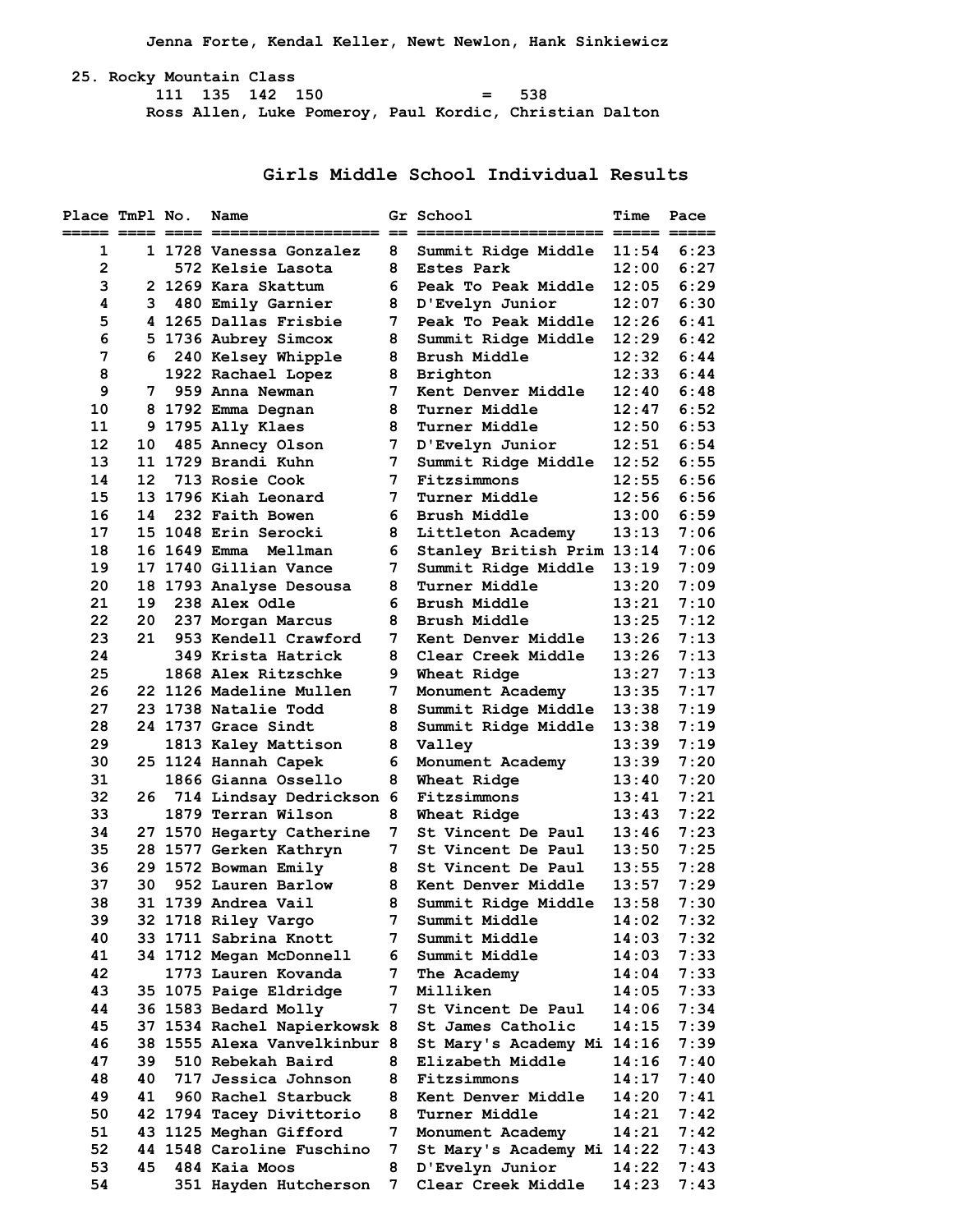Jenna Forte, Kendal Keller, Newt Newlon, Hank Sinkiewicz

25. Rocky Mountain Class
111 135 142 150 = 538
Ross Allen, Luke Pomeroy, Paul Kordic, Christian Dalton

## Girls Middle School Individual Results

| Place | TmPl | No. | Name | Gr | School | Time | Pace |
|---|---|---|---|---|---|---|---|
| 1 | 1 | 1728 | Vanessa Gonzalez | 8 | Summit Ridge Middle | 11:54 | 6:23 |
| 2 | | 572 | Kelsie Lasota | 8 | Estes Park | 12:00 | 6:27 |
| 3 | 2 | 1269 | Kara Skattum | 6 | Peak To Peak Middle | 12:05 | 6:29 |
| 4 | 3 | 480 | Emily Garnier | 8 | D'Evelyn Junior | 12:07 | 6:30 |
| 5 | 4 | 1265 | Dallas Frisbie | 7 | Peak To Peak Middle | 12:26 | 6:41 |
| 6 | 5 | 1736 | Aubrey Simcox | 8 | Summit Ridge Middle | 12:29 | 6:42 |
| 7 | 6 | 240 | Kelsey Whipple | 8 | Brush Middle | 12:32 | 6:44 |
| 8 | | 1922 | Rachael Lopez | 8 | Brighton | 12:33 | 6:44 |
| 9 | 7 | 959 | Anna Newman | 7 | Kent Denver Middle | 12:40 | 6:48 |
| 10 | 8 | 1792 | Emma Degnan | 8 | Turner Middle | 12:47 | 6:52 |
| 11 | 9 | 1795 | Ally Klaes | 8 | Turner Middle | 12:50 | 6:53 |
| 12 | 10 | 485 | Annecy Olson | 7 | D'Evelyn Junior | 12:51 | 6:54 |
| 13 | 11 | 1729 | Brandi Kuhn | 7 | Summit Ridge Middle | 12:52 | 6:55 |
| 14 | 12 | 713 | Rosie Cook | 7 | Fitzsimmons | 12:55 | 6:56 |
| 15 | 13 | 1796 | Kiah Leonard | 7 | Turner Middle | 12:56 | 6:56 |
| 16 | 14 | 232 | Faith Bowen | 6 | Brush Middle | 13:00 | 6:59 |
| 17 | 15 | 1048 | Erin Serocki | 8 | Littleton Academy | 13:13 | 7:06 |
| 18 | 16 | 1649 | Emma Mellman | 6 | Stanley British Prim | 13:14 | 7:06 |
| 19 | 17 | 1740 | Gillian Vance | 7 | Summit Ridge Middle | 13:19 | 7:09 |
| 20 | 18 | 1793 | Analyse Desousa | 8 | Turner Middle | 13:20 | 7:09 |
| 21 | 19 | 238 | Alex Odle | 6 | Brush Middle | 13:21 | 7:10 |
| 22 | 20 | 237 | Morgan Marcus | 8 | Brush Middle | 13:25 | 7:12 |
| 23 | 21 | 953 | Kendell Crawford | 7 | Kent Denver Middle | 13:26 | 7:13 |
| 24 | | 349 | Krista Hatrick | 8 | Clear Creek Middle | 13:26 | 7:13 |
| 25 | | 1868 | Alex Ritzschke | 9 | Wheat Ridge | 13:27 | 7:13 |
| 26 | 22 | 1126 | Madeline Mullen | 7 | Monument Academy | 13:35 | 7:17 |
| 27 | 23 | 1738 | Natalie Todd | 8 | Summit Ridge Middle | 13:38 | 7:19 |
| 28 | 24 | 1737 | Grace Sindt | 8 | Summit Ridge Middle | 13:38 | 7:19 |
| 29 | | 1813 | Kaley Mattison | 8 | Valley | 13:39 | 7:19 |
| 30 | 25 | 1124 | Hannah Capek | 6 | Monument Academy | 13:39 | 7:20 |
| 31 | | 1866 | Gianna Ossello | 8 | Wheat Ridge | 13:40 | 7:20 |
| 32 | 26 | 714 | Lindsay Dedrickson | 6 | Fitzsimmons | 13:41 | 7:21 |
| 33 | | 1879 | Terran Wilson | 8 | Wheat Ridge | 13:43 | 7:22 |
| 34 | 27 | 1570 | Hegarty Catherine | 7 | St Vincent De Paul | 13:46 | 7:23 |
| 35 | 28 | 1577 | Gerken Kathryn | 7 | St Vincent De Paul | 13:50 | 7:25 |
| 36 | 29 | 1572 | Bowman Emily | 8 | St Vincent De Paul | 13:55 | 7:28 |
| 37 | 30 | 952 | Lauren Barlow | 8 | Kent Denver Middle | 13:57 | 7:29 |
| 38 | 31 | 1739 | Andrea Vail | 8 | Summit Ridge Middle | 13:58 | 7:30 |
| 39 | 32 | 1718 | Riley Vargo | 7 | Summit Middle | 14:02 | 7:32 |
| 40 | 33 | 1711 | Sabrina Knott | 7 | Summit Middle | 14:03 | 7:32 |
| 41 | 34 | 1712 | Megan McDonnell | 6 | Summit Middle | 14:03 | 7:33 |
| 42 | | 1773 | Lauren Kovanda | 7 | The Academy | 14:04 | 7:33 |
| 43 | 35 | 1075 | Paige Eldridge | 7 | Milliken | 14:05 | 7:33 |
| 44 | 36 | 1583 | Bedard Molly | 7 | St Vincent De Paul | 14:06 | 7:34 |
| 45 | 37 | 1534 | Rachel Napierkowsk | 8 | St James Catholic | 14:15 | 7:39 |
| 46 | 38 | 1555 | Alexa Vanvelkinbur | 8 | St Mary's Academy Mi | 14:16 | 7:39 |
| 47 | 39 | 510 | Rebekah Baird | 8 | Elizabeth Middle | 14:16 | 7:40 |
| 48 | 40 | 717 | Jessica Johnson | 8 | Fitzsimmons | 14:17 | 7:40 |
| 49 | 41 | 960 | Rachel Starbuck | 8 | Kent Denver Middle | 14:20 | 7:41 |
| 50 | 42 | 1794 | Tacey Divittorio | 8 | Turner Middle | 14:21 | 7:42 |
| 51 | 43 | 1125 | Meghan Gifford | 7 | Monument Academy | 14:21 | 7:42 |
| 52 | 44 | 1548 | Caroline Fuschino | 7 | St Mary's Academy Mi | 14:22 | 7:43 |
| 53 | 45 | 484 | Kaia Moos | 8 | D'Evelyn Junior | 14:22 | 7:43 |
| 54 | | 351 | Hayden Hutcherson | 7 | Clear Creek Middle | 14:23 | 7:43 |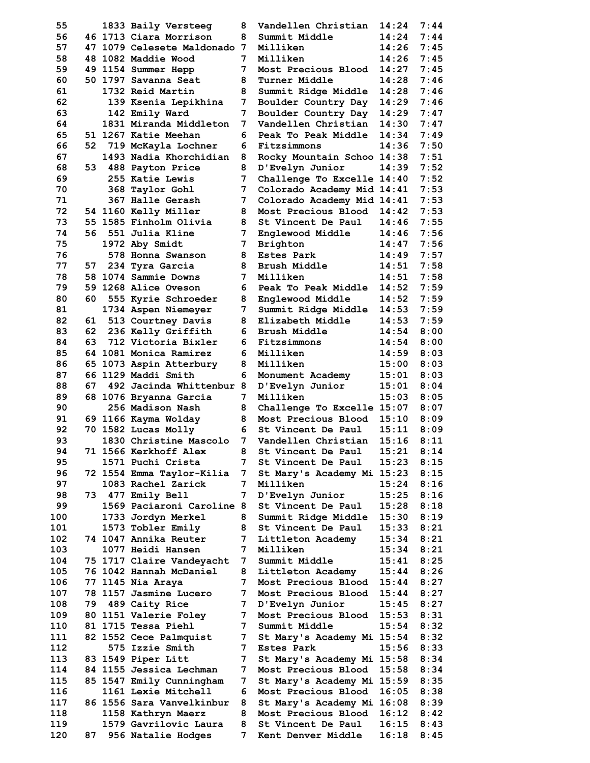| | | | | | | | |
|---|---|---|---|---|---|---|---|
| 55 | | 1833 | Baily Versteeg | 8 | Vandellen Christian | 14:24 | 7:44 |
| 56 | 46 | 1713 | Ciara Morrison | 8 | Summit Middle | 14:24 | 7:44 |
| 57 | 47 | 1079 | Celesete Maldonado | 7 | Milliken | 14:26 | 7:45 |
| 58 | 48 | 1082 | Maddie Wood | 7 | Milliken | 14:26 | 7:45 |
| 59 | 49 | 1154 | Summer Hepp | 7 | Most Precious Blood | 14:27 | 7:45 |
| 60 | 50 | 1797 | Savanna Seat | 8 | Turner Middle | 14:28 | 7:46 |
| 61 | | 1732 | Reid Martin | 8 | Summit Ridge Middle | 14:28 | 7:46 |
| 62 | | 139 | Ksenia Lepikhina | 7 | Boulder Country Day | 14:29 | 7:46 |
| 63 | | 142 | Emily Ward | 7 | Boulder Country Day | 14:29 | 7:47 |
| 64 | | 1831 | Miranda Middleton | 7 | Vandellen Christian | 14:30 | 7:47 |
| 65 | 51 | 1267 | Katie Meehan | 6 | Peak To Peak Middle | 14:34 | 7:49 |
| 66 | 52 | 719 | McKayla Lochner | 6 | Fitzsimmons | 14:36 | 7:50 |
| 67 | | 1493 | Nadia Khorchidian | 8 | Rocky Mountain Schoo | 14:38 | 7:51 |
| 68 | 53 | 488 | Payton Price | 8 | D'Evelyn Junior | 14:39 | 7:52 |
| 69 | | 255 | Katie Lewis | 7 | Challenge To Excelle | 14:40 | 7:52 |
| 70 | | 368 | Taylor Gohl | 7 | Colorado Academy Mid | 14:41 | 7:53 |
| 71 | | 367 | Halle Gerash | 7 | Colorado Academy Mid | 14:41 | 7:53 |
| 72 | 54 | 1160 | Kelly Miller | 8 | Most Precious Blood | 14:42 | 7:53 |
| 73 | 55 | 1585 | Finholm Olivia | 8 | St Vincent De Paul | 14:46 | 7:55 |
| 74 | 56 | 551 | Julia Kline | 7 | Englewood Middle | 14:46 | 7:56 |
| 75 | | 1972 | Aby Smidt | 7 | Brighton | 14:47 | 7:56 |
| 76 | | 578 | Honna Swanson | 8 | Estes Park | 14:49 | 7:57 |
| 77 | 57 | 234 | Tyra Garcia | 8 | Brush Middle | 14:51 | 7:58 |
| 78 | 58 | 1074 | Sammie Downs | 7 | Milliken | 14:51 | 7:58 |
| 79 | 59 | 1268 | Alice Oveson | 6 | Peak To Peak Middle | 14:52 | 7:59 |
| 80 | 60 | 555 | Kyrie Schroeder | 8 | Englewood Middle | 14:52 | 7:59 |
| 81 | | 1734 | Aspen Niemeyer | 7 | Summit Ridge Middle | 14:53 | 7:59 |
| 82 | 61 | 513 | Courtney Davis | 8 | Elizabeth Middle | 14:53 | 7:59 |
| 83 | 62 | 236 | Kelly Griffith | 6 | Brush Middle | 14:54 | 8:00 |
| 84 | 63 | 712 | Victoria Bixler | 6 | Fitzsimmons | 14:54 | 8:00 |
| 85 | 64 | 1081 | Monica Ramirez | 6 | Milliken | 14:59 | 8:03 |
| 86 | 65 | 1073 | Aspin Atterbury | 8 | Milliken | 15:00 | 8:03 |
| 87 | 66 | 1129 | Maddi Smith | 6 | Monument Academy | 15:01 | 8:03 |
| 88 | 67 | 492 | Jacinda Whittenbur | 8 | D'Evelyn Junior | 15:01 | 8:04 |
| 89 | 68 | 1076 | Bryanna Garcia | 7 | Milliken | 15:03 | 8:05 |
| 90 | | 256 | Madison Nash | 8 | Challenge To Excelle | 15:07 | 8:07 |
| 91 | 69 | 1166 | Kayma Wolday | 8 | Most Precious Blood | 15:10 | 8:09 |
| 92 | 70 | 1582 | Lucas Molly | 6 | St Vincent De Paul | 15:11 | 8:09 |
| 93 | | 1830 | Christine Mascolo | 7 | Vandellen Christian | 15:16 | 8:11 |
| 94 | 71 | 1566 | Kerkhoff Alex | 8 | St Vincent De Paul | 15:21 | 8:14 |
| 95 | | 1571 | Puchi Crista | 7 | St Vincent De Paul | 15:23 | 8:15 |
| 96 | 72 | 1554 | Emma Taylor-Kilia | 7 | St Mary's Academy Mi | 15:23 | 8:15 |
| 97 | | 1083 | Rachel Zarick | 7 | Milliken | 15:24 | 8:16 |
| 98 | 73 | 477 | Emily Bell | 7 | D'Evelyn Junior | 15:25 | 8:16 |
| 99 | | 1569 | Paciaroni Caroline | 8 | St Vincent De Paul | 15:28 | 8:18 |
| 100 | | 1733 | Jordyn Merkel | 8 | Summit Ridge Middle | 15:30 | 8:19 |
| 101 | | 1573 | Tobler Emily | 8 | St Vincent De Paul | 15:33 | 8:21 |
| 102 | 74 | 1047 | Annika Reuter | 7 | Littleton Academy | 15:34 | 8:21 |
| 103 | | 1077 | Heidi Hansen | 7 | Milliken | 15:34 | 8:21 |
| 104 | 75 | 1717 | Claire Vandeyacht | 7 | Summit Middle | 15:41 | 8:25 |
| 105 | 76 | 1042 | Hannah McDaniel | 8 | Littleton Academy | 15:44 | 8:26 |
| 106 | 77 | 1145 | Nia Araya | 7 | Most Precious Blood | 15:44 | 8:27 |
| 107 | 78 | 1157 | Jasmine Lucero | 7 | Most Precious Blood | 15:44 | 8:27 |
| 108 | 79 | 489 | Caity Rice | 7 | D'Evelyn Junior | 15:45 | 8:27 |
| 109 | 80 | 1151 | Valerie Foley | 7 | Most Precious Blood | 15:53 | 8:31 |
| 110 | 81 | 1715 | Tessa Piehl | 7 | Summit Middle | 15:54 | 8:32 |
| 111 | 82 | 1552 | Cece Palmquist | 7 | St Mary's Academy Mi | 15:54 | 8:32 |
| 112 | | 575 | Izzie Smith | 7 | Estes Park | 15:56 | 8:33 |
| 113 | 83 | 1549 | Piper Litt | 7 | St Mary's Academy Mi | 15:58 | 8:34 |
| 114 | 84 | 1155 | Jessica Lechman | 7 | Most Precious Blood | 15:58 | 8:34 |
| 115 | 85 | 1547 | Emily Cunningham | 7 | St Mary's Academy Mi | 15:59 | 8:35 |
| 116 | | 1161 | Lexie Mitchell | 6 | Most Precious Blood | 16:05 | 8:38 |
| 117 | 86 | 1556 | Sara Vanvelkinbur | 8 | St Mary's Academy Mi | 16:08 | 8:39 |
| 118 | | 1158 | Kathryn Maerz | 8 | Most Precious Blood | 16:12 | 8:42 |
| 119 | | 1579 | Gavrilovic Laura | 8 | St Vincent De Paul | 16:15 | 8:43 |
| 120 | 87 | 956 | Natalie Hodges | 7 | Kent Denver Middle | 16:18 | 8:45 |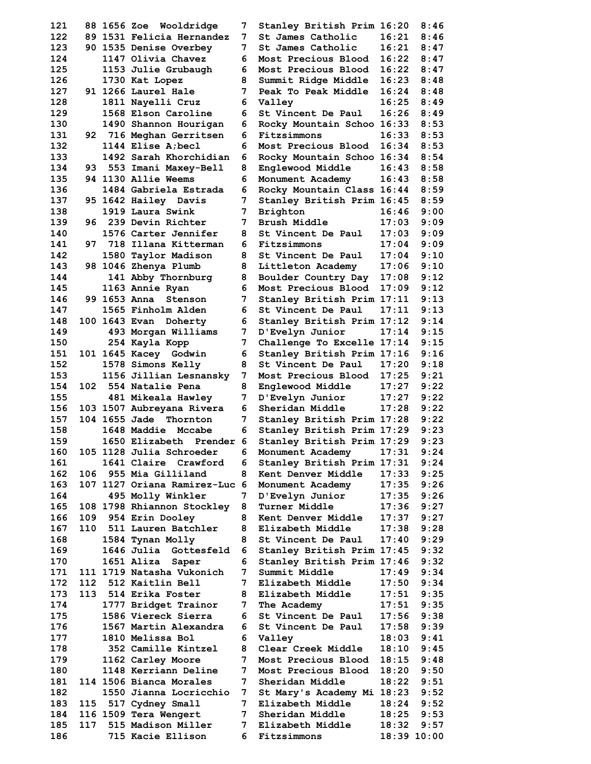```
121    88 1656 Zoe  Wooldridge    7  Stanley British Prim 16:20  8:46
122    89 1531 Felicia Hernandez  7  St James Catholic    16:21  8:46
123    90 1535 Denise Overbey     7  St James Catholic    16:21  8:47
124       1147 Olivia Chavez      6  Most Precious Blood  16:22  8:47
125       1153 Julie Grubaugh     6  Most Precious Blood  16:22  8:47
126       1730 Kat Lopez          8  Summit Ridge Middle  16:23  8:48
127    91 1266 Laurel Hale        7  Peak To Peak Middle  16:24  8:48
128       1811 Nayelli Cruz       6  Valley               16:25  8:49
129       1568 Elson Caroline     6  St Vincent De Paul   16:26  8:49
130       1490 Shannon Hourigan   6  Rocky Mountain Schoo 16:33  8:53
131    92  716 Meghan Gerritsen   6  Fitzsimmons          16:33  8:53
132       1144 Elise A;becl       6  Most Precious Blood  16:34  8:53
133       1492 Sarah Khorchidian  6  Rocky Mountain Schoo 16:34  8:54
134    93  553 Imani Maxey-Bell   8  Englewood Middle     16:43  8:58
135    94 1130 Allie Weems        6  Monument Academy     16:43  8:58
136       1484 Gabriela Estrada   6  Rocky Mountain Class 16:44  8:59
137    95 1642 Hailey  Davis      7  Stanley British Prim 16:45  8:59
138       1919 Laura Swink        7  Brighton             16:46  9:00
139    96  239 Devin Richter      7  Brush Middle         17:03  9:09
140       1576 Carter Jennifer    8  St Vincent De Paul   17:03  9:09
141    97  718 Illana Kitterman   6  Fitzsimmons          17:04  9:09
142       1580 Taylor Madison     8  St Vincent De Paul   17:04  9:10
143    98 1046 Zhenya Plumb       8  Littleton Academy    17:06  9:10
144        141 Abby Thornburg     8  Boulder Country Day  17:08  9:12
145       1163 Annie Ryan         6  Most Precious Blood  17:09  9:12
146    99 1653 Anna  Stenson      7  Stanley British Prim 17:11  9:13
147       1565 Finholm Alden      6  St Vincent De Paul   17:11  9:13
148   100 1643 Evan  Doherty      6  Stanley British Prim 17:12  9:14
149        493 Morgan Williams    7  D'Evelyn Junior      17:14  9:15
150        254 Kayla Kopp         7  Challenge To Excelle 17:14  9:15
151   101 1645 Kacey  Godwin      6  Stanley British Prim 17:16  9:16
152       1578 Simons Kelly       8  St Vincent De Paul   17:20  9:18
153       1156 Jillian Lesnansky  7  Most Precious Blood  17:25  9:21
154   102  554 Natalie Pena       8  Englewood Middle     17:27  9:22
155        481 Mikeala Hawley     7  D'Evelyn Junior      17:27  9:22
156   103 1507 Aubreyana Rivera   6  Sheridan Middle      17:28  9:22
157   104 1655 Jade  Thornton     7  Stanley British Prim 17:28  9:22
158       1648 Maddie  Mccabe     6  Stanley British Prim 17:29  9:23
159       1650 Elizabeth  Prender 6  Stanley British Prim 17:29  9:23
160   105 1128 Julia Schroeder    6  Monument Academy     17:31  9:24
161       1641 Claire  Crawford   6  Stanley British Prim 17:31  9:24
162   106  955 Mia Gilliland      8  Kent Denver Middle   17:33  9:25
163   107 1127 Oriana Ramirez-Luc 6  Monument Academy     17:35  9:26
164        495 Molly Winkler      7  D'Evelyn Junior      17:35  9:26
165   108 1798 Rhiannon Stockley  8  Turner Middle        17:36  9:27
166   109  954 Erin Dooley        8  Kent Denver Middle   17:37  9:27
167   110  511 Lauren Batchler    8  Elizabeth Middle     17:38  9:28
168       1584 Tynan Molly        8  St Vincent De Paul   17:40  9:29
169       1646 Julia  Gottesfeld  6  Stanley British Prim 17:45  9:32
170       1651 Aliza  Saper       6  Stanley British Prim 17:46  9:32
171   111 1719 Natasha Vukonich   7  Summit Middle        17:49  9:34
172   112  512 Kaitlin Bell       7  Elizabeth Middle     17:50  9:34
173   113  514 Erika Foster       8  Elizabeth Middle     17:51  9:35
174       1777 Bridget Trainor    7  The Academy          17:51  9:35
175       1586 Viereck Sierra     6  St Vincent De Paul   17:56  9:38
176       1567 Martin Alexandra   6  St Vincent De Paul   17:58  9:39
177       1810 Melissa Bol        6  Valley               18:03  9:41
178        352 Camille Kintzel    8  Clear Creek Middle   18:10  9:45
179       1162 Carley Moore       7  Most Precious Blood  18:15  9:48
180       1148 Kerriann Deline    7  Most Precious Blood  18:20  9:50
181   114 1506 Bianca Morales     7  Sheridan Middle      18:22  9:51
182       1550 Jianna Locricchio  7  St Mary's Academy Mi 18:23  9:52
183   115  517 Cydney Small       7  Elizabeth Middle     18:24  9:52
184   116 1509 Tera Wengert       7  Sheridan Middle      18:25  9:53
185   117  515 Madison Miller     7  Elizabeth Middle     18:32  9:57
186        715 Kacie Ellison      6  Fitzsimmons          18:39 10:00
```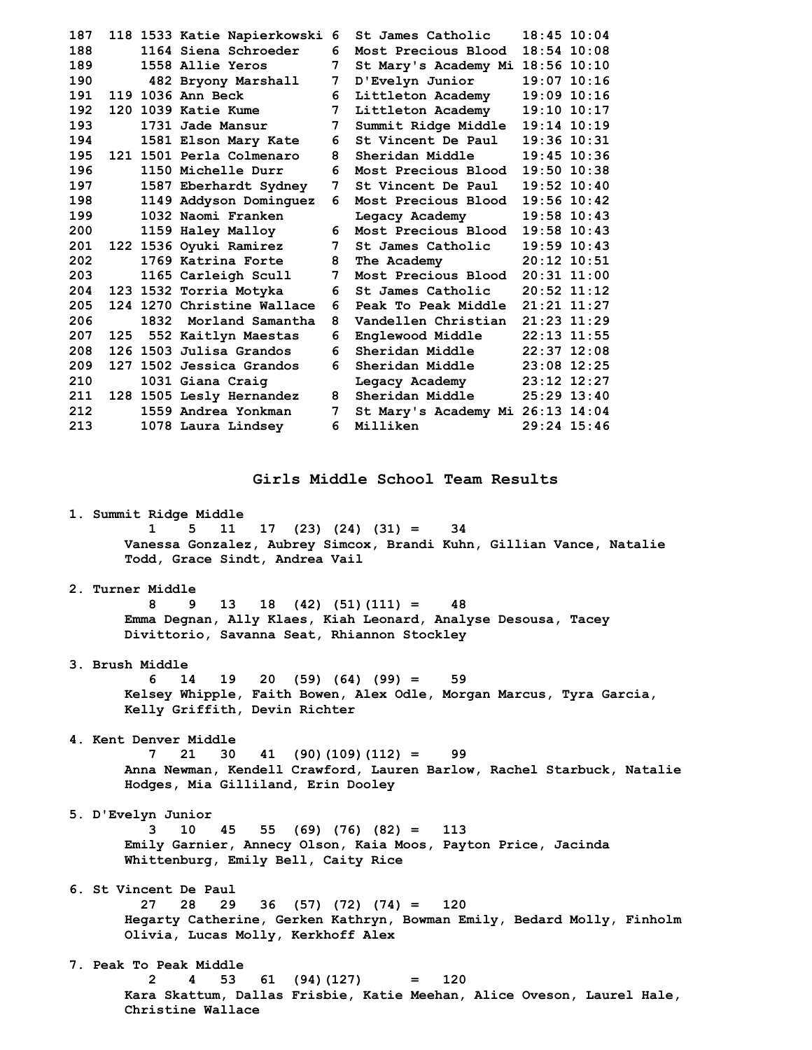```
187  118 1533 Katie Napierkowski 6  St James Catholic    18:45 10:04
188      1164 Siena Schroeder    6  Most Precious Blood  18:54 10:08
189      1558 Allie Yeros        7  St Mary's Academy Mi 18:56 10:10
190       482 Bryony Marshall    7  D'Evelyn Junior      19:07 10:16
191  119 1036 Ann Beck           6  Littleton Academy    19:09 10:16
192  120 1039 Katie Kume         7  Littleton Academy    19:10 10:17
193      1731 Jade Mansur        7  Summit Ridge Middle  19:14 10:19
194      1581 Elson Mary Kate    6  St Vincent De Paul   19:36 10:31
195  121 1501 Perla Colmenaro    8  Sheridan Middle      19:45 10:36
196      1150 Michelle Durr      6  Most Precious Blood  19:50 10:38
197      1587 Eberhardt Sydney   7  St Vincent De Paul   19:52 10:40
198      1149 Addyson Dominguez  6  Most Precious Blood  19:56 10:42
199      1032 Naomi Franken         Legacy Academy       19:58 10:43
200      1159 Haley Malloy       6  Most Precious Blood  19:58 10:43
201  122 1536 Oyuki Ramirez      7  St James Catholic    19:59 10:43
202      1769 Katrina Forte      8  The Academy          20:12 10:51
203      1165 Carleigh Scull     7  Most Precious Blood  20:31 11:00
204  123 1532 Torria Motyka      6  St James Catholic    20:52 11:12
205  124 1270 Christine Wallace  6  Peak To Peak Middle  21:21 11:27
206      1832  Morland Samantha  8  Vandellen Christian  21:23 11:29
207  125  552 Kaitlyn Maestas    6  Englewood Middle     22:13 11:55
208  126 1503 Julisa Grandos     6  Sheridan Middle      22:37 12:08
209  127 1502 Jessica Grandos    6  Sheridan Middle      23:08 12:25
210      1031 Giana Craig           Legacy Academy       23:12 12:27
211  128 1505 Lesly Hernandez    8  Sheridan Middle      25:29 13:40
212      1559 Andrea Yonkman     7  St Mary's Academy Mi 26:13 14:04
213      1078 Laura Lindsey      6  Milliken             29:24 15:46
```

## Girls Middle School Team Results

```
1. Summit Ridge Middle
        1    5   11   17  (23) (24) (31) =    34
     Vanessa Gonzalez, Aubrey Simcox, Brandi Kuhn, Gillian Vance, Natalie
     Todd, Grace Sindt, Andrea Vail

2. Turner Middle
        8    9   13   18  (42) (51)(111) =    48
     Emma Degnan, Ally Klaes, Kiah Leonard, Analyse Desousa, Tacey
     Divittorio, Savanna Seat, Rhiannon Stockley

3. Brush Middle
        6   14   19   20  (59) (64) (99) =    59
     Kelsey Whipple, Faith Bowen, Alex Odle, Morgan Marcus, Tyra Garcia,
     Kelly Griffith, Devin Richter

4. Kent Denver Middle
        7   21   30   41  (90)(109)(112) =    99
     Anna Newman, Kendell Crawford, Lauren Barlow, Rachel Starbuck, Natalie
     Hodges, Mia Gilliland, Erin Dooley

5. D'Evelyn Junior
        3   10   45   55  (69) (76) (82) =   113
     Emily Garnier, Annecy Olson, Kaia Moos, Payton Price, Jacinda
     Whittenburg, Emily Bell, Caity Rice

6. St Vincent De Paul
       27   28   29   36  (57) (72) (74) =   120
     Hegarty Catherine, Gerken Kathryn, Bowman Emily, Bedard Molly, Finholm
     Olivia, Lucas Molly, Kerkhoff Alex

7. Peak To Peak Middle
        2    4   53   61  (94)(127)      =   120
     Kara Skattum, Dallas Frisbie, Katie Meehan, Alice Oveson, Laurel Hale,
     Christine Wallace
```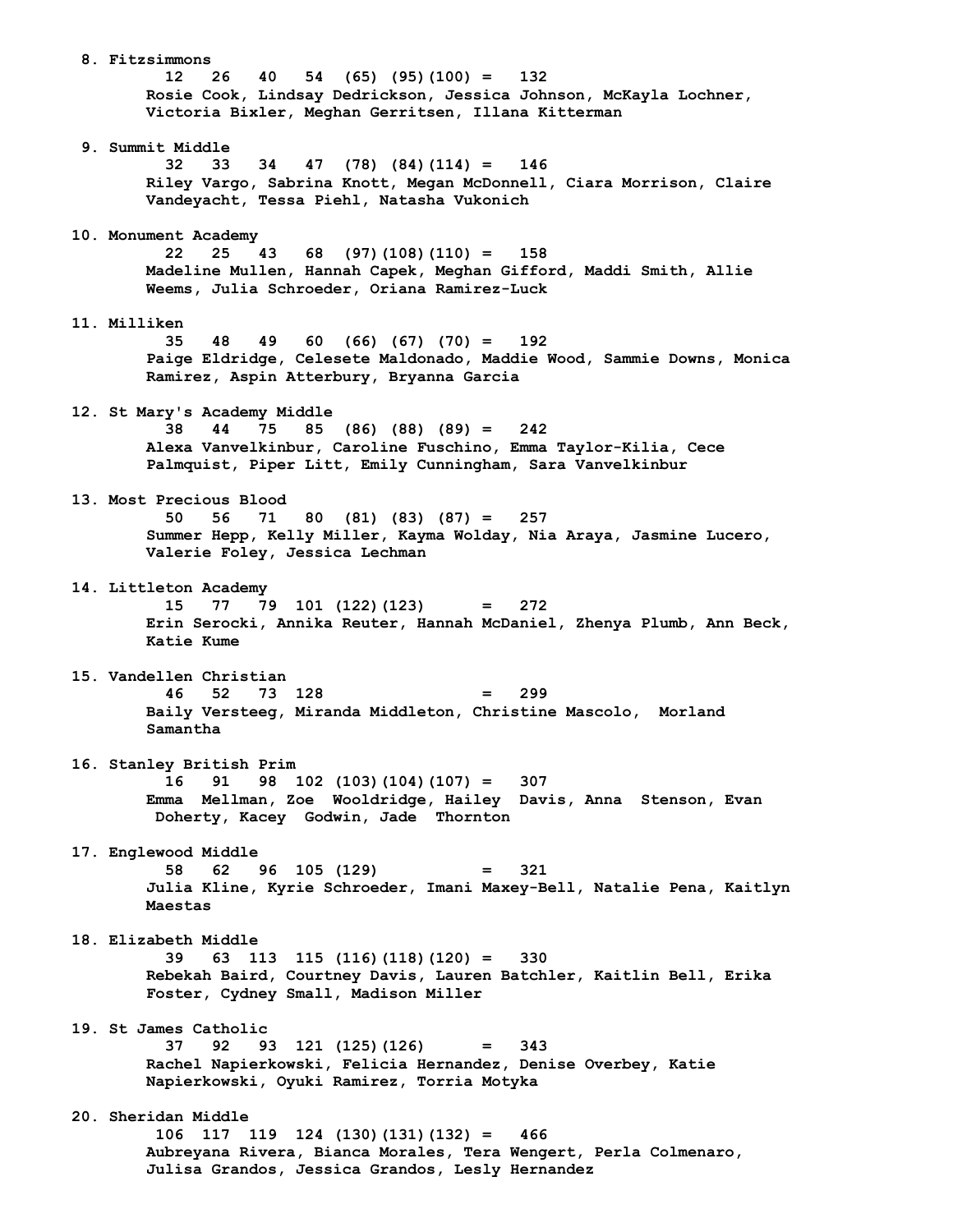```
 8. Fitzsimmons
         12   26   40   54  (65) (95)(100) =   132
      Rosie Cook, Lindsay Dedrickson, Jessica Johnson, McKayla Lochner,
      Victoria Bixler, Meghan Gerritsen, Illana Kitterman

 9. Summit Middle
         32   33   34   47  (78) (84)(114) =   146
      Riley Vargo, Sabrina Knott, Megan McDonnell, Ciara Morrison, Claire
      Vandeyacht, Tessa Piehl, Natasha Vukonich

10. Monument Academy
         22   25   43   68  (97)(108)(110) =   158
      Madeline Mullen, Hannah Capek, Meghan Gifford, Maddi Smith, Allie
      Weems, Julia Schroeder, Oriana Ramirez-Luck

11. Milliken
         35   48   49   60  (66) (67) (70) =   192
      Paige Eldridge, Celesete Maldonado, Maddie Wood, Sammie Downs, Monica
      Ramirez, Aspin Atterbury, Bryanna Garcia

12. St Mary's Academy Middle
         38   44   75   85  (86) (88) (89) =   242
      Alexa Vanvelkinbur, Caroline Fuschino, Emma Taylor-Kilia, Cece
      Palmquist, Piper Litt, Emily Cunningham, Sara Vanvelkinbur

13. Most Precious Blood
         50   56   71   80  (81) (83) (87) =   257
      Summer Hepp, Kelly Miller, Kayma Wolday, Nia Araya, Jasmine Lucero,
      Valerie Foley, Jessica Lechman

14. Littleton Academy
         15   77   79  101 (122)(123)      =   272
      Erin Serocki, Annika Reuter, Hannah McDaniel, Zhenya Plumb, Ann Beck,
      Katie Kume

15. Vandellen Christian
         46   52   73  128                 =   299
      Baily Versteeg, Miranda Middleton, Christine Mascolo,  Morland
      Samantha

16. Stanley British Prim
         16   91   98  102 (103)(104)(107) =   307
      Emma  Mellman, Zoe  Wooldridge, Hailey  Davis, Anna  Stenson, Evan
       Doherty, Kacey  Godwin, Jade  Thornton

17. Englewood Middle
         58   62   96  105 (129)           =   321
      Julia Kline, Kyrie Schroeder, Imani Maxey-Bell, Natalie Pena, Kaitlyn
      Maestas

18. Elizabeth Middle
         39   63  113  115 (116)(118)(120) =   330
      Rebekah Baird, Courtney Davis, Lauren Batchler, Kaitlin Bell, Erika
      Foster, Cydney Small, Madison Miller

19. St James Catholic
         37   92   93  121 (125)(126)      =   343
      Rachel Napierkowski, Felicia Hernandez, Denise Overbey, Katie
      Napierkowski, Oyuki Ramirez, Torria Motyka

20. Sheridan Middle
        106  117  119  124 (130)(131)(132) =   466
      Aubreyana Rivera, Bianca Morales, Tera Wengert, Perla Colmenaro,
      Julisa Grandos, Jessica Grandos, Lesly Hernandez
```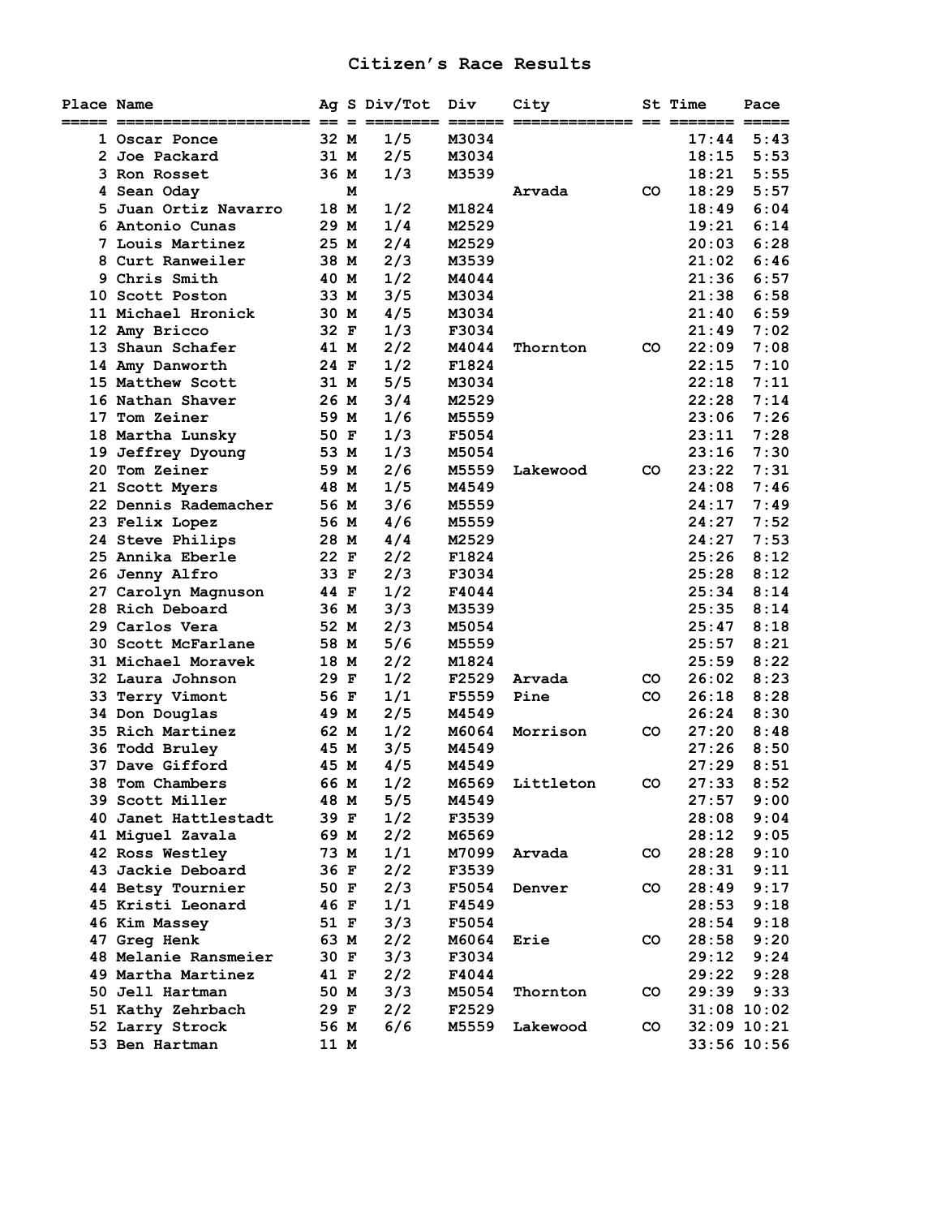# Citizen's Race Results

| Place | Name | Ag | S | Div/Tot | Div | City | St | Time | Pace |
|---|---|---|---|---|---|---|---|---|---|
| 1 | Oscar Ponce | 32 | M | 1/5 | M3034 | | | 17:44 | 5:43 |
| 2 | Joe Packard | 31 | M | 2/5 | M3034 | | | 18:15 | 5:53 |
| 3 | Ron Rosset | 36 | M | 1/3 | M3539 | | | 18:21 | 5:55 |
| 4 | Sean Oday | | M | | | Arvada | CO | 18:29 | 5:57 |
| 5 | Juan Ortiz Navarro | 18 | M | 1/2 | M1824 | | | 18:49 | 6:04 |
| 6 | Antonio Cunas | 29 | M | 1/4 | M2529 | | | 19:21 | 6:14 |
| 7 | Louis Martinez | 25 | M | 2/4 | M2529 | | | 20:03 | 6:28 |
| 8 | Curt Ranweiler | 38 | M | 2/3 | M3539 | | | 21:02 | 6:46 |
| 9 | Chris Smith | 40 | M | 1/2 | M4044 | | | 21:36 | 6:57 |
| 10 | Scott Poston | 33 | M | 3/5 | M3034 | | | 21:38 | 6:58 |
| 11 | Michael Hronick | 30 | M | 4/5 | M3034 | | | 21:40 | 6:59 |
| 12 | Amy Bricco | 32 | F | 1/3 | F3034 | | | 21:49 | 7:02 |
| 13 | Shaun Schafer | 41 | M | 2/2 | M4044 | Thornton | CO | 22:09 | 7:08 |
| 14 | Amy Danworth | 24 | F | 1/2 | F1824 | | | 22:15 | 7:10 |
| 15 | Matthew Scott | 31 | M | 5/5 | M3034 | | | 22:18 | 7:11 |
| 16 | Nathan Shaver | 26 | M | 3/4 | M2529 | | | 22:28 | 7:14 |
| 17 | Tom Zeiner | 59 | M | 1/6 | M5559 | | | 23:06 | 7:26 |
| 18 | Martha Lunsky | 50 | F | 1/3 | F5054 | | | 23:11 | 7:28 |
| 19 | Jeffrey Dyoung | 53 | M | 1/3 | M5054 | | | 23:16 | 7:30 |
| 20 | Tom Zeiner | 59 | M | 2/6 | M5559 | Lakewood | CO | 23:22 | 7:31 |
| 21 | Scott Myers | 48 | M | 1/5 | M4549 | | | 24:08 | 7:46 |
| 22 | Dennis Rademacher | 56 | M | 3/6 | M5559 | | | 24:17 | 7:49 |
| 23 | Felix Lopez | 56 | M | 4/6 | M5559 | | | 24:27 | 7:52 |
| 24 | Steve Philips | 28 | M | 4/4 | M2529 | | | 24:27 | 7:53 |
| 25 | Annika Eberle | 22 | F | 2/2 | F1824 | | | 25:26 | 8:12 |
| 26 | Jenny Alfro | 33 | F | 2/3 | F3034 | | | 25:28 | 8:12 |
| 27 | Carolyn Magnuson | 44 | F | 1/2 | F4044 | | | 25:34 | 8:14 |
| 28 | Rich Deboard | 36 | M | 3/3 | M3539 | | | 25:35 | 8:14 |
| 29 | Carlos Vera | 52 | M | 2/3 | M5054 | | | 25:47 | 8:18 |
| 30 | Scott McFarlane | 58 | M | 5/6 | M5559 | | | 25:57 | 8:21 |
| 31 | Michael Moravek | 18 | M | 2/2 | M1824 | | | 25:59 | 8:22 |
| 32 | Laura Johnson | 29 | F | 1/2 | F2529 | Arvada | CO | 26:02 | 8:23 |
| 33 | Terry Vimont | 56 | F | 1/1 | F5559 | Pine | CO | 26:18 | 8:28 |
| 34 | Don Douglas | 49 | M | 2/5 | M4549 | | | 26:24 | 8:30 |
| 35 | Rich Martinez | 62 | M | 1/2 | M6064 | Morrison | CO | 27:20 | 8:48 |
| 36 | Todd Bruley | 45 | M | 3/5 | M4549 | | | 27:26 | 8:50 |
| 37 | Dave Gifford | 45 | M | 4/5 | M4549 | | | 27:29 | 8:51 |
| 38 | Tom Chambers | 66 | M | 1/2 | M6569 | Littleton | CO | 27:33 | 8:52 |
| 39 | Scott Miller | 48 | M | 5/5 | M4549 | | | 27:57 | 9:00 |
| 40 | Janet Hattlestadt | 39 | F | 1/2 | F3539 | | | 28:08 | 9:04 |
| 41 | Miguel Zavala | 69 | M | 2/2 | M6569 | | | 28:12 | 9:05 |
| 42 | Ross Westley | 73 | M | 1/1 | M7099 | Arvada | CO | 28:28 | 9:10 |
| 43 | Jackie Deboard | 36 | F | 2/2 | F3539 | | | 28:31 | 9:11 |
| 44 | Betsy Tournier | 50 | F | 2/3 | F5054 | Denver | CO | 28:49 | 9:17 |
| 45 | Kristi Leonard | 46 | F | 1/1 | F4549 | | | 28:53 | 9:18 |
| 46 | Kim Massey | 51 | F | 3/3 | F5054 | | | 28:54 | 9:18 |
| 47 | Greg Henk | 63 | M | 2/2 | M6064 | Erie | CO | 28:58 | 9:20 |
| 48 | Melanie Ransmeier | 30 | F | 3/3 | F3034 | | | 29:12 | 9:24 |
| 49 | Martha Martinez | 41 | F | 2/2 | F4044 | | | 29:22 | 9:28 |
| 50 | Jell Hartman | 50 | M | 3/3 | M5054 | Thornton | CO | 29:39 | 9:33 |
| 51 | Kathy Zehrbach | 29 | F | 2/2 | F2529 | | | 31:08 | 10:02 |
| 52 | Larry Strock | 56 | M | 6/6 | M5559 | Lakewood | CO | 32:09 | 10:21 |
| 53 | Ben Hartman | 11 | M | | | | | 33:56 | 10:56 |